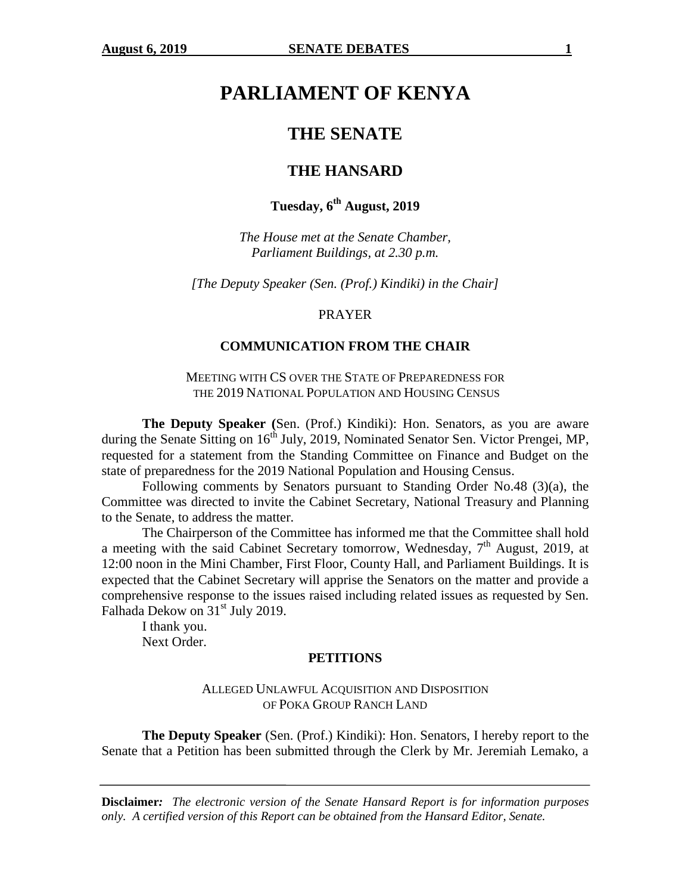# PARLIAMENT OF KENYA

## THE SENATE

## THE HANSARD

### Tuesday, 6th August, 2019

*The House met at the Senate Chamber, Parliament Buildings, at 2.30 p.m.*

*[The Deputy Speaker (Sen. (Prof.) Kindiki) in the Chair]*

PRAYER

**COMMUNICATION FROM THE CHAIR**

MEETING WITH CS OVER THE STATE OF PREPAREDNESS FOR THE 2019 NATIONAL POPULATION AND HOUSING CENSUS

**The Deputy Speaker (**Sen. (Prof.) Kindiki): Hon. Senators, as you are aware during the Senate Sitting on 16th July, 2019, Nominated Senator Sen. Victor Prengei, MP, requested for a statement from the Standing Committee on Finance and Budget on the state of preparedness for the 2019 National Population and Housing Census.

Following comments by Senators pursuant to Standing Order No.48 (3)(a), the Committee was directed to invite the Cabinet Secretary, National Treasury and Planning to the Senate, to address the matter.

The Chairperson of the Committee has informed me that the Committee shall hold a meeting with the said Cabinet Secretary tomorrow, Wednesday, 7th August, 2019, at 12:00 noon in the Mini Chamber, First Floor, County Hall, and Parliament Buildings. It is expected that the Cabinet Secretary will apprise the Senators on the matter and provide a comprehensive response to the issues raised including related issues as requested by Sen. Falhada Dekow on 31st July 2019.

I thank you.

Next Order.

**PETITIONS**

ALLEGED UNLAWFUL ACQUISITION AND DISPOSITION OF POKA GROUP RANCH LAND

**The Deputy Speaker** (Sen. (Prof.) Kindiki): Hon. Senators, I hereby report to the Senate that a Petition has been submitted through the Clerk by Mr. Jeremiah Lemako, a

**Disclaimer:** *The electronic version of the Senate Hansard Report is for information purposes only. A certified version of this Report can be obtained from the Hansard Editor, Senate.*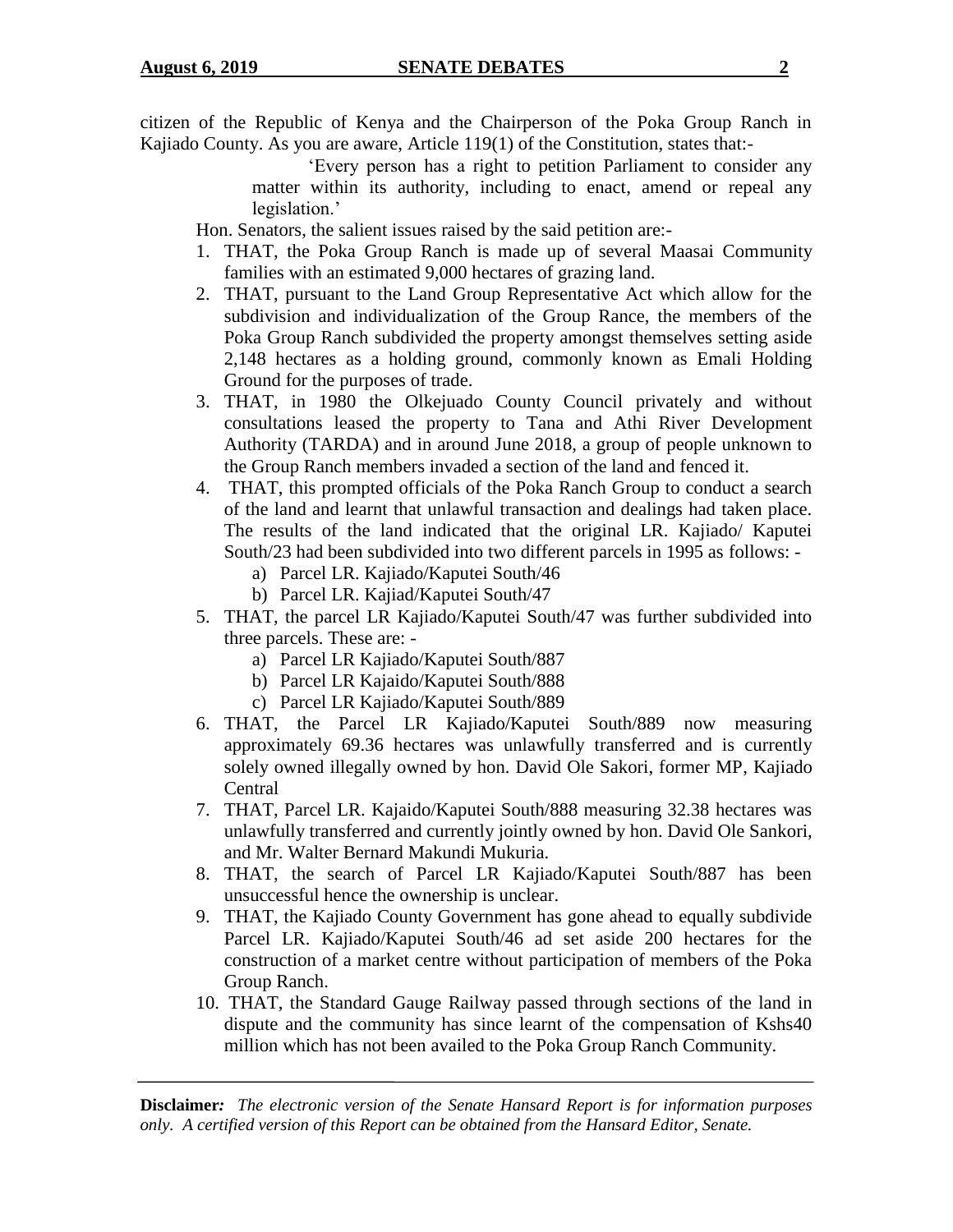citizen of the Republic of Kenya and the Chairperson of the Poka Group Ranch in Kajiado County. As you are aware, Article 119(1) of the Constitution, states that:-

> 'Every person has a right to petition Parliament to consider any matter within its authority, including to enact, amend or repeal any legislation.'

Hon. Senators, the salient issues raised by the said petition are:-

1. THAT, the Poka Group Ranch is made up of several Maasai Community families with an estimated 9,000 hectares of grazing land.
2. THAT, pursuant to the Land Group Representative Act which allow for the subdivision and individualization of the Group Rance, the members of the Poka Group Ranch subdivided the property amongst themselves setting aside 2,148 hectares as a holding ground, commonly known as Emali Holding Ground for the purposes of trade.
3. THAT, in 1980 the Olkejuado County Council privately and without consultations leased the property to Tana and Athi River Development Authority (TARDA) and in around June 2018, a group of people unknown to the Group Ranch members invaded a section of the land and fenced it.
4. THAT, this prompted officials of the Poka Ranch Group to conduct a search of the land and learnt that unlawful transaction and dealings had taken place. The results of the land indicated that the original LR. Kajiado/ Kaputei South/23 had been subdivided into two different parcels in 1995 as follows: -
   a) Parcel LR. Kajiado/Kaputei South/46
   b) Parcel LR. Kajiad/Kaputei South/47
5. THAT, the parcel LR Kajiado/Kaputei South/47 was further subdivided into three parcels. These are: -
   a) Parcel LR Kajiado/Kaputei South/887
   b) Parcel LR Kajaido/Kaputei South/888
   c) Parcel LR Kajiado/Kaputei South/889
6. THAT, the Parcel LR Kajiado/Kaputei South/889 now measuring approximately 69.36 hectares was unlawfully transferred and is currently solely owned illegally owned by hon. David Ole Sakori, former MP, Kajiado Central
7. THAT, Parcel LR. Kajaido/Kaputei South/888 measuring 32.38 hectares was unlawfully transferred and currently jointly owned by hon. David Ole Sankori, and Mr. Walter Bernard Makundi Mukuria.
8. THAT, the search of Parcel LR Kajiado/Kaputei South/887 has been unsuccessful hence the ownership is unclear.
9. THAT, the Kajiado County Government has gone ahead to equally subdivide Parcel LR. Kajiado/Kaputei South/46 ad set aside 200 hectares for the construction of a market centre without participation of members of the Poka Group Ranch.
10. THAT, the Standard Gauge Railway passed through sections of the land in dispute and the community has since learnt of the compensation of Kshs40 million which has not been availed to the Poka Group Ranch Community.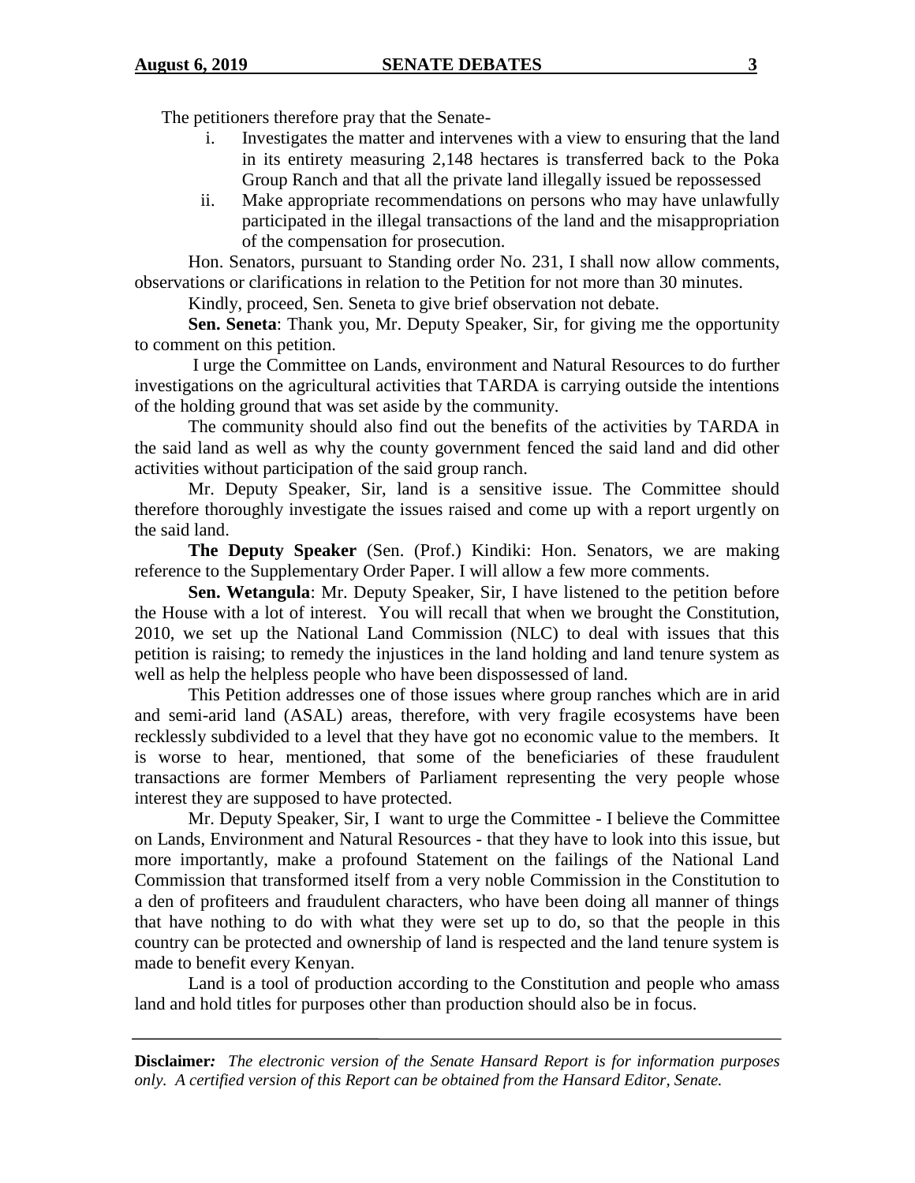The petitioners therefore pray that the Senate-

i. Investigates the matter and intervenes with a view to ensuring that the land in its entirety measuring 2,148 hectares is transferred back to the Poka Group Ranch and that all the private land illegally issued be repossessed

ii. Make appropriate recommendations on persons who may have unlawfully participated in the illegal transactions of the land and the misappropriation of the compensation for prosecution.

Hon. Senators, pursuant to Standing order No. 231, I shall now allow comments, observations or clarifications in relation to the Petition for not more than 30 minutes.

Kindly, proceed, Sen. Seneta to give brief observation not debate.

**Sen. Seneta**: Thank you, Mr. Deputy Speaker, Sir, for giving me the opportunity to comment on this petition.

I urge the Committee on Lands, environment and Natural Resources to do further investigations on the agricultural activities that TARDA is carrying outside the intentions of the holding ground that was set aside by the community.

The community should also find out the benefits of the activities by TARDA in the said land as well as why the county government fenced the said land and did other activities without participation of the said group ranch.

Mr. Deputy Speaker, Sir, land is a sensitive issue. The Committee should therefore thoroughly investigate the issues raised and come up with a report urgently on the said land.

**The Deputy Speaker** (Sen. (Prof.) Kindiki: Hon. Senators, we are making reference to the Supplementary Order Paper. I will allow a few more comments.

**Sen. Wetangula**: Mr. Deputy Speaker, Sir, I have listened to the petition before the House with a lot of interest. You will recall that when we brought the Constitution, 2010, we set up the National Land Commission (NLC) to deal with issues that this petition is raising; to remedy the injustices in the land holding and land tenure system as well as help the helpless people who have been dispossessed of land.

This Petition addresses one of those issues where group ranches which are in arid and semi-arid land (ASAL) areas, therefore, with very fragile ecosystems have been recklessly subdivided to a level that they have got no economic value to the members. It is worse to hear, mentioned, that some of the beneficiaries of these fraudulent transactions are former Members of Parliament representing the very people whose interest they are supposed to have protected.

Mr. Deputy Speaker, Sir, I want to urge the Committee - I believe the Committee on Lands, Environment and Natural Resources - that they have to look into this issue, but more importantly, make a profound Statement on the failings of the National Land Commission that transformed itself from a very noble Commission in the Constitution to a den of profiteers and fraudulent characters, who have been doing all manner of things that have nothing to do with what they were set up to do, so that the people in this country can be protected and ownership of land is respected and the land tenure system is made to benefit every Kenyan.

Land is a tool of production according to the Constitution and people who amass land and hold titles for purposes other than production should also be in focus.

**Disclaimer***: The electronic version of the Senate Hansard Report is for information purposes only. A certified version of this Report can be obtained from the Hansard Editor, Senate.*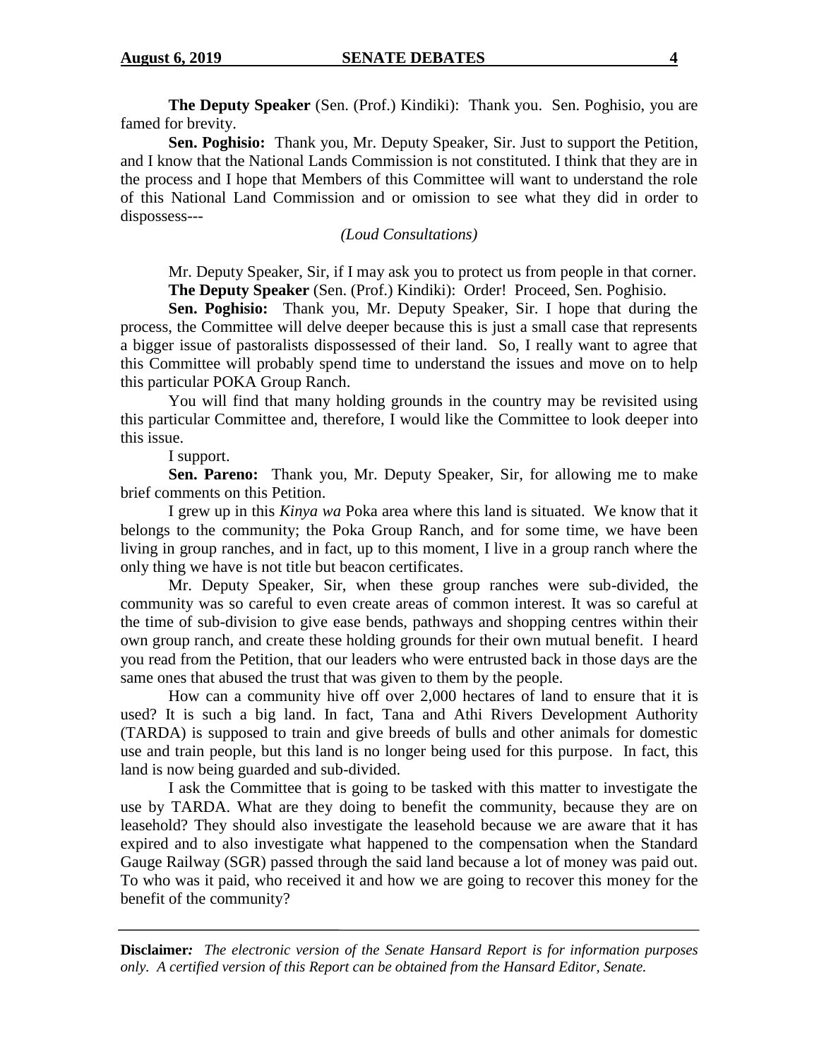**The Deputy Speaker** (Sen. (Prof.) Kindiki): Thank you. Sen. Poghisio, you are famed for brevity.

**Sen. Poghisio:** Thank you, Mr. Deputy Speaker, Sir. Just to support the Petition, and I know that the National Lands Commission is not constituted. I think that they are in the process and I hope that Members of this Committee will want to understand the role of this National Land Commission and or omission to see what they did in order to dispossess---

*(Loud Consultations)*

Mr. Deputy Speaker, Sir, if I may ask you to protect us from people in that corner.

**The Deputy Speaker** (Sen. (Prof.) Kindiki): Order! Proceed, Sen. Poghisio.

**Sen. Poghisio:** Thank you, Mr. Deputy Speaker, Sir. I hope that during the process, the Committee will delve deeper because this is just a small case that represents a bigger issue of pastoralists dispossessed of their land. So, I really want to agree that this Committee will probably spend time to understand the issues and move on to help this particular POKA Group Ranch.

You will find that many holding grounds in the country may be revisited using this particular Committee and, therefore, I would like the Committee to look deeper into this issue.

I support.

**Sen. Pareno:** Thank you, Mr. Deputy Speaker, Sir, for allowing me to make brief comments on this Petition.

I grew up in this *Kinya wa* Poka area where this land is situated. We know that it belongs to the community; the Poka Group Ranch, and for some time, we have been living in group ranches, and in fact, up to this moment, I live in a group ranch where the only thing we have is not title but beacon certificates.

Mr. Deputy Speaker, Sir, when these group ranches were sub-divided, the community was so careful to even create areas of common interest. It was so careful at the time of sub-division to give ease bends, pathways and shopping centres within their own group ranch, and create these holding grounds for their own mutual benefit. I heard you read from the Petition, that our leaders who were entrusted back in those days are the same ones that abused the trust that was given to them by the people.

How can a community hive off over 2,000 hectares of land to ensure that it is used? It is such a big land. In fact, Tana and Athi Rivers Development Authority (TARDA) is supposed to train and give breeds of bulls and other animals for domestic use and train people, but this land is no longer being used for this purpose. In fact, this land is now being guarded and sub-divided.

I ask the Committee that is going to be tasked with this matter to investigate the use by TARDA. What are they doing to benefit the community, because they are on leasehold? They should also investigate the leasehold because we are aware that it has expired and to also investigate what happened to the compensation when the Standard Gauge Railway (SGR) passed through the said land because a lot of money was paid out. To who was it paid, who received it and how we are going to recover this money for the benefit of the community?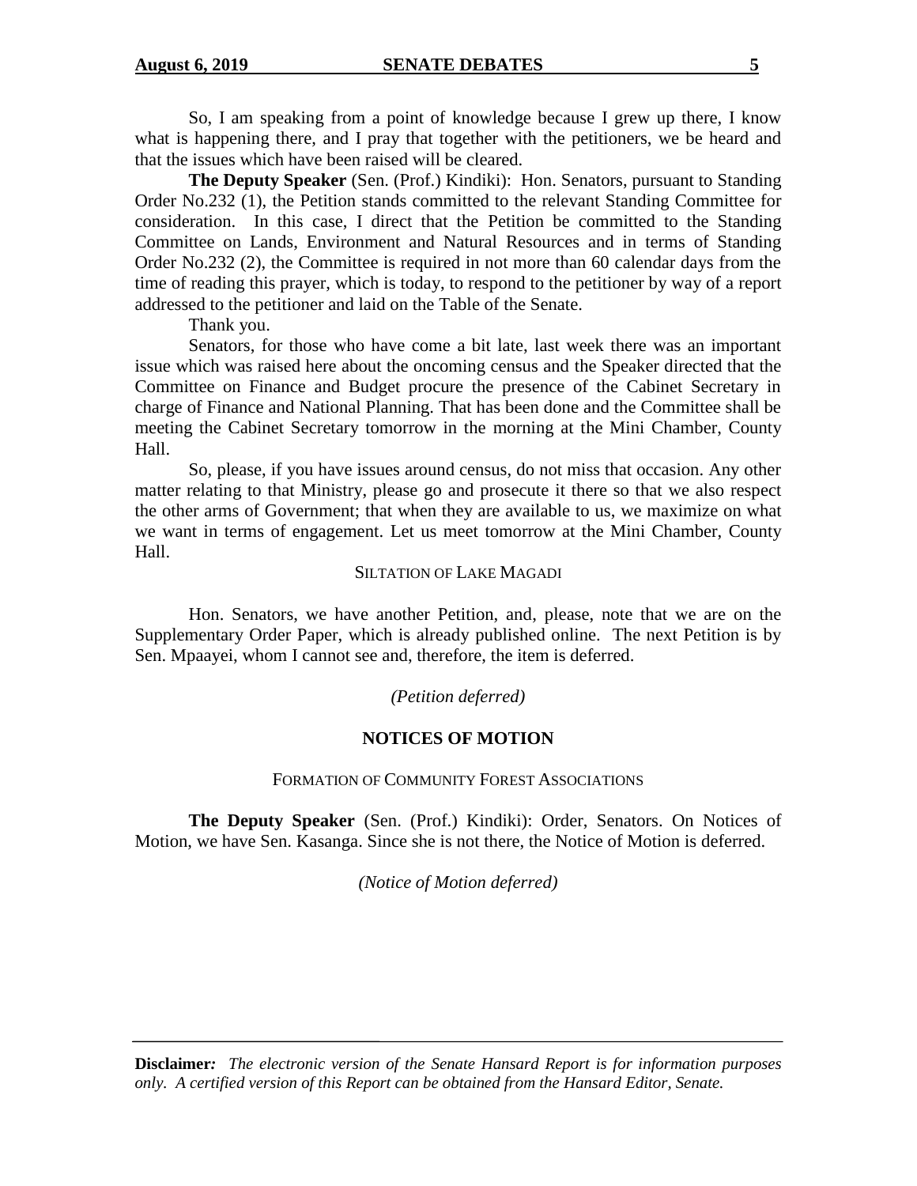So, I am speaking from a point of knowledge because I grew up there, I know what is happening there, and I pray that together with the petitioners, we be heard and that the issues which have been raised will be cleared.

**The Deputy Speaker** (Sen. (Prof.) Kindiki): Hon. Senators, pursuant to Standing Order No.232 (1), the Petition stands committed to the relevant Standing Committee for consideration. In this case, I direct that the Petition be committed to the Standing Committee on Lands, Environment and Natural Resources and in terms of Standing Order No.232 (2), the Committee is required in not more than 60 calendar days from the time of reading this prayer, which is today, to respond to the petitioner by way of a report addressed to the petitioner and laid on the Table of the Senate.

Thank you.

Senators, for those who have come a bit late, last week there was an important issue which was raised here about the oncoming census and the Speaker directed that the Committee on Finance and Budget procure the presence of the Cabinet Secretary in charge of Finance and National Planning. That has been done and the Committee shall be meeting the Cabinet Secretary tomorrow in the morning at the Mini Chamber, County Hall.

So, please, if you have issues around census, do not miss that occasion. Any other matter relating to that Ministry, please go and prosecute it there so that we also respect the other arms of Government; that when they are available to us, we maximize on what we want in terms of engagement. Let us meet tomorrow at the Mini Chamber, County Hall.

SILTATION OF LAKE MAGADI

Hon. Senators, we have another Petition, and, please, note that we are on the Supplementary Order Paper, which is already published online. The next Petition is by Sen. Mpaayei, whom I cannot see and, therefore, the item is deferred.

*(Petition deferred)*

## NOTICES OF MOTION

FORMATION OF COMMUNITY FOREST ASSOCIATIONS

**The Deputy Speaker** (Sen. (Prof.) Kindiki): Order, Senators. On Notices of Motion, we have Sen. Kasanga. Since she is not there, the Notice of Motion is deferred.

*(Notice of Motion deferred)*

**Disclaimer:** *The electronic version of the Senate Hansard Report is for information purposes only. A certified version of this Report can be obtained from the Hansard Editor, Senate.*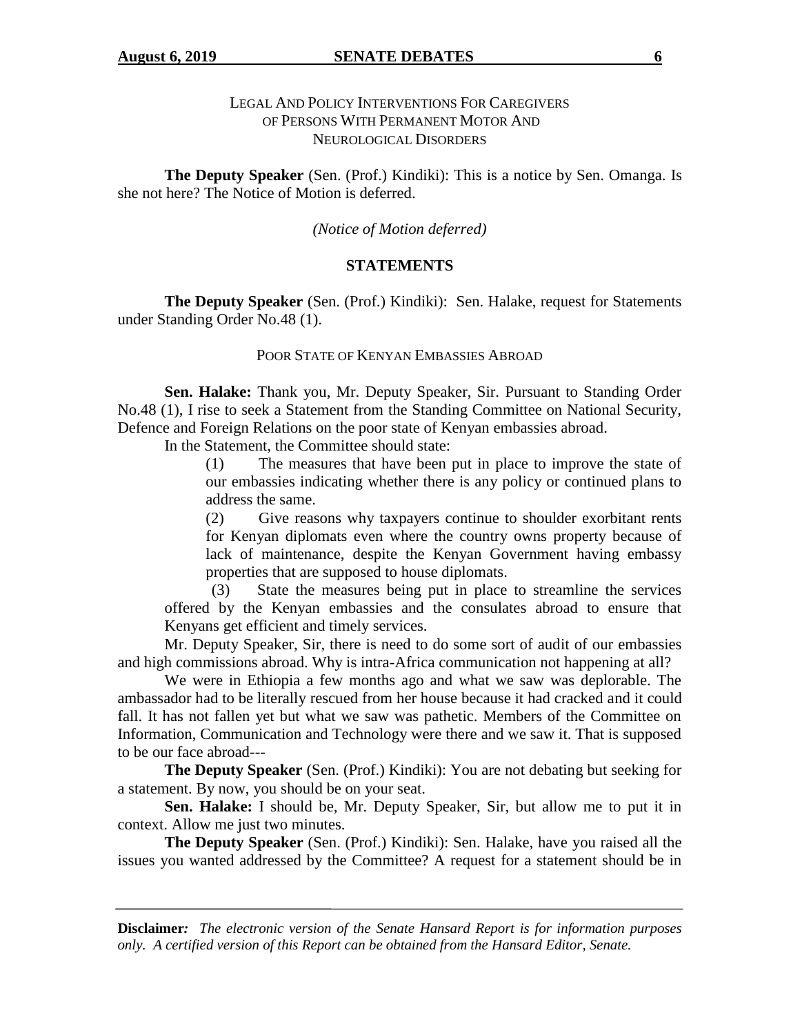LEGAL AND POLICY INTERVENTIONS FOR CAREGIVERS OF PERSONS WITH PERMANENT MOTOR AND NEUROLOGICAL DISORDERS

**The Deputy Speaker** (Sen. (Prof.) Kindiki): This is a notice by Sen. Omanga. Is she not here? The Notice of Motion is deferred.

*(Notice of Motion deferred)*

**STATEMENTS**

**The Deputy Speaker** (Sen. (Prof.) Kindiki): Sen. Halake, request for Statements under Standing Order No.48 (1).

POOR STATE OF KENYAN EMBASSIES ABROAD

**Sen. Halake:** Thank you, Mr. Deputy Speaker, Sir. Pursuant to Standing Order No.48 (1), I rise to seek a Statement from the Standing Committee on National Security, Defence and Foreign Relations on the poor state of Kenya embassies abroad.

In the Statement, the Committee should state:

(1) The measures that have been put in place to improve the state of our embassies indicating whether there is any policy or continued plans to address the same.

(2) Give reasons why taxpayers continue to shoulder exorbitant rents for Kenyan diplomats even where the country owns property because of lack of maintenance, despite the Kenyan Government having embassy properties that are supposed to house diplomats.

(3) State the measures being put in place to streamline the services offered by the Kenyan embassies and the consulates abroad to ensure that Kenyans get efficient and timely services.

Mr. Deputy Speaker, Sir, there is need to do some sort of audit of our embassies and high commissions abroad. Why is intra-Africa communication not happening at all?

We were in Ethiopia a few months ago and what we saw was deplorable. The ambassador had to be literally rescued from her house because it had cracked and it could fall. It has not fallen yet but what we saw was pathetic. Members of the Committee on Information, Communication and Technology were there and we saw it. That is supposed to be our face abroad---

**The Deputy Speaker** (Sen. (Prof.) Kindiki): You are not debating but seeking for a statement. By now, you should be on your seat.

**Sen. Halake:** I should be, Mr. Deputy Speaker, Sir, but allow me to put it in context. Allow me just two minutes.

**The Deputy Speaker** (Sen. (Prof.) Kindiki): Sen. Halake, have you raised all the issues you wanted addressed by the Committee? A request for a statement should be in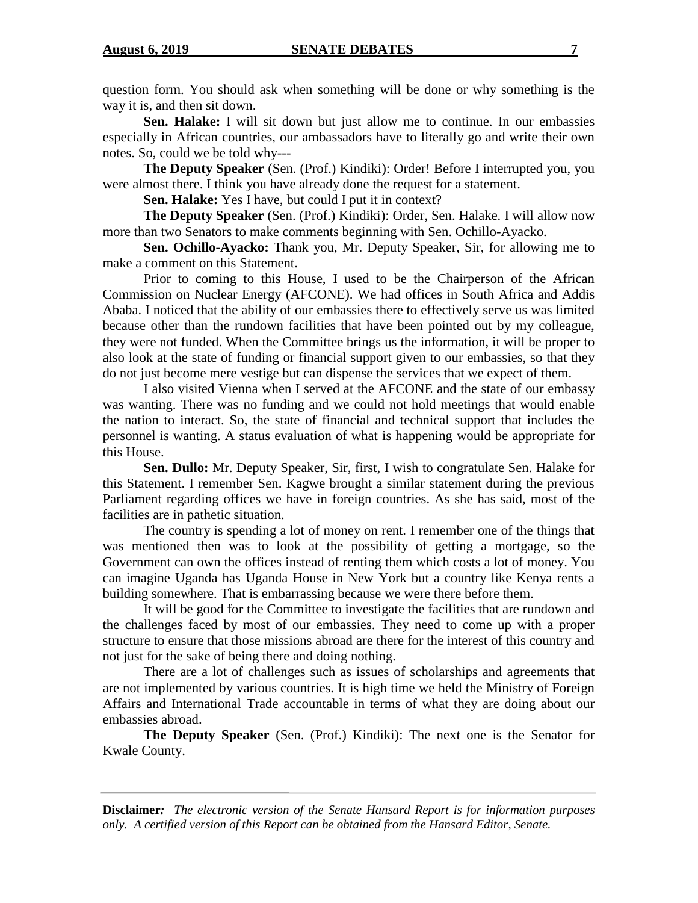question form. You should ask when something will be done or why something is the way it is, and then sit down.

**Sen. Halake:** I will sit down but just allow me to continue. In our embassies especially in African countries, our ambassadors have to literally go and write their own notes. So, could we be told why---

**The Deputy Speaker** (Sen. (Prof.) Kindiki): Order! Before I interrupted you, you were almost there. I think you have already done the request for a statement.

**Sen. Halake:** Yes I have, but could I put it in context?

**The Deputy Speaker** (Sen. (Prof.) Kindiki): Order, Sen. Halake. I will allow now more than two Senators to make comments beginning with Sen. Ochillo-Ayacko.

**Sen. Ochillo-Ayacko:** Thank you, Mr. Deputy Speaker, Sir, for allowing me to make a comment on this Statement.

Prior to coming to this House, I used to be the Chairperson of the African Commission on Nuclear Energy (AFCONE). We had offices in South Africa and Addis Ababa. I noticed that the ability of our embassies there to effectively serve us was limited because other than the rundown facilities that have been pointed out by my colleague, they were not funded. When the Committee brings us the information, it will be proper to also look at the state of funding or financial support given to our embassies, so that they do not just become mere vestige but can dispense the services that we expect of them.

I also visited Vienna when I served at the AFCONE and the state of our embassy was wanting. There was no funding and we could not hold meetings that would enable the nation to interact. So, the state of financial and technical support that includes the personnel is wanting. A status evaluation of what is happening would be appropriate for this House.

**Sen. Dullo:** Mr. Deputy Speaker, Sir, first, I wish to congratulate Sen. Halake for this Statement. I remember Sen. Kagwe brought a similar statement during the previous Parliament regarding offices we have in foreign countries. As she has said, most of the facilities are in pathetic situation.

The country is spending a lot of money on rent. I remember one of the things that was mentioned then was to look at the possibility of getting a mortgage, so the Government can own the offices instead of renting them which costs a lot of money. You can imagine Uganda has Uganda House in New York but a country like Kenya rents a building somewhere. That is embarrassing because we were there before them.

It will be good for the Committee to investigate the facilities that are rundown and the challenges faced by most of our embassies. They need to come up with a proper structure to ensure that those missions abroad are there for the interest of this country and not just for the sake of being there and doing nothing.

There are a lot of challenges such as issues of scholarships and agreements that are not implemented by various countries. It is high time we held the Ministry of Foreign Affairs and International Trade accountable in terms of what they are doing about our embassies abroad.

**The Deputy Speaker** (Sen. (Prof.) Kindiki): The next one is the Senator for Kwale County.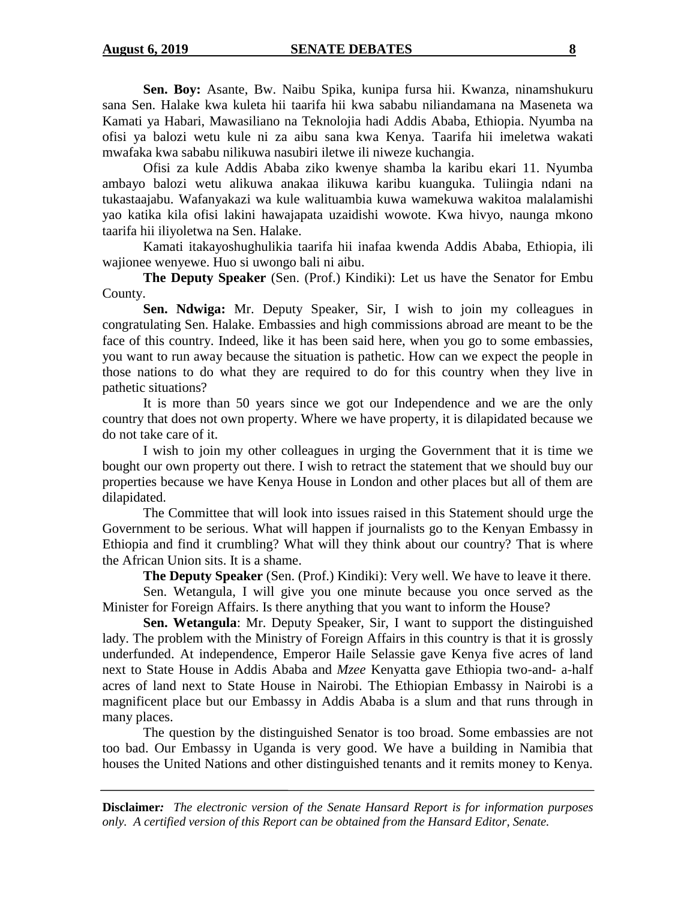**Sen. Boy:** Asante, Bw. Naibu Spika, kunipa fursa hii. Kwanza, ninamshukuru sana Sen. Halake kwa kuleta hii taarifa hii kwa sababu niliandamana na Maseneta wa Kamati ya Habari, Mawasiliano na Teknolojia hadi Addis Ababa, Ethiopia. Nyumba na ofisi ya balozi wetu kule ni za aibu sana kwa Kenya. Taarifa hii imeletwa wakati mwafaka kwa sababu nilikuwa nasubiri iletwe ili niweze kuchangia.

Ofisi za kule Addis Ababa ziko kwenye shamba la karibu ekari 11. Nyumba ambayo balozi wetu alikuwa anakaa ilikuwa karibu kuanguka. Tuliingia ndani na tukastaajabu. Wafanyakazi wa kule walituambia kuwa wamekuwa wakitoa malalamishi yao katika kila ofisi lakini hawajapata uzaidishi wowote. Kwa hivyo, naunga mkono taarifa hii iliyoletwa na Sen. Halake.

Kamati itakayoshughulikia taarifa hii inafaa kwenda Addis Ababa, Ethiopia, ili wajionee wenyewe. Huo si uwongo bali ni aibu.

**The Deputy Speaker** (Sen. (Prof.) Kindiki): Let us have the Senator for Embu County.

**Sen. Ndwiga:** Mr. Deputy Speaker, Sir, I wish to join my colleagues in congratulating Sen. Halake. Embassies and high commissions abroad are meant to be the face of this country. Indeed, like it has been said here, when you go to some embassies, you want to run away because the situation is pathetic. How can we expect the people in those nations to do what they are required to do for this country when they live in pathetic situations?

It is more than 50 years since we got our Independence and we are the only country that does not own property. Where we have property, it is dilapidated because we do not take care of it.

I wish to join my other colleagues in urging the Government that it is time we bought our own property out there. I wish to retract the statement that we should buy our properties because we have Kenya House in London and other places but all of them are dilapidated.

The Committee that will look into issues raised in this Statement should urge the Government to be serious. What will happen if journalists go to the Kenyan Embassy in Ethiopia and find it crumbling? What will they think about our country? That is where the African Union sits. It is a shame.

**The Deputy Speaker** (Sen. (Prof.) Kindiki): Very well. We have to leave it there.

Sen. Wetangula, I will give you one minute because you once served as the Minister for Foreign Affairs. Is there anything that you want to inform the House?

**Sen. Wetangula**: Mr. Deputy Speaker, Sir, I want to support the distinguished lady. The problem with the Ministry of Foreign Affairs in this country is that it is grossly underfunded. At independence, Emperor Haile Selassie gave Kenya five acres of land next to State House in Addis Ababa and *Mzee* Kenyatta gave Ethiopia two-and- a-half acres of land next to State House in Nairobi. The Ethiopian Embassy in Nairobi is a magnificent place but our Embassy in Addis Ababa is a slum and that runs through in many places.

The question by the distinguished Senator is too broad. Some embassies are not too bad. Our Embassy in Uganda is very good. We have a building in Namibia that houses the United Nations and other distinguished tenants and it remits money to Kenya.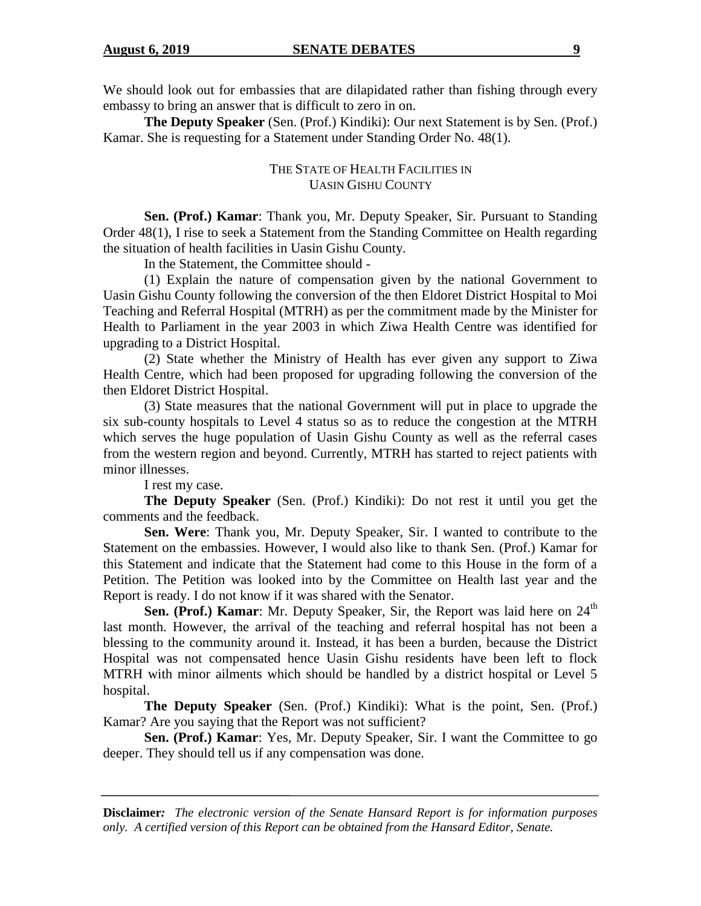We should look out for embassies that are dilapidated rather than fishing through every embassy to bring an answer that is difficult to zero in on.

**The Deputy Speaker** (Sen. (Prof.) Kindiki): Our next Statement is by Sen. (Prof.) Kamar. She is requesting for a Statement under Standing Order No. 48(1).

### THE STATE OF HEALTH FACILITIES IN UASIN GISHU COUNTY

**Sen. (Prof.) Kamar**: Thank you, Mr. Deputy Speaker, Sir. Pursuant to Standing Order 48(1), I rise to seek a Statement from the Standing Committee on Health regarding the situation of health facilities in Uasin Gishu County.

In the Statement, the Committee should -

(1) Explain the nature of compensation given by the national Government to Uasin Gishu County following the conversion of the then Eldoret District Hospital to Moi Teaching and Referral Hospital (MTRH) as per the commitment made by the Minister for Health to Parliament in the year 2003 in which Ziwa Health Centre was identified for upgrading to a District Hospital.

(2) State whether the Ministry of Health has ever given any support to Ziwa Health Centre, which had been proposed for upgrading following the conversion of the then Eldoret District Hospital.

(3) State measures that the national Government will put in place to upgrade the six sub-county hospitals to Level 4 status so as to reduce the congestion at the MTRH which serves the huge population of Uasin Gishu County as well as the referral cases from the western region and beyond. Currently, MTRH has started to reject patients with minor illnesses.

I rest my case.

**The Deputy Speaker** (Sen. (Prof.) Kindiki): Do not rest it until you get the comments and the feedback.

**Sen. Were**: Thank you, Mr. Deputy Speaker, Sir. I wanted to contribute to the Statement on the embassies. However, I would also like to thank Sen. (Prof.) Kamar for this Statement and indicate that the Statement had come to this House in the form of a Petition. The Petition was looked into by the Committee on Health last year and the Report is ready. I do not know if it was shared with the Senator.

**Sen. (Prof.) Kamar**: Mr. Deputy Speaker, Sir, the Report was laid here on 24th last month. However, the arrival of the teaching and referral hospital has not been a blessing to the community around it. Instead, it has been a burden, because the District Hospital was not compensated hence Uasin Gishu residents have been left to flock MTRH with minor ailments which should be handled by a district hospital or Level 5 hospital.

**The Deputy Speaker** (Sen. (Prof.) Kindiki): What is the point, Sen. (Prof.) Kamar? Are you saying that the Report was not sufficient?

**Sen. (Prof.) Kamar**: Yes, Mr. Deputy Speaker, Sir. I want the Committee to go deeper. They should tell us if any compensation was done.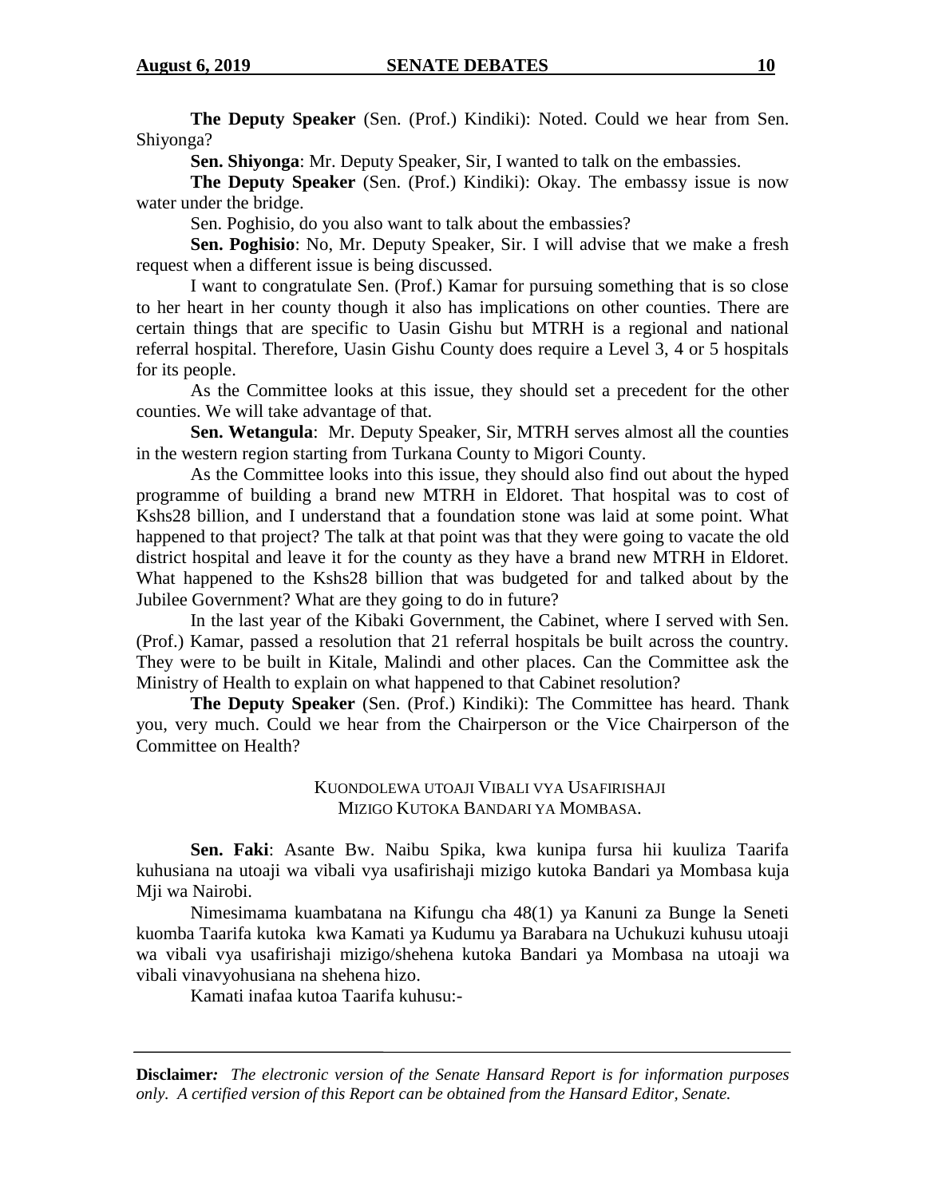**The Deputy Speaker** (Sen. (Prof.) Kindiki): Noted. Could we hear from Sen. Shiyonga?

**Sen. Shiyonga**: Mr. Deputy Speaker, Sir, I wanted to talk on the embassies.

**The Deputy Speaker** (Sen. (Prof.) Kindiki): Okay. The embassy issue is now water under the bridge.

Sen. Poghisio, do you also want to talk about the embassies?

**Sen. Poghisio**: No, Mr. Deputy Speaker, Sir. I will advise that we make a fresh request when a different issue is being discussed.

I want to congratulate Sen. (Prof.) Kamar for pursuing something that is so close to her heart in her county though it also has implications on other counties. There are certain things that are specific to Uasin Gishu but MTRH is a regional and national referral hospital. Therefore, Uasin Gishu County does require a Level 3, 4 or 5 hospitals for its people.

As the Committee looks at this issue, they should set a precedent for the other counties. We will take advantage of that.

**Sen. Wetangula**: Mr. Deputy Speaker, Sir, MTRH serves almost all the counties in the western region starting from Turkana County to Migori County.

As the Committee looks into this issue, they should also find out about the hyped programme of building a brand new MTRH in Eldoret. That hospital was to cost of Kshs28 billion, and I understand that a foundation stone was laid at some point. What happened to that project? The talk at that point was that they were going to vacate the old district hospital and leave it for the county as they have a brand new MTRH in Eldoret. What happened to the Kshs28 billion that was budgeted for and talked about by the Jubilee Government? What are they going to do in future?

In the last year of the Kibaki Government, the Cabinet, where I served with Sen. (Prof.) Kamar, passed a resolution that 21 referral hospitals be built across the country. They were to be built in Kitale, Malindi and other places. Can the Committee ask the Ministry of Health to explain on what happened to that Cabinet resolution?

**The Deputy Speaker** (Sen. (Prof.) Kindiki): The Committee has heard. Thank you, very much. Could we hear from the Chairperson or the Vice Chairperson of the Committee on Health?

KUONDOLEWA UTOAJI VIBALI VYA USAFIRISHAJI MIZIGO KUTOKA BANDARI YA MOMBASA.

**Sen. Faki**: Asante Bw. Naibu Spika, kwa kunipa fursa hii kuuliza Taarifa kuhusiana na utoaji wa vibali vya usafirishaji mizigo kutoka Bandari ya Mombasa kuja Mji wa Nairobi.

Nimesimama kuambatana na Kifungu cha 48(1) ya Kanuni za Bunge la Seneti kuomba Taarifa kutoka kwa Kamati ya Kudumu ya Barabara na Uchukuzi kuhusu utoaji wa vibali vya usafirishaji mizigo/shehena kutoka Bandari ya Mombasa na utoaji wa vibali vinavyohusiana na shehena hizo.

Kamati inafaa kutoa Taarifa kuhusu:-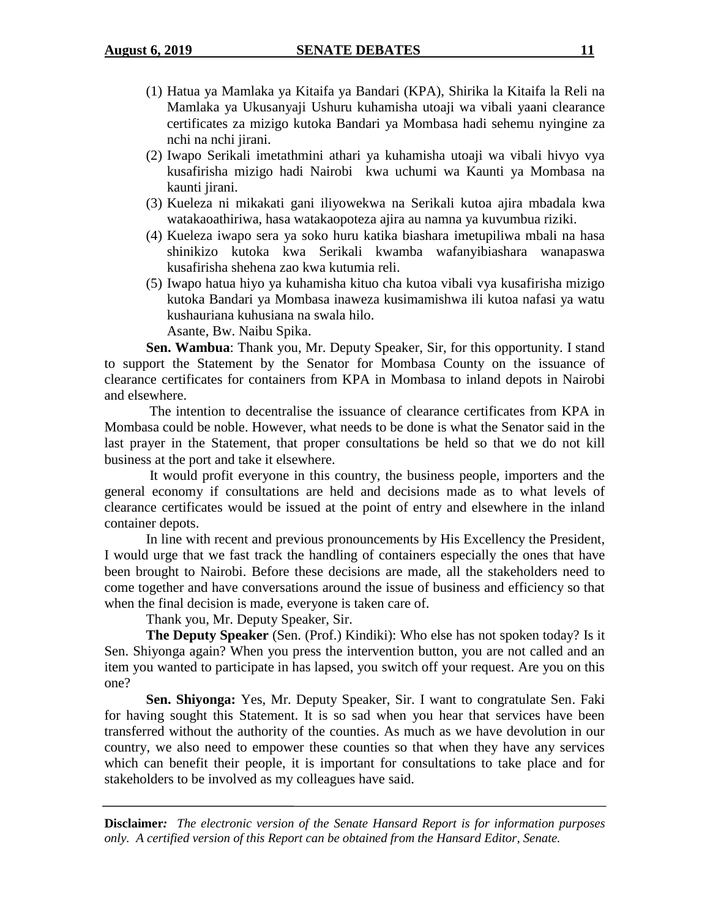(1) Hatua ya Mamlaka ya Kitaifa ya Bandari (KPA), Shirika la Kitaifa la Reli na Mamlaka ya Ukusanyaji Ushuru kuhamisha utoaji wa vibali yaani clearance certificates za mizigo kutoka Bandari ya Mombasa hadi sehemu nyingine za nchi na nchi jirani.

(2) Iwapo Serikali imetathmini athari ya kuhamisha utoaji wa vibali hivyo vya kusafirisha mizigo hadi Nairobi kwa uchumi wa Kaunti ya Mombasa na kaunti jirani.

(3) Kueleza ni mikakati gani iliyowekwa na Serikali kutoa ajira mbadala kwa watakaoathiriwa, hasa watakaopoteza ajira au namna ya kuvumbua riziki.

(4) Kueleza iwapo sera ya soko huru katika biashara imetupiliwa mbali na hasa shinikizo kutoka kwa Serikali kwamba wafanyibiashara wanapaswa kusafirisha shehena zao kwa kutumia reli.

(5) Iwapo hatua hiyo ya kuhamisha kituo cha kutoa vibali vya kusafirisha mizigo kutoka Bandari ya Mombasa inaweza kusimamishwa ili kutoa nafasi ya watu kushauriana kuhusiana na swala hilo.

Asante, Bw. Naibu Spika.

**Sen. Wambua**: Thank you, Mr. Deputy Speaker, Sir, for this opportunity. I stand to support the Statement by the Senator for Mombasa County on the issuance of clearance certificates for containers from KPA in Mombasa to inland depots in Nairobi and elsewhere.

The intention to decentralise the issuance of clearance certificates from KPA in Mombasa could be noble. However, what needs to be done is what the Senator said in the last prayer in the Statement, that proper consultations be held so that we do not kill business at the port and take it elsewhere.

It would profit everyone in this country, the business people, importers and the general economy if consultations are held and decisions made as to what levels of clearance certificates would be issued at the point of entry and elsewhere in the inland container depots.

In line with recent and previous pronouncements by His Excellency the President, I would urge that we fast track the handling of containers especially the ones that have been brought to Nairobi. Before these decisions are made, all the stakeholders need to come together and have conversations around the issue of business and efficiency so that when the final decision is made, everyone is taken care of.

Thank you, Mr. Deputy Speaker, Sir.

**The Deputy Speaker** (Sen. (Prof.) Kindiki): Who else has not spoken today? Is it Sen. Shiyonga again? When you press the intervention button, you are not called and an item you wanted to participate in has lapsed, you switch off your request. Are you on this one?

**Sen. Shiyonga:** Yes, Mr. Deputy Speaker, Sir. I want to congratulate Sen. Faki for having sought this Statement. It is so sad when you hear that services have been transferred without the authority of the counties. As much as we have devolution in our country, we also need to empower these counties so that when they have any services which can benefit their people, it is important for consultations to take place and for stakeholders to be involved as my colleagues have said.

**Disclaimer:** *The electronic version of the Senate Hansard Report is for information purposes only. A certified version of this Report can be obtained from the Hansard Editor, Senate.*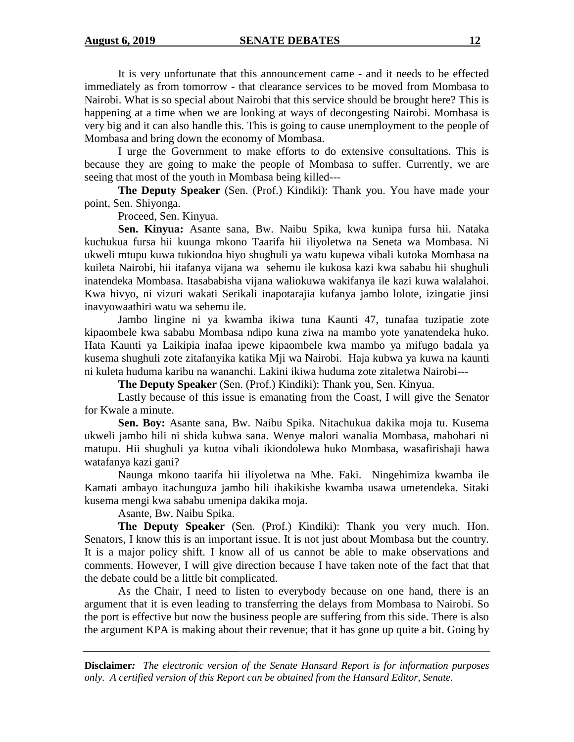It is very unfortunate that this announcement came - and it needs to be effected immediately as from tomorrow - that clearance services to be moved from Mombasa to Nairobi. What is so special about Nairobi that this service should be brought here? This is happening at a time when we are looking at ways of decongesting Nairobi. Mombasa is very big and it can also handle this. This is going to cause unemployment to the people of Mombasa and bring down the economy of Mombasa.

I urge the Government to make efforts to do extensive consultations. This is because they are going to make the people of Mombasa to suffer. Currently, we are seeing that most of the youth in Mombasa being killed---

**The Deputy Speaker** (Sen. (Prof.) Kindiki): Thank you. You have made your point, Sen. Shiyonga.

Proceed, Sen. Kinyua.

**Sen. Kinyua:** Asante sana, Bw. Naibu Spika, kwa kunipa fursa hii. Nataka kuchukua fursa hii kuunga mkono Taarifa hii iliyoletwa na Seneta wa Mombasa. Ni ukweli mtupu kuwa tukiondoa hiyo shughuli ya watu kupewa vibali kutoka Mombasa na kuileta Nairobi, hii itafanya vijana wa sehemu ile kukosa kazi kwa sababu hii shughuli inatendeka Mombasa. Itasababisha vijana waliokuwa wakifanya ile kazi kuwa walalahoi. Kwa hivyo, ni vizuri wakati Serikali inapotarajia kufanya jambo lolote, izingatie jinsi inavyowaathiri watu wa sehemu ile.

Jambo lingine ni ya kwamba ikiwa tuna Kaunti 47, tunafaa tuzipatie zote kipaombele kwa sababu Mombasa ndipo kuna ziwa na mambo yote yanatendeka huko. Hata Kaunti ya Laikipia inafaa ipewe kipaombele kwa mambo ya mifugo badala ya kusema shughuli zote zitafanyika katika Mji wa Nairobi. Haja kubwa ya kuwa na kaunti ni kuleta huduma karibu na wananchi. Lakini ikiwa huduma zote zitaletwa Nairobi---

**The Deputy Speaker** (Sen. (Prof.) Kindiki): Thank you, Sen. Kinyua.

Lastly because of this issue is emanating from the Coast, I will give the Senator for Kwale a minute.

**Sen. Boy:** Asante sana, Bw. Naibu Spika. Nitachukua dakika moja tu. Kusema ukweli jambo hili ni shida kubwa sana. Wenye malori wanalia Mombasa, mabohari ni matupu. Hii shughuli ya kutoa vibali ikiondolewa huko Mombasa, wasafirishaji hawa watafanya kazi gani?

Naunga mkono taarifa hii iliyoletwa na Mhe. Faki. Ningehimiza kwamba ile Kamati ambayo itachunguza jambo hili ihakikishe kwamba usawa umetendeka. Sitaki kusema mengi kwa sababu umenipa dakika moja.

Asante, Bw. Naibu Spika.

**The Deputy Speaker** (Sen. (Prof.) Kindiki): Thank you very much. Hon. Senators, I know this is an important issue. It is not just about Mombasa but the country. It is a major policy shift. I know all of us cannot be able to make observations and comments. However, I will give direction because I have taken note of the fact that that the debate could be a little bit complicated.

As the Chair, I need to listen to everybody because on one hand, there is an argument that it is even leading to transferring the delays from Mombasa to Nairobi. So the port is effective but now the business people are suffering from this side. There is also the argument KPA is making about their revenue; that it has gone up quite a bit. Going by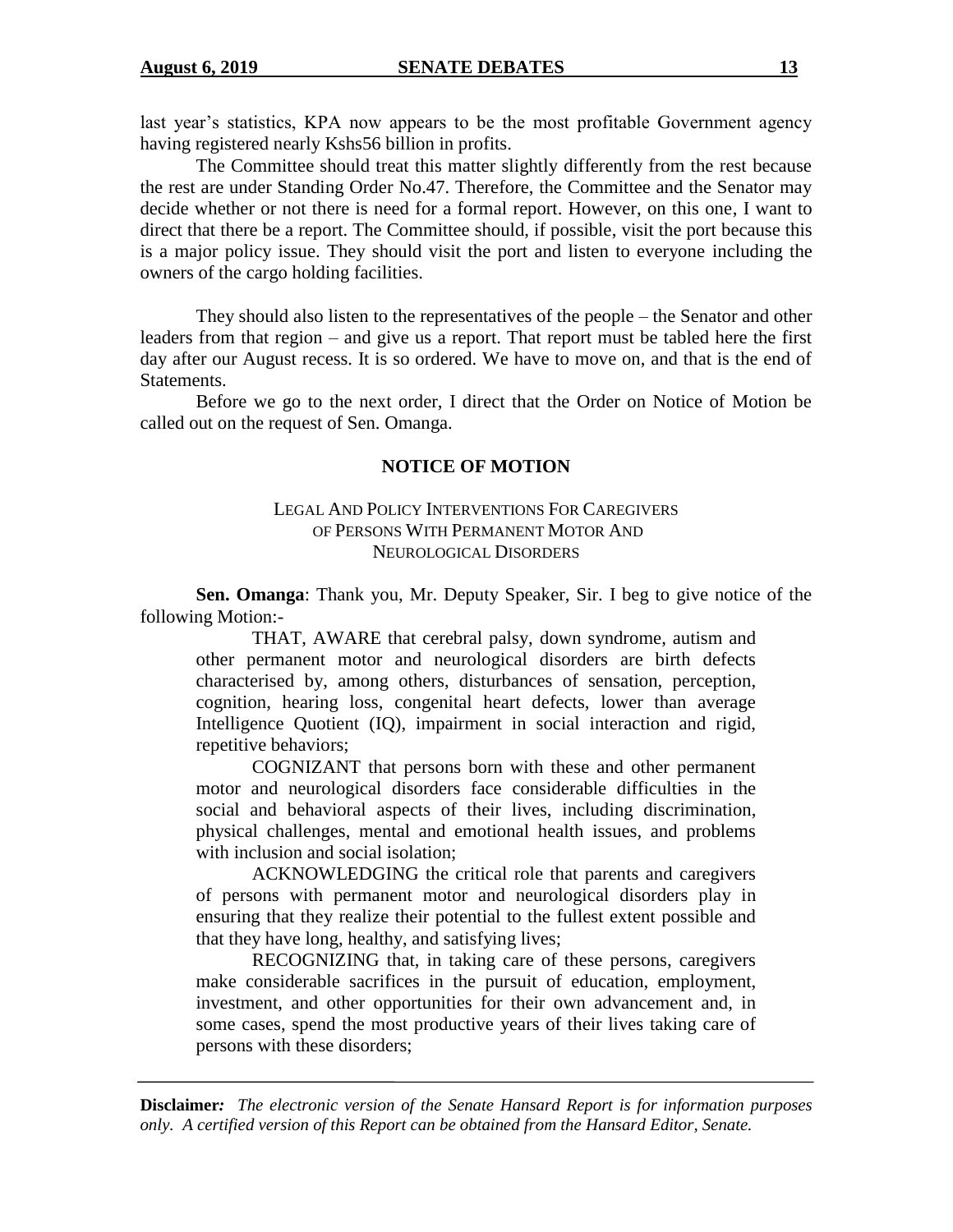last year's statistics, KPA now appears to be the most profitable Government agency having registered nearly Kshs56 billion in profits.

The Committee should treat this matter slightly differently from the rest because the rest are under Standing Order No.47. Therefore, the Committee and the Senator may decide whether or not there is need for a formal report. However, on this one, I want to direct that there be a report. The Committee should, if possible, visit the port because this is a major policy issue. They should visit the port and listen to everyone including the owners of the cargo holding facilities.

They should also listen to the representatives of the people – the Senator and other leaders from that region – and give us a report. That report must be tabled here the first day after our August recess. It is so ordered. We have to move on, and that is the end of Statements.

Before we go to the next order, I direct that the Order on Notice of Motion be called out on the request of Sen. Omanga.

## NOTICE OF MOTION

### LEGAL AND POLICY INTERVENTIONS FOR CAREGIVERS OF PERSONS WITH PERMANENT MOTOR AND NEUROLOGICAL DISORDERS

**Sen. Omanga**: Thank you, Mr. Deputy Speaker, Sir. I beg to give notice of the following Motion:-

> THAT, AWARE that cerebral palsy, down syndrome, autism and other permanent motor and neurological disorders are birth defects characterised by, among others, disturbances of sensation, perception, cognition, hearing loss, congenital heart defects, lower than average Intelligence Quotient (IQ), impairment in social interaction and rigid, repetitive behaviors;
>
> COGNIZANT that persons born with these and other permanent motor and neurological disorders face considerable difficulties in the social and behavioral aspects of their lives, including discrimination, physical challenges, mental and emotional health issues, and problems with inclusion and social isolation;
>
> ACKNOWLEDGING the critical role that parents and caregivers of persons with permanent motor and neurological disorders play in ensuring that they realize their potential to the fullest extent possible and that they have long, healthy, and satisfying lives;
>
> RECOGNIZING that, in taking care of these persons, caregivers make considerable sacrifices in the pursuit of education, employment, investment, and other opportunities for their own advancement and, in some cases, spend the most productive years of their lives taking care of persons with these disorders;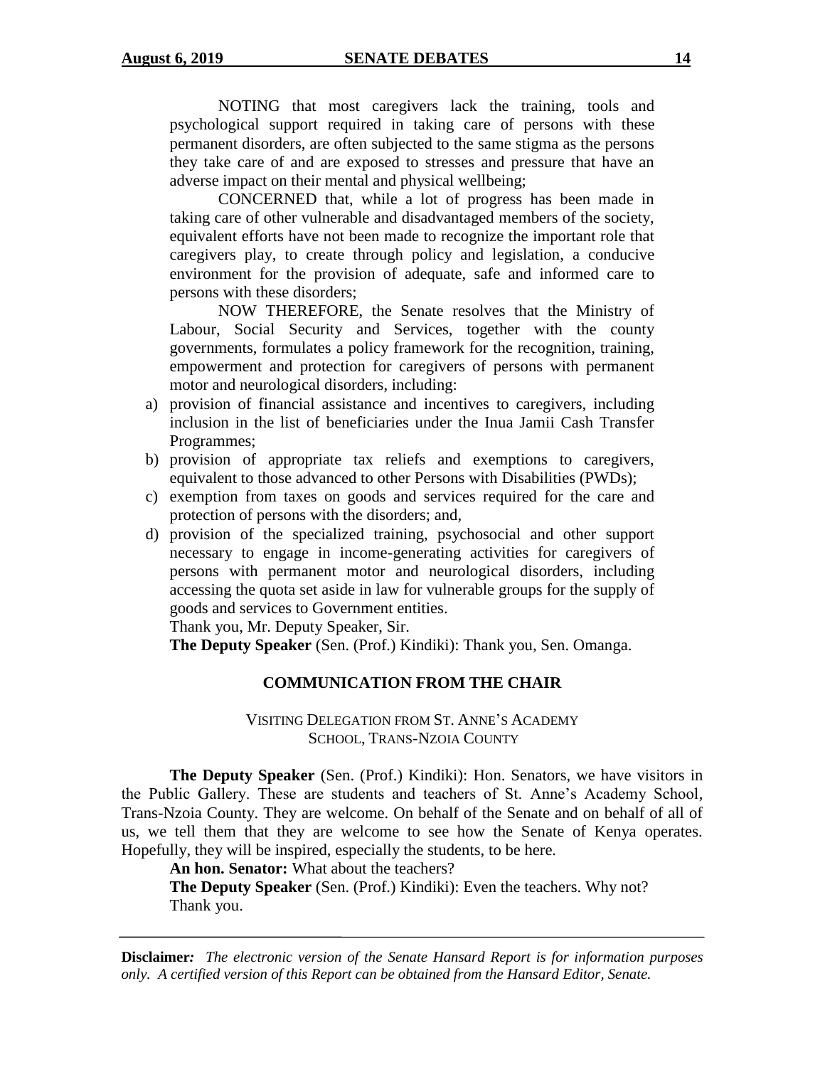NOTING that most caregivers lack the training, tools and psychological support required in taking care of persons with these permanent disorders, are often subjected to the same stigma as the persons they take care of and are exposed to stresses and pressure that have an adverse impact on their mental and physical wellbeing;

CONCERNED that, while a lot of progress has been made in taking care of other vulnerable and disadvantaged members of the society, equivalent efforts have not been made to recognize the important role that caregivers play, to create through policy and legislation, a conducive environment for the provision of adequate, safe and informed care to persons with these disorders;

NOW THEREFORE, the Senate resolves that the Ministry of Labour, Social Security and Services, together with the county governments, formulates a policy framework for the recognition, training, empowerment and protection for caregivers of persons with permanent motor and neurological disorders, including:

a) provision of financial assistance and incentives to caregivers, including inclusion in the list of beneficiaries under the Inua Jamii Cash Transfer Programmes;
b) provision of appropriate tax reliefs and exemptions to caregivers, equivalent to those advanced to other Persons with Disabilities (PWDs);
c) exemption from taxes on goods and services required for the care and protection of persons with the disorders; and,
d) provision of the specialized training, psychosocial and other support necessary to engage in income-generating activities for caregivers of persons with permanent motor and neurological disorders, including accessing the quota set aside in law for vulnerable groups for the supply of goods and services to Government entities.

Thank you, Mr. Deputy Speaker, Sir.

**The Deputy Speaker** (Sen. (Prof.) Kindiki): Thank you, Sen. Omanga.

## COMMUNICATION FROM THE CHAIR

### VISITING DELEGATION FROM ST. ANNE'S ACADEMY SCHOOL, TRANS-NZOIA COUNTY

**The Deputy Speaker** (Sen. (Prof.) Kindiki): Hon. Senators, we have visitors in the Public Gallery. These are students and teachers of St. Anne's Academy School, Trans-Nzoia County. They are welcome. On behalf of the Senate and on behalf of all of us, we tell them that they are welcome to see how the Senate of Kenya operates. Hopefully, they will be inspired, especially the students, to be here.

**An hon. Senator:** What about the teachers?

**The Deputy Speaker** (Sen. (Prof.) Kindiki): Even the teachers. Why not?

Thank you.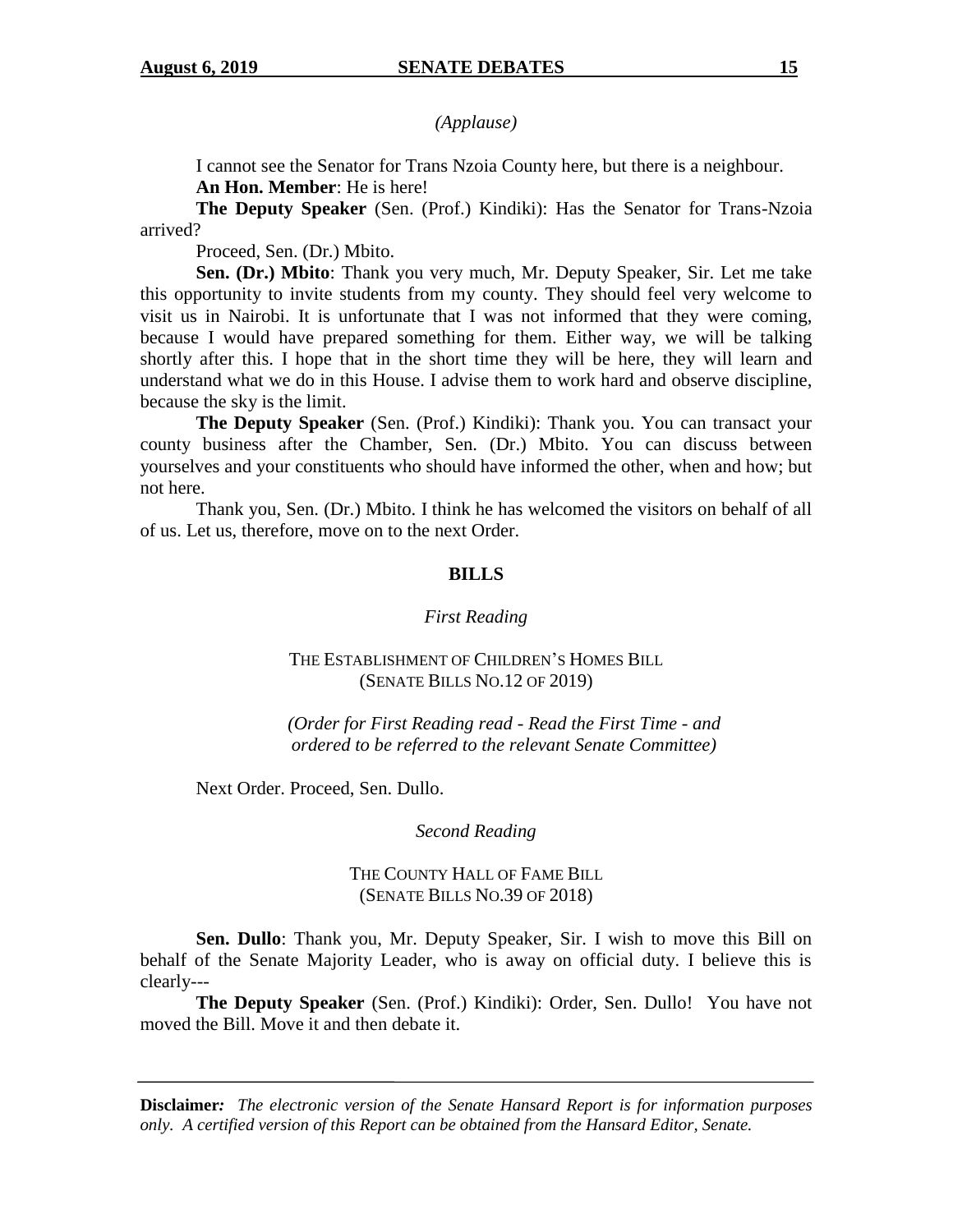*(Applause)*

I cannot see the Senator for Trans Nzoia County here, but there is a neighbour.

**An Hon. Member**: He is here!

**The Deputy Speaker** (Sen. (Prof.) Kindiki): Has the Senator for Trans-Nzoia arrived?

Proceed, Sen. (Dr.) Mbito.

**Sen. (Dr.) Mbito**: Thank you very much, Mr. Deputy Speaker, Sir. Let me take this opportunity to invite students from my county. They should feel very welcome to visit us in Nairobi. It is unfortunate that I was not informed that they were coming, because I would have prepared something for them. Either way, we will be talking shortly after this. I hope that in the short time they will be here, they will learn and understand what we do in this House. I advise them to work hard and observe discipline, because the sky is the limit.

**The Deputy Speaker** (Sen. (Prof.) Kindiki): Thank you. You can transact your county business after the Chamber, Sen. (Dr.) Mbito. You can discuss between yourselves and your constituents who should have informed the other, when and how; but not here.

Thank you, Sen. (Dr.) Mbito. I think he has welcomed the visitors on behalf of all of us. Let us, therefore, move on to the next Order.

## BILLS

*First Reading*

THE ESTABLISHMENT OF CHILDREN'S HOMES BILL
(SENATE BILLS NO.12 OF 2019)

*(Order for First Reading read - Read the First Time - and ordered to be referred to the relevant Senate Committee)*

Next Order. Proceed, Sen. Dullo.

*Second Reading*

THE COUNTY HALL OF FAME BILL
(SENATE BILLS NO.39 OF 2018)

**Sen. Dullo**: Thank you, Mr. Deputy Speaker, Sir. I wish to move this Bill on behalf of the Senate Majority Leader, who is away on official duty. I believe this is clearly---

**The Deputy Speaker** (Sen. (Prof.) Kindiki): Order, Sen. Dullo! You have not moved the Bill. Move it and then debate it.

**Disclaimer***:* *The electronic version of the Senate Hansard Report is for information purposes only. A certified version of this Report can be obtained from the Hansard Editor, Senate.*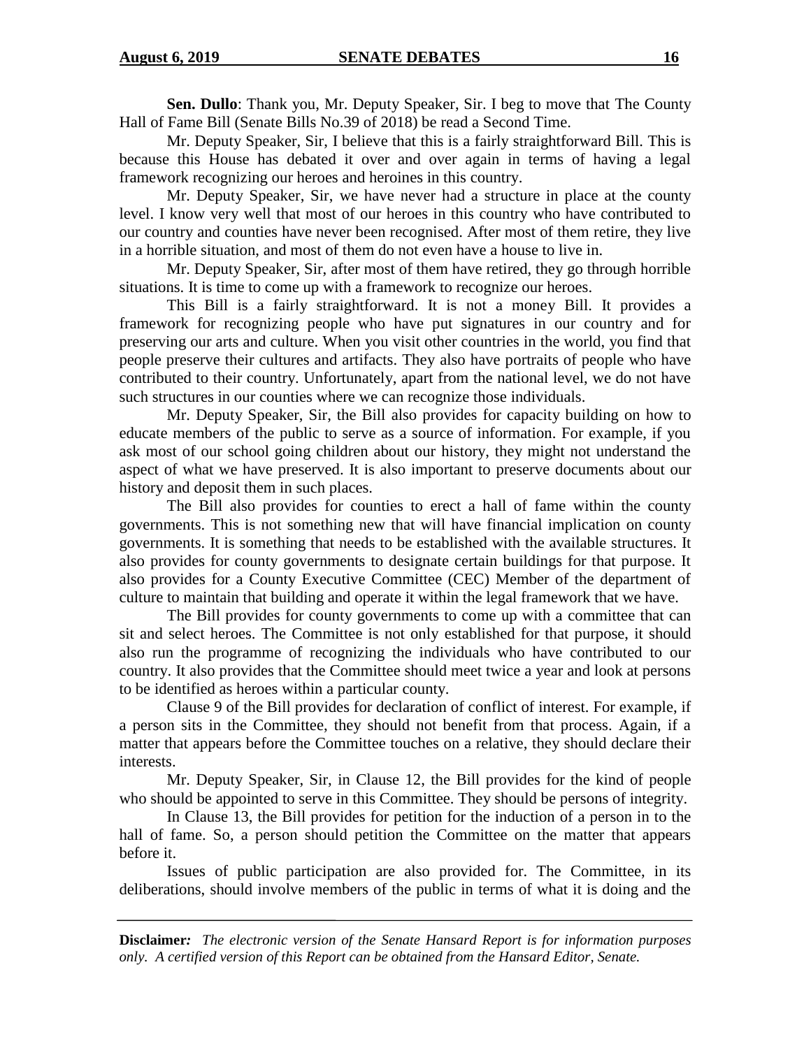**Sen. Dullo**: Thank you, Mr. Deputy Speaker, Sir. I beg to move that The County Hall of Fame Bill (Senate Bills No.39 of 2018) be read a Second Time.

Mr. Deputy Speaker, Sir, I believe that this is a fairly straightforward Bill. This is because this House has debated it over and over again in terms of having a legal framework recognizing our heroes and heroines in this country.

Mr. Deputy Speaker, Sir, we have never had a structure in place at the county level. I know very well that most of our heroes in this country who have contributed to our country and counties have never been recognised. After most of them retire, they live in a horrible situation, and most of them do not even have a house to live in.

Mr. Deputy Speaker, Sir, after most of them have retired, they go through horrible situations. It is time to come up with a framework to recognize our heroes.

This Bill is a fairly straightforward. It is not a money Bill. It provides a framework for recognizing people who have put signatures in our country and for preserving our arts and culture. When you visit other countries in the world, you find that people preserve their cultures and artifacts. They also have portraits of people who have contributed to their country. Unfortunately, apart from the national level, we do not have such structures in our counties where we can recognize those individuals.

Mr. Deputy Speaker, Sir, the Bill also provides for capacity building on how to educate members of the public to serve as a source of information. For example, if you ask most of our school going children about our history, they might not understand the aspect of what we have preserved. It is also important to preserve documents about our history and deposit them in such places.

The Bill also provides for counties to erect a hall of fame within the county governments. This is not something new that will have financial implication on county governments. It is something that needs to be established with the available structures. It also provides for county governments to designate certain buildings for that purpose. It also provides for a County Executive Committee (CEC) Member of the department of culture to maintain that building and operate it within the legal framework that we have.

The Bill provides for county governments to come up with a committee that can sit and select heroes. The Committee is not only established for that purpose, it should also run the programme of recognizing the individuals who have contributed to our country. It also provides that the Committee should meet twice a year and look at persons to be identified as heroes within a particular county.

Clause 9 of the Bill provides for declaration of conflict of interest. For example, if a person sits in the Committee, they should not benefit from that process. Again, if a matter that appears before the Committee touches on a relative, they should declare their interests.

Mr. Deputy Speaker, Sir, in Clause 12, the Bill provides for the kind of people who should be appointed to serve in this Committee. They should be persons of integrity.

In Clause 13, the Bill provides for petition for the induction of a person in to the hall of fame. So, a person should petition the Committee on the matter that appears before it.

Issues of public participation are also provided for. The Committee, in its deliberations, should involve members of the public in terms of what it is doing and the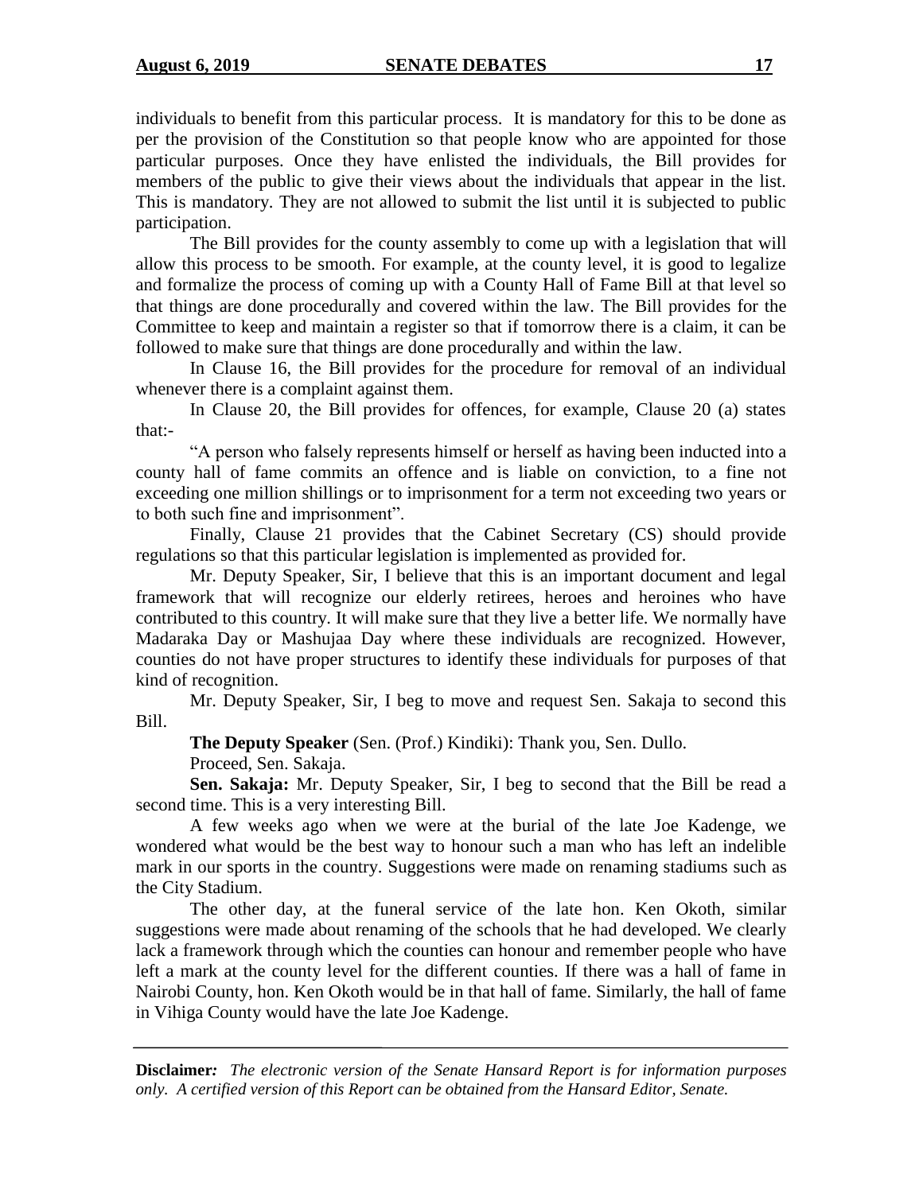individuals to benefit from this particular process. It is mandatory for this to be done as per the provision of the Constitution so that people know who are appointed for those particular purposes. Once they have enlisted the individuals, the Bill provides for members of the public to give their views about the individuals that appear in the list. This is mandatory. They are not allowed to submit the list until it is subjected to public participation.

The Bill provides for the county assembly to come up with a legislation that will allow this process to be smooth. For example, at the county level, it is good to legalize and formalize the process of coming up with a County Hall of Fame Bill at that level so that things are done procedurally and covered within the law. The Bill provides for the Committee to keep and maintain a register so that if tomorrow there is a claim, it can be followed to make sure that things are done procedurally and within the law.

In Clause 16, the Bill provides for the procedure for removal of an individual whenever there is a complaint against them.

In Clause 20, the Bill provides for offences, for example, Clause 20 (a) states that:-

"A person who falsely represents himself or herself as having been inducted into a county hall of fame commits an offence and is liable on conviction, to a fine not exceeding one million shillings or to imprisonment for a term not exceeding two years or to both such fine and imprisonment".

Finally, Clause 21 provides that the Cabinet Secretary (CS) should provide regulations so that this particular legislation is implemented as provided for.

Mr. Deputy Speaker, Sir, I believe that this is an important document and legal framework that will recognize our elderly retirees, heroes and heroines who have contributed to this country. It will make sure that they live a better life. We normally have Madaraka Day or Mashujaa Day where these individuals are recognized. However, counties do not have proper structures to identify these individuals for purposes of that kind of recognition.

Mr. Deputy Speaker, Sir, I beg to move and request Sen. Sakaja to second this Bill.

**The Deputy Speaker** (Sen. (Prof.) Kindiki): Thank you, Sen. Dullo.

Proceed, Sen. Sakaja.

**Sen. Sakaja:** Mr. Deputy Speaker, Sir, I beg to second that the Bill be read a second time. This is a very interesting Bill.

A few weeks ago when we were at the burial of the late Joe Kadenge, we wondered what would be the best way to honour such a man who has left an indelible mark in our sports in the country. Suggestions were made on renaming stadiums such as the City Stadium.

The other day, at the funeral service of the late hon. Ken Okoth, similar suggestions were made about renaming of the schools that he had developed. We clearly lack a framework through which the counties can honour and remember people who have left a mark at the county level for the different counties. If there was a hall of fame in Nairobi County, hon. Ken Okoth would be in that hall of fame. Similarly, the hall of fame in Vihiga County would have the late Joe Kadenge.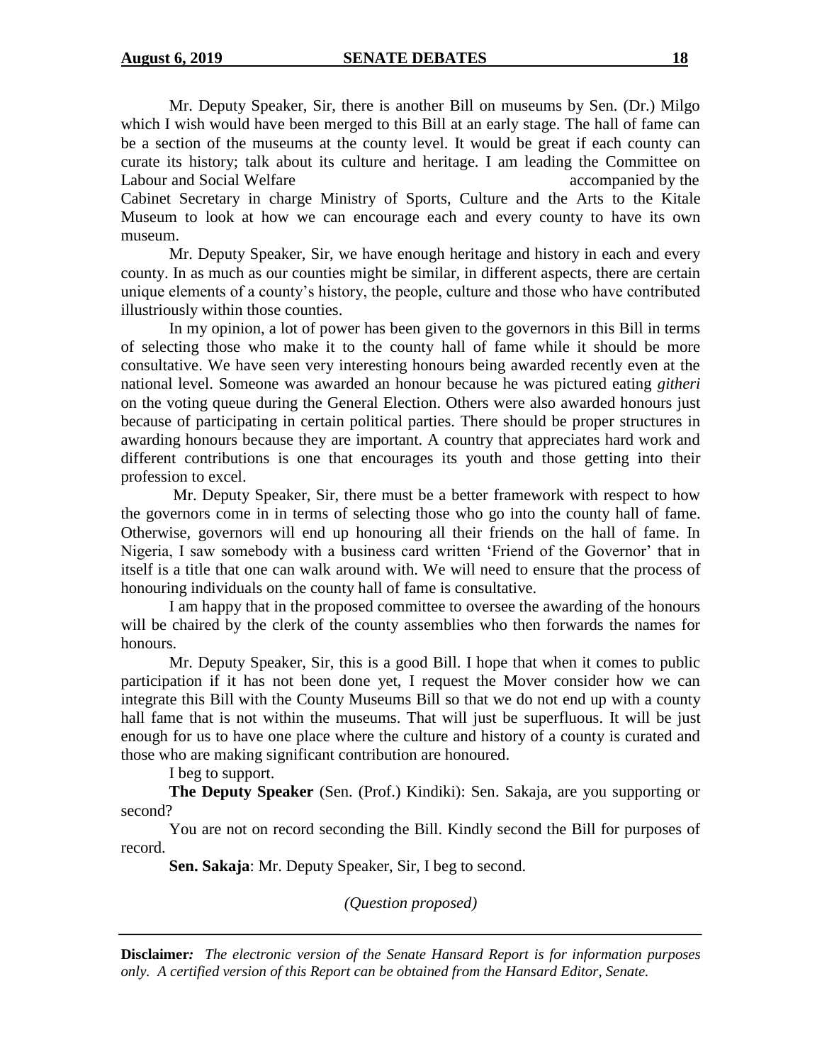Mr. Deputy Speaker, Sir, there is another Bill on museums by Sen. (Dr.) Milgo which I wish would have been merged to this Bill at an early stage. The hall of fame can be a section of the museums at the county level. It would be great if each county can curate its history; talk about its culture and heritage. I am leading the Committee on Labour and Social Welfare accompanied by the Cabinet Secretary in charge Ministry of Sports, Culture and the Arts to the Kitale Museum to look at how we can encourage each and every county to have its own museum.

Mr. Deputy Speaker, Sir, we have enough heritage and history in each and every county. In as much as our counties might be similar, in different aspects, there are certain unique elements of a county's history, the people, culture and those who have contributed illustriously within those counties.

In my opinion, a lot of power has been given to the governors in this Bill in terms of selecting those who make it to the county hall of fame while it should be more consultative. We have seen very interesting honours being awarded recently even at the national level. Someone was awarded an honour because he was pictured eating *githeri* on the voting queue during the General Election. Others were also awarded honours just because of participating in certain political parties. There should be proper structures in awarding honours because they are important. A country that appreciates hard work and different contributions is one that encourages its youth and those getting into their profession to excel.

Mr. Deputy Speaker, Sir, there must be a better framework with respect to how the governors come in in terms of selecting those who go into the county hall of fame. Otherwise, governors will end up honouring all their friends on the hall of fame. In Nigeria, I saw somebody with a business card written 'Friend of the Governor' that in itself is a title that one can walk around with. We will need to ensure that the process of honouring individuals on the county hall of fame is consultative.

I am happy that in the proposed committee to oversee the awarding of the honours will be chaired by the clerk of the county assemblies who then forwards the names for honours.

Mr. Deputy Speaker, Sir, this is a good Bill. I hope that when it comes to public participation if it has not been done yet, I request the Mover consider how we can integrate this Bill with the County Museums Bill so that we do not end up with a county hall fame that is not within the museums. That will just be superfluous. It will be just enough for us to have one place where the culture and history of a county is curated and those who are making significant contribution are honoured.

I beg to support.

**The Deputy Speaker** (Sen. (Prof.) Kindiki): Sen. Sakaja, are you supporting or second?

You are not on record seconding the Bill. Kindly second the Bill for purposes of record.

**Sen. Sakaja**: Mr. Deputy Speaker, Sir, I beg to second.

*(Question proposed)*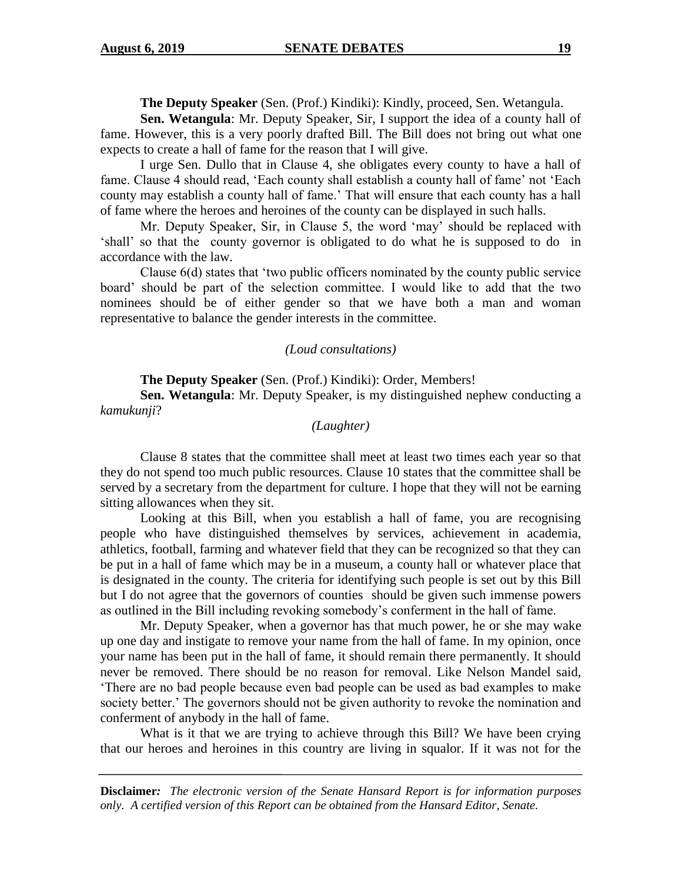**The Deputy Speaker** (Sen. (Prof.) Kindiki): Kindly, proceed, Sen. Wetangula.

**Sen. Wetangula**: Mr. Deputy Speaker, Sir, I support the idea of a county hall of fame. However, this is a very poorly drafted Bill. The Bill does not bring out what one expects to create a hall of fame for the reason that I will give.

I urge Sen. Dullo that in Clause 4, she obligates every county to have a hall of fame. Clause 4 should read, 'Each county shall establish a county hall of fame' not 'Each county may establish a county hall of fame.' That will ensure that each county has a hall of fame where the heroes and heroines of the county can be displayed in such halls.

Mr. Deputy Speaker, Sir, in Clause 5, the word 'may' should be replaced with 'shall' so that the county governor is obligated to do what he is supposed to do in accordance with the law.

Clause 6(d) states that 'two public officers nominated by the county public service board' should be part of the selection committee. I would like to add that the two nominees should be of either gender so that we have both a man and woman representative to balance the gender interests in the committee.

*(Loud consultations)*

**The Deputy Speaker** (Sen. (Prof.) Kindiki): Order, Members!

**Sen. Wetangula**: Mr. Deputy Speaker, is my distinguished nephew conducting a *kamukunji*?

*(Laughter)*

Clause 8 states that the committee shall meet at least two times each year so that they do not spend too much public resources. Clause 10 states that the committee shall be served by a secretary from the department for culture. I hope that they will not be earning sitting allowances when they sit.

Looking at this Bill, when you establish a hall of fame, you are recognising people who have distinguished themselves by services, achievement in academia, athletics, football, farming and whatever field that they can be recognized so that they can be put in a hall of fame which may be in a museum, a county hall or whatever place that is designated in the county. The criteria for identifying such people is set out by this Bill but I do not agree that the governors of counties should be given such immense powers as outlined in the Bill including revoking somebody's conferment in the hall of fame.

Mr. Deputy Speaker, when a governor has that much power, he or she may wake up one day and instigate to remove your name from the hall of fame. In my opinion, once your name has been put in the hall of fame, it should remain there permanently. It should never be removed. There should be no reason for removal. Like Nelson Mandel said, 'There are no bad people because even bad people can be used as bad examples to make society better.' The governors should not be given authority to revoke the nomination and conferment of anybody in the hall of fame.

What is it that we are trying to achieve through this Bill? We have been crying that our heroes and heroines in this country are living in squalor. If it was not for the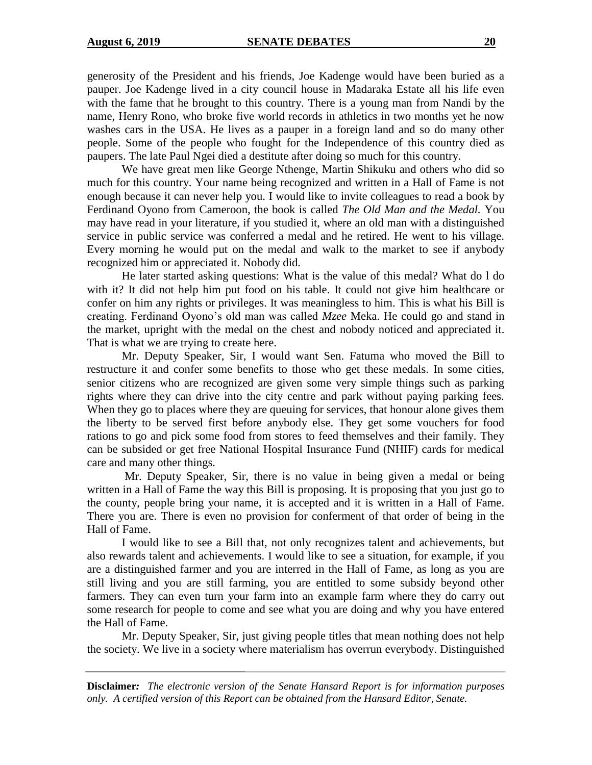generosity of the President and his friends, Joe Kadenge would have been buried as a pauper. Joe Kadenge lived in a city council house in Madaraka Estate all his life even with the fame that he brought to this country. There is a young man from Nandi by the name, Henry Rono, who broke five world records in athletics in two months yet he now washes cars in the USA. He lives as a pauper in a foreign land and so do many other people. Some of the people who fought for the Independence of this country died as paupers. The late Paul Ngei died a destitute after doing so much for this country.

We have great men like George Nthenge, Martin Shikuku and others who did so much for this country. Your name being recognized and written in a Hall of Fame is not enough because it can never help you. I would like to invite colleagues to read a book by Ferdinand Oyono from Cameroon, the book is called *The Old Man and the Medal.* You may have read in your literature, if you studied it, where an old man with a distinguished service in public service was conferred a medal and he retired. He went to his village. Every morning he would put on the medal and walk to the market to see if anybody recognized him or appreciated it. Nobody did.

He later started asking questions: What is the value of this medal? What do l do with it? It did not help him put food on his table. It could not give him healthcare or confer on him any rights or privileges. It was meaningless to him. This is what his Bill is creating. Ferdinand Oyono's old man was called *Mzee* Meka. He could go and stand in the market, upright with the medal on the chest and nobody noticed and appreciated it. That is what we are trying to create here.

Mr. Deputy Speaker, Sir, I would want Sen. Fatuma who moved the Bill to restructure it and confer some benefits to those who get these medals. In some cities, senior citizens who are recognized are given some very simple things such as parking rights where they can drive into the city centre and park without paying parking fees. When they go to places where they are queuing for services, that honour alone gives them the liberty to be served first before anybody else. They get some vouchers for food rations to go and pick some food from stores to feed themselves and their family. They can be subsided or get free National Hospital Insurance Fund (NHIF) cards for medical care and many other things.

Mr. Deputy Speaker, Sir, there is no value in being given a medal or being written in a Hall of Fame the way this Bill is proposing. It is proposing that you just go to the county, people bring your name, it is accepted and it is written in a Hall of Fame. There you are. There is even no provision for conferment of that order of being in the Hall of Fame.

I would like to see a Bill that, not only recognizes talent and achievements, but also rewards talent and achievements. I would like to see a situation, for example, if you are a distinguished farmer and you are interred in the Hall of Fame, as long as you are still living and you are still farming, you are entitled to some subsidy beyond other farmers. They can even turn your farm into an example farm where they do carry out some research for people to come and see what you are doing and why you have entered the Hall of Fame.

Mr. Deputy Speaker, Sir, just giving people titles that mean nothing does not help the society. We live in a society where materialism has overrun everybody. Distinguished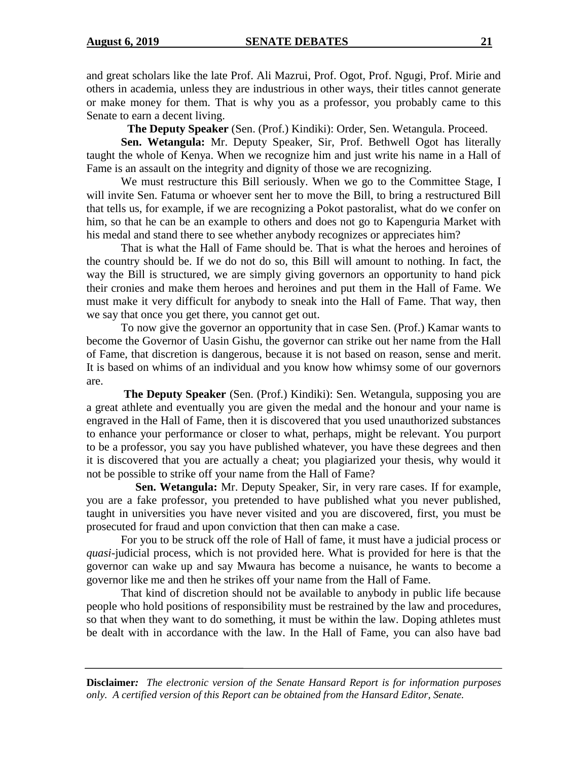and great scholars like the late Prof. Ali Mazrui, Prof. Ogot, Prof. Ngugi, Prof. Mirie and others in academia, unless they are industrious in other ways, their titles cannot generate or make money for them. That is why you as a professor, you probably came to this Senate to earn a decent living.

**The Deputy Speaker** (Sen. (Prof.) Kindiki): Order, Sen. Wetangula. Proceed.

**Sen. Wetangula:** Mr. Deputy Speaker, Sir, Prof. Bethwell Ogot has literally taught the whole of Kenya. When we recognize him and just write his name in a Hall of Fame is an assault on the integrity and dignity of those we are recognizing.

We must restructure this Bill seriously. When we go to the Committee Stage, I will invite Sen. Fatuma or whoever sent her to move the Bill, to bring a restructured Bill that tells us, for example, if we are recognizing a Pokot pastoralist, what do we confer on him, so that he can be an example to others and does not go to Kapenguria Market with his medal and stand there to see whether anybody recognizes or appreciates him?

That is what the Hall of Fame should be. That is what the heroes and heroines of the country should be. If we do not do so, this Bill will amount to nothing. In fact, the way the Bill is structured, we are simply giving governors an opportunity to hand pick their cronies and make them heroes and heroines and put them in the Hall of Fame. We must make it very difficult for anybody to sneak into the Hall of Fame. That way, then we say that once you get there, you cannot get out.

To now give the governor an opportunity that in case Sen. (Prof.) Kamar wants to become the Governor of Uasin Gishu, the governor can strike out her name from the Hall of Fame, that discretion is dangerous, because it is not based on reason, sense and merit. It is based on whims of an individual and you know how whimsy some of our governors are.

**The Deputy Speaker** (Sen. (Prof.) Kindiki): Sen. Wetangula, supposing you are a great athlete and eventually you are given the medal and the honour and your name is engraved in the Hall of Fame, then it is discovered that you used unauthorized substances to enhance your performance or closer to what, perhaps, might be relevant. You purport to be a professor, you say you have published whatever, you have these degrees and then it is discovered that you are actually a cheat; you plagiarized your thesis, why would it not be possible to strike off your name from the Hall of Fame?

**Sen. Wetangula:** Mr. Deputy Speaker, Sir, in very rare cases. If for example, you are a fake professor, you pretended to have published what you never published, taught in universities you have never visited and you are discovered, first, you must be prosecuted for fraud and upon conviction that then can make a case.

For you to be struck off the role of Hall of fame, it must have a judicial process or *quasi*-judicial process, which is not provided here. What is provided for here is that the governor can wake up and say Mwaura has become a nuisance, he wants to become a governor like me and then he strikes off your name from the Hall of Fame.

That kind of discretion should not be available to anybody in public life because people who hold positions of responsibility must be restrained by the law and procedures, so that when they want to do something, it must be within the law. Doping athletes must be dealt with in accordance with the law. In the Hall of Fame, you can also have bad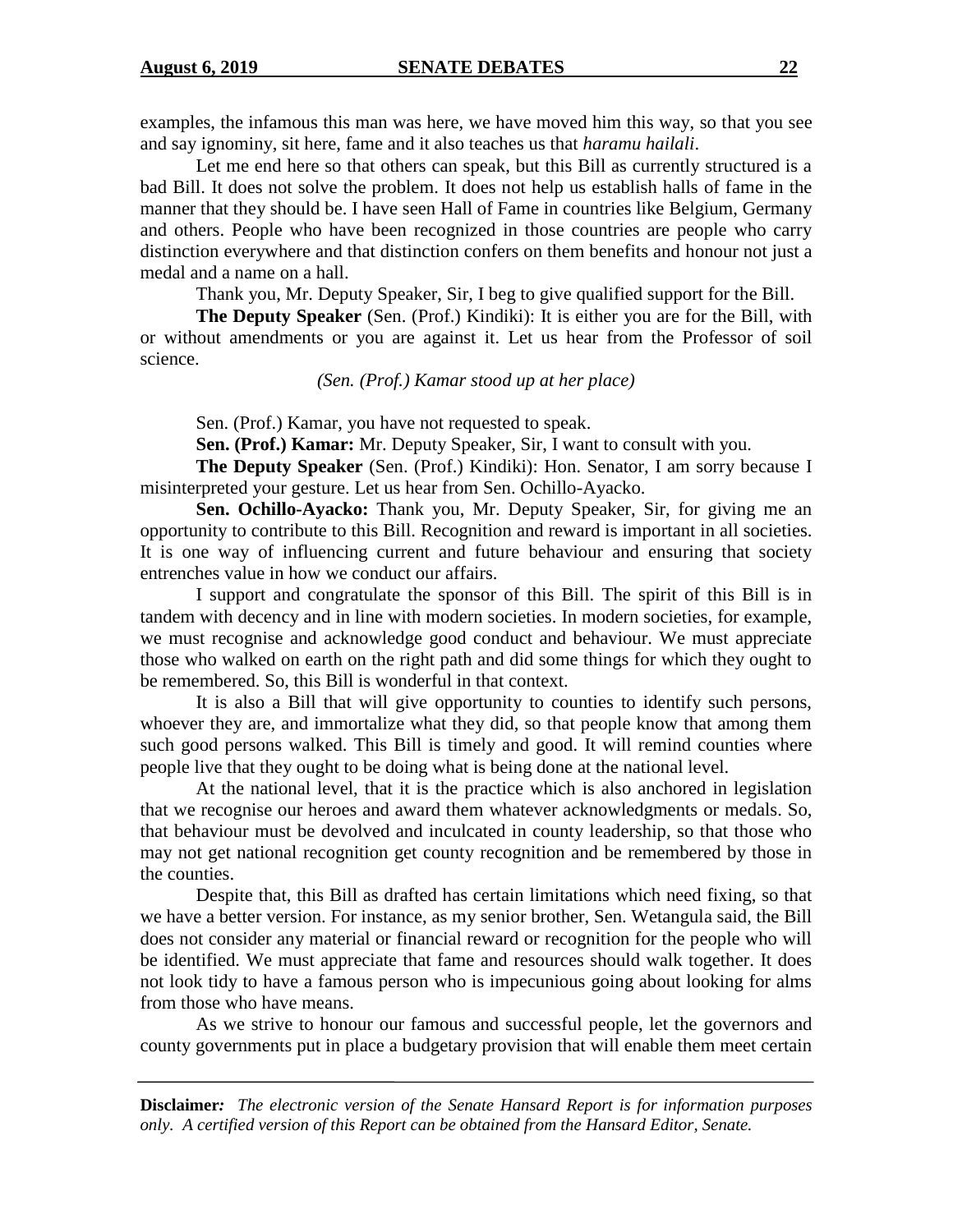examples, the infamous this man was here, we have moved him this way, so that you see and say ignominy, sit here, fame and it also teaches us that *haramu hailali*.

Let me end here so that others can speak, but this Bill as currently structured is a bad Bill. It does not solve the problem. It does not help us establish halls of fame in the manner that they should be. I have seen Hall of Fame in countries like Belgium, Germany and others. People who have been recognized in those countries are people who carry distinction everywhere and that distinction confers on them benefits and honour not just a medal and a name on a hall.

Thank you, Mr. Deputy Speaker, Sir, I beg to give qualified support for the Bill.

**The Deputy Speaker** (Sen. (Prof.) Kindiki): It is either you are for the Bill, with or without amendments or you are against it. Let us hear from the Professor of soil science.

*(Sen. (Prof.) Kamar stood up at her place)*

Sen. (Prof.) Kamar, you have not requested to speak.

**Sen. (Prof.) Kamar:** Mr. Deputy Speaker, Sir, I want to consult with you.

**The Deputy Speaker** (Sen. (Prof.) Kindiki): Hon. Senator, I am sorry because I misinterpreted your gesture. Let us hear from Sen. Ochillo-Ayacko.

**Sen. Ochillo-Ayacko:** Thank you, Mr. Deputy Speaker, Sir, for giving me an opportunity to contribute to this Bill. Recognition and reward is important in all societies. It is one way of influencing current and future behaviour and ensuring that society entrenches value in how we conduct our affairs.

I support and congratulate the sponsor of this Bill. The spirit of this Bill is in tandem with decency and in line with modern societies. In modern societies, for example, we must recognise and acknowledge good conduct and behaviour. We must appreciate those who walked on earth on the right path and did some things for which they ought to be remembered. So, this Bill is wonderful in that context.

It is also a Bill that will give opportunity to counties to identify such persons, whoever they are, and immortalize what they did, so that people know that among them such good persons walked. This Bill is timely and good. It will remind counties where people live that they ought to be doing what is being done at the national level.

At the national level, that it is the practice which is also anchored in legislation that we recognise our heroes and award them whatever acknowledgments or medals. So, that behaviour must be devolved and inculcated in county leadership, so that those who may not get national recognition get county recognition and be remembered by those in the counties.

Despite that, this Bill as drafted has certain limitations which need fixing, so that we have a better version. For instance, as my senior brother, Sen. Wetangula said, the Bill does not consider any material or financial reward or recognition for the people who will be identified. We must appreciate that fame and resources should walk together. It does not look tidy to have a famous person who is impecunious going about looking for alms from those who have means.

As we strive to honour our famous and successful people, let the governors and county governments put in place a budgetary provision that will enable them meet certain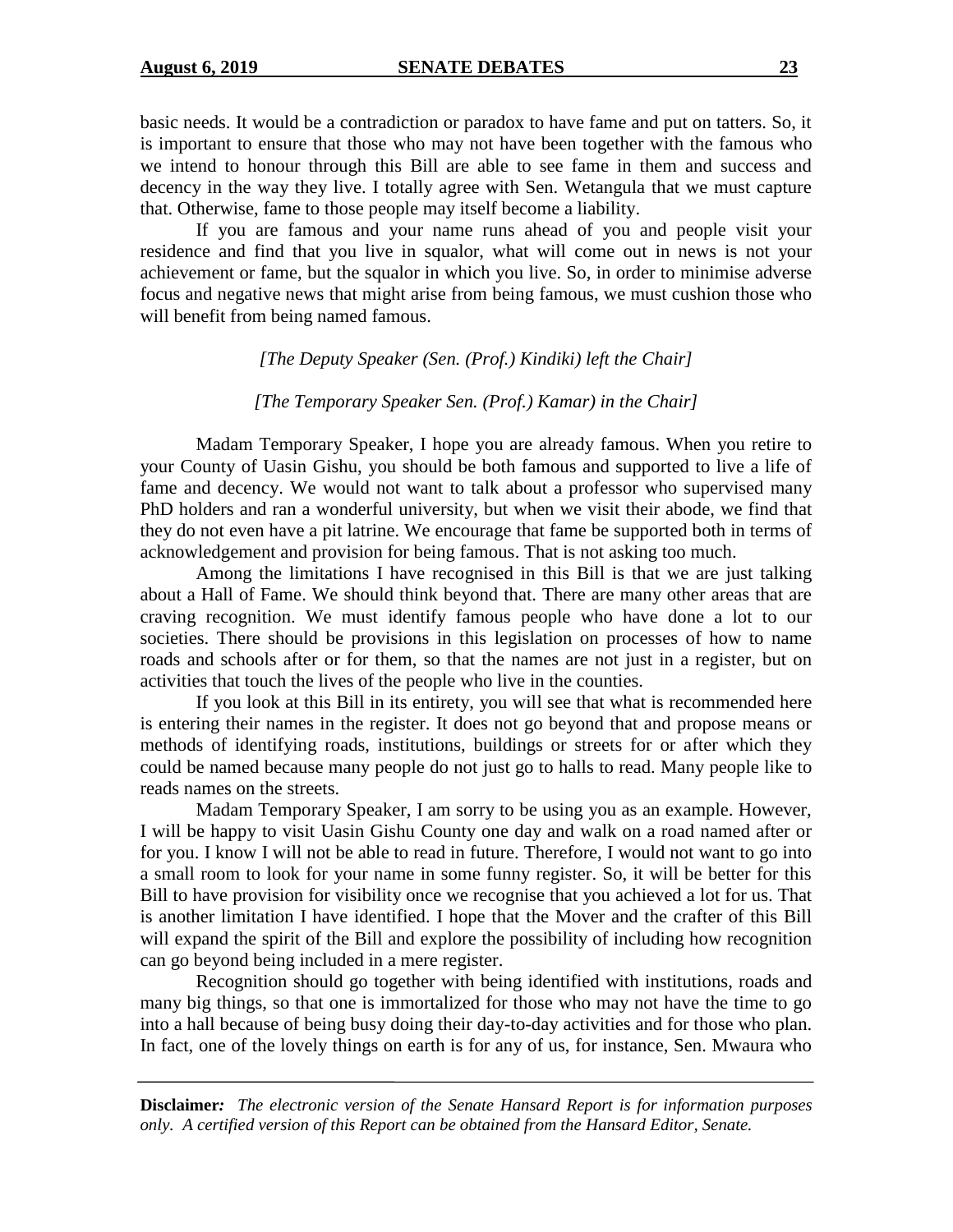basic needs. It would be a contradiction or paradox to have fame and put on tatters. So, it is important to ensure that those who may not have been together with the famous who we intend to honour through this Bill are able to see fame in them and success and decency in the way they live. I totally agree with Sen. Wetangula that we must capture that. Otherwise, fame to those people may itself become a liability.

If you are famous and your name runs ahead of you and people visit your residence and find that you live in squalor, what will come out in news is not your achievement or fame, but the squalor in which you live. So, in order to minimise adverse focus and negative news that might arise from being famous, we must cushion those who will benefit from being named famous.

*[The Deputy Speaker (Sen. (Prof.) Kindiki) left the Chair]*

*[The Temporary Speaker Sen. (Prof.) Kamar) in the Chair]*

Madam Temporary Speaker, I hope you are already famous. When you retire to your County of Uasin Gishu, you should be both famous and supported to live a life of fame and decency. We would not want to talk about a professor who supervised many PhD holders and ran a wonderful university, but when we visit their abode, we find that they do not even have a pit latrine. We encourage that fame be supported both in terms of acknowledgement and provision for being famous. That is not asking too much.

Among the limitations I have recognised in this Bill is that we are just talking about a Hall of Fame. We should think beyond that. There are many other areas that are craving recognition. We must identify famous people who have done a lot to our societies. There should be provisions in this legislation on processes of how to name roads and schools after or for them, so that the names are not just in a register, but on activities that touch the lives of the people who live in the counties.

If you look at this Bill in its entirety, you will see that what is recommended here is entering their names in the register. It does not go beyond that and propose means or methods of identifying roads, institutions, buildings or streets for or after which they could be named because many people do not just go to halls to read. Many people like to reads names on the streets.

Madam Temporary Speaker, I am sorry to be using you as an example. However, I will be happy to visit Uasin Gishu County one day and walk on a road named after or for you. I know I will not be able to read in future. Therefore, I would not want to go into a small room to look for your name in some funny register. So, it will be better for this Bill to have provision for visibility once we recognise that you achieved a lot for us. That is another limitation I have identified. I hope that the Mover and the crafter of this Bill will expand the spirit of the Bill and explore the possibility of including how recognition can go beyond being included in a mere register.

Recognition should go together with being identified with institutions, roads and many big things, so that one is immortalized for those who may not have the time to go into a hall because of being busy doing their day-to-day activities and for those who plan. In fact, one of the lovely things on earth is for any of us, for instance, Sen. Mwaura who

**Disclaimer***:* *The electronic version of the Senate Hansard Report is for information purposes only. A certified version of this Report can be obtained from the Hansard Editor, Senate.*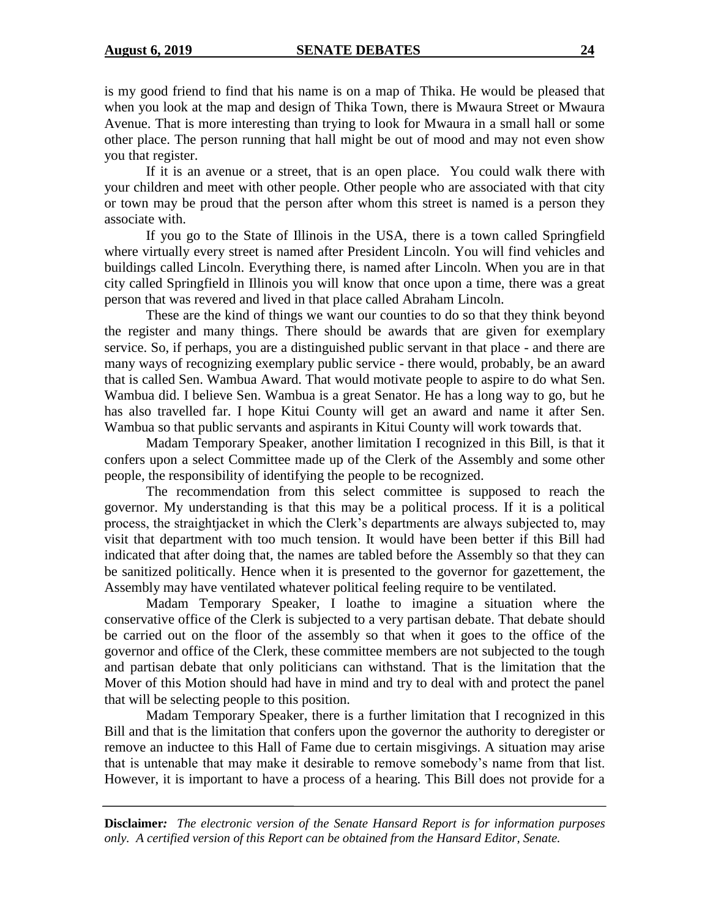is my good friend to find that his name is on a map of Thika. He would be pleased that when you look at the map and design of Thika Town, there is Mwaura Street or Mwaura Avenue. That is more interesting than trying to look for Mwaura in a small hall or some other place. The person running that hall might be out of mood and may not even show you that register.

If it is an avenue or a street, that is an open place. You could walk there with your children and meet with other people. Other people who are associated with that city or town may be proud that the person after whom this street is named is a person they associate with.

If you go to the State of Illinois in the USA, there is a town called Springfield where virtually every street is named after President Lincoln. You will find vehicles and buildings called Lincoln. Everything there, is named after Lincoln. When you are in that city called Springfield in Illinois you will know that once upon a time, there was a great person that was revered and lived in that place called Abraham Lincoln.

These are the kind of things we want our counties to do so that they think beyond the register and many things. There should be awards that are given for exemplary service. So, if perhaps, you are a distinguished public servant in that place - and there are many ways of recognizing exemplary public service - there would, probably, be an award that is called Sen. Wambua Award. That would motivate people to aspire to do what Sen. Wambua did. I believe Sen. Wambua is a great Senator. He has a long way to go, but he has also travelled far. I hope Kitui County will get an award and name it after Sen. Wambua so that public servants and aspirants in Kitui County will work towards that.

Madam Temporary Speaker, another limitation I recognized in this Bill, is that it confers upon a select Committee made up of the Clerk of the Assembly and some other people, the responsibility of identifying the people to be recognized.

The recommendation from this select committee is supposed to reach the governor. My understanding is that this may be a political process. If it is a political process, the straightjacket in which the Clerk's departments are always subjected to, may visit that department with too much tension. It would have been better if this Bill had indicated that after doing that, the names are tabled before the Assembly so that they can be sanitized politically. Hence when it is presented to the governor for gazettement, the Assembly may have ventilated whatever political feeling require to be ventilated.

Madam Temporary Speaker, I loathe to imagine a situation where the conservative office of the Clerk is subjected to a very partisan debate. That debate should be carried out on the floor of the assembly so that when it goes to the office of the governor and office of the Clerk, these committee members are not subjected to the tough and partisan debate that only politicians can withstand. That is the limitation that the Mover of this Motion should had have in mind and try to deal with and protect the panel that will be selecting people to this position.

Madam Temporary Speaker, there is a further limitation that I recognized in this Bill and that is the limitation that confers upon the governor the authority to deregister or remove an inductee to this Hall of Fame due to certain misgivings. A situation may arise that is untenable that may make it desirable to remove somebody's name from that list. However, it is important to have a process of a hearing. This Bill does not provide for a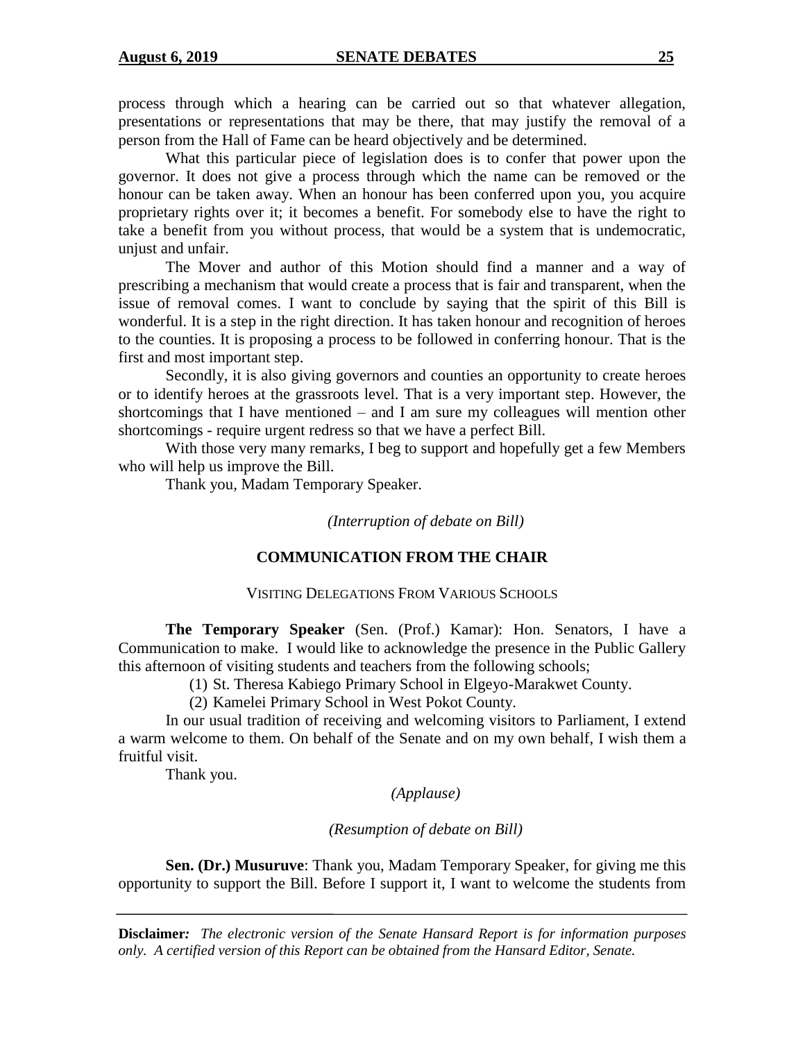process through which a hearing can be carried out so that whatever allegation, presentations or representations that may be there, that may justify the removal of a person from the Hall of Fame can be heard objectively and be determined.

What this particular piece of legislation does is to confer that power upon the governor. It does not give a process through which the name can be removed or the honour can be taken away. When an honour has been conferred upon you, you acquire proprietary rights over it; it becomes a benefit. For somebody else to have the right to take a benefit from you without process, that would be a system that is undemocratic, unjust and unfair.

The Mover and author of this Motion should find a manner and a way of prescribing a mechanism that would create a process that is fair and transparent, when the issue of removal comes. I want to conclude by saying that the spirit of this Bill is wonderful. It is a step in the right direction. It has taken honour and recognition of heroes to the counties. It is proposing a process to be followed in conferring honour. That is the first and most important step.

Secondly, it is also giving governors and counties an opportunity to create heroes or to identify heroes at the grassroots level. That is a very important step. However, the shortcomings that I have mentioned – and I am sure my colleagues will mention other shortcomings - require urgent redress so that we have a perfect Bill.

With those very many remarks, I beg to support and hopefully get a few Members who will help us improve the Bill.

Thank you, Madam Temporary Speaker.

*(Interruption of debate on Bill)*

## COMMUNICATION FROM THE CHAIR

### VISITING DELEGATIONS FROM VARIOUS SCHOOLS

**The Temporary Speaker** (Sen. (Prof.) Kamar): Hon. Senators, I have a Communication to make. I would like to acknowledge the presence in the Public Gallery this afternoon of visiting students and teachers from the following schools;

(1) St. Theresa Kabiego Primary School in Elgeyo-Marakwet County.

(2) Kamelei Primary School in West Pokot County.

In our usual tradition of receiving and welcoming visitors to Parliament, I extend a warm welcome to them. On behalf of the Senate and on my own behalf, I wish them a fruitful visit.

Thank you.

*(Applause)*

*(Resumption of debate on Bill)*

**Sen. (Dr.) Musuruve**: Thank you, Madam Temporary Speaker, for giving me this opportunity to support the Bill. Before I support it, I want to welcome the students from

**Disclaimer:** *The electronic version of the Senate Hansard Report is for information purposes only. A certified version of this Report can be obtained from the Hansard Editor, Senate.*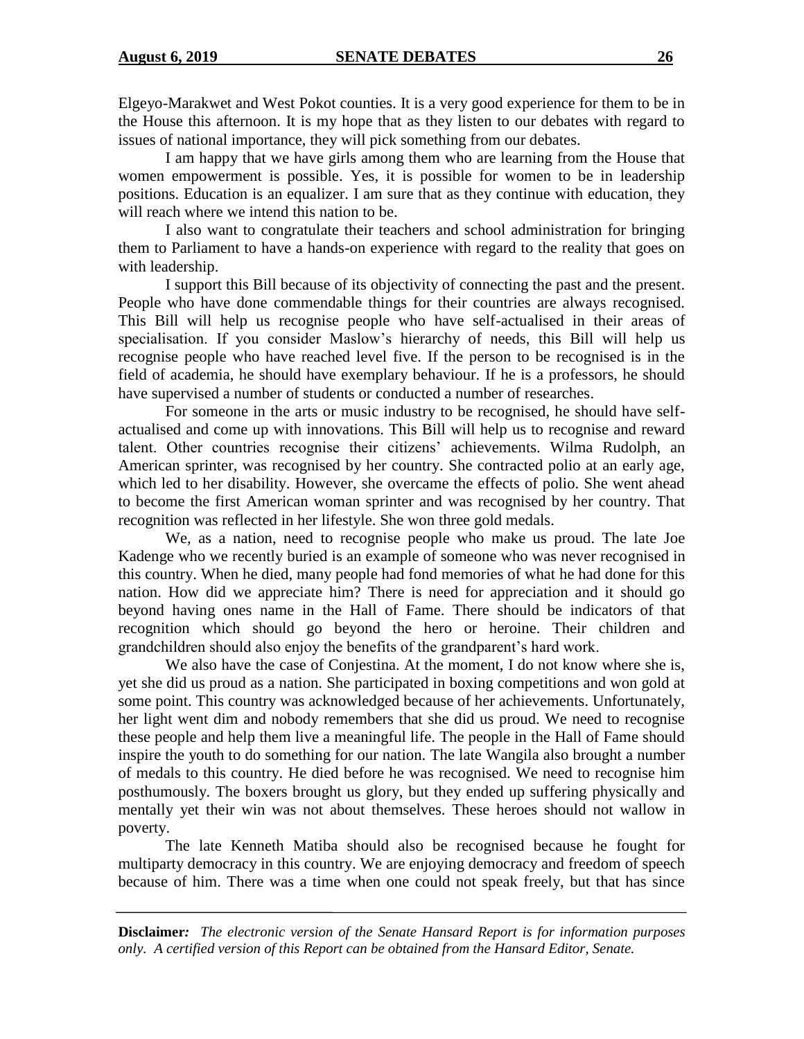Elgeyo-Marakwet and West Pokot counties. It is a very good experience for them to be in the House this afternoon. It is my hope that as they listen to our debates with regard to issues of national importance, they will pick something from our debates.

I am happy that we have girls among them who are learning from the House that women empowerment is possible. Yes, it is possible for women to be in leadership positions. Education is an equalizer. I am sure that as they continue with education, they will reach where we intend this nation to be.

I also want to congratulate their teachers and school administration for bringing them to Parliament to have a hands-on experience with regard to the reality that goes on with leadership.

I support this Bill because of its objectivity of connecting the past and the present. People who have done commendable things for their countries are always recognised. This Bill will help us recognise people who have self-actualised in their areas of specialisation. If you consider Maslow's hierarchy of needs, this Bill will help us recognise people who have reached level five. If the person to be recognised is in the field of academia, he should have exemplary behaviour. If he is a professors, he should have supervised a number of students or conducted a number of researches.

For someone in the arts or music industry to be recognised, he should have self-actualised and come up with innovations. This Bill will help us to recognise and reward talent. Other countries recognise their citizens' achievements. Wilma Rudolph, an American sprinter, was recognised by her country. She contracted polio at an early age, which led to her disability. However, she overcame the effects of polio. She went ahead to become the first American woman sprinter and was recognised by her country. That recognition was reflected in her lifestyle. She won three gold medals.

We, as a nation, need to recognise people who make us proud. The late Joe Kadenge who we recently buried is an example of someone who was never recognised in this country. When he died, many people had fond memories of what he had done for this nation. How did we appreciate him? There is need for appreciation and it should go beyond having ones name in the Hall of Fame. There should be indicators of that recognition which should go beyond the hero or heroine. Their children and grandchildren should also enjoy the benefits of the grandparent's hard work.

We also have the case of Conjestina. At the moment, I do not know where she is, yet she did us proud as a nation. She participated in boxing competitions and won gold at some point. This country was acknowledged because of her achievements. Unfortunately, her light went dim and nobody remembers that she did us proud. We need to recognise these people and help them live a meaningful life. The people in the Hall of Fame should inspire the youth to do something for our nation. The late Wangila also brought a number of medals to this country. He died before he was recognised. We need to recognise him posthumously. The boxers brought us glory, but they ended up suffering physically and mentally yet their win was not about themselves. These heroes should not wallow in poverty.

The late Kenneth Matiba should also be recognised because he fought for multiparty democracy in this country. We are enjoying democracy and freedom of speech because of him. There was a time when one could not speak freely, but that has since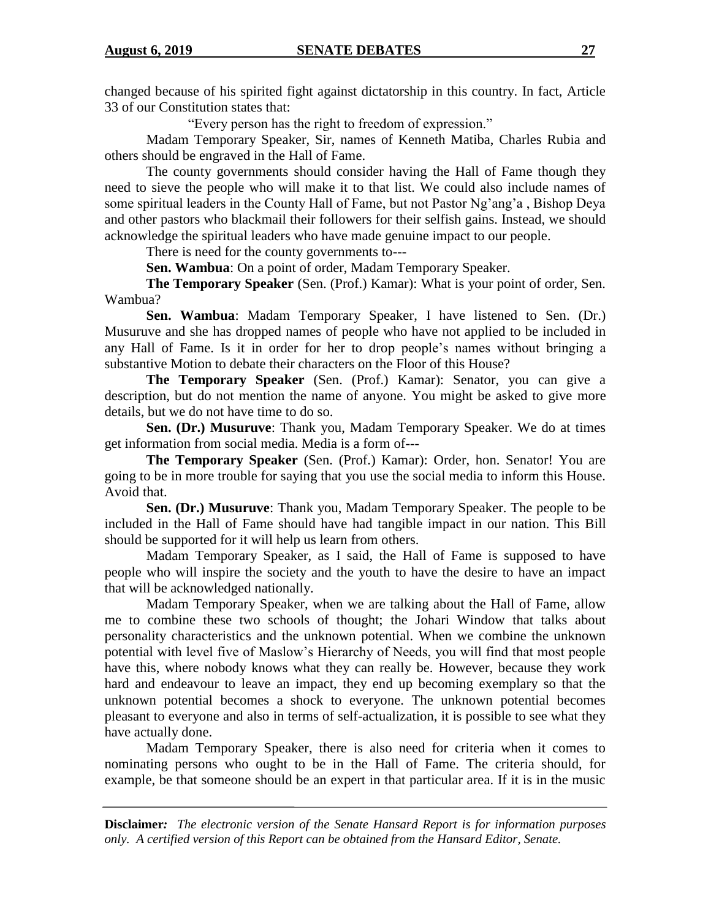changed because of his spirited fight against dictatorship in this country. In fact, Article 33 of our Constitution states that:

"Every person has the right to freedom of expression."

Madam Temporary Speaker, Sir, names of Kenneth Matiba, Charles Rubia and others should be engraved in the Hall of Fame.

The county governments should consider having the Hall of Fame though they need to sieve the people who will make it to that list. We could also include names of some spiritual leaders in the County Hall of Fame, but not Pastor Ng'ang'a , Bishop Deya and other pastors who blackmail their followers for their selfish gains. Instead, we should acknowledge the spiritual leaders who have made genuine impact to our people.

There is need for the county governments to---

**Sen. Wambua**: On a point of order, Madam Temporary Speaker.

**The Temporary Speaker** (Sen. (Prof.) Kamar): What is your point of order, Sen. Wambua?

**Sen. Wambua**: Madam Temporary Speaker, I have listened to Sen. (Dr.) Musuruve and she has dropped names of people who have not applied to be included in any Hall of Fame. Is it in order for her to drop people's names without bringing a substantive Motion to debate their characters on the Floor of this House?

**The Temporary Speaker** (Sen. (Prof.) Kamar): Senator, you can give a description, but do not mention the name of anyone. You might be asked to give more details, but we do not have time to do so.

**Sen. (Dr.) Musuruve**: Thank you, Madam Temporary Speaker. We do at times get information from social media. Media is a form of---

**The Temporary Speaker** (Sen. (Prof.) Kamar): Order, hon. Senator! You are going to be in more trouble for saying that you use the social media to inform this House. Avoid that.

**Sen. (Dr.) Musuruve**: Thank you, Madam Temporary Speaker. The people to be included in the Hall of Fame should have had tangible impact in our nation. This Bill should be supported for it will help us learn from others.

Madam Temporary Speaker, as I said, the Hall of Fame is supposed to have people who will inspire the society and the youth to have the desire to have an impact that will be acknowledged nationally.

Madam Temporary Speaker, when we are talking about the Hall of Fame, allow me to combine these two schools of thought; the Johari Window that talks about personality characteristics and the unknown potential. When we combine the unknown potential with level five of Maslow's Hierarchy of Needs, you will find that most people have this, where nobody knows what they can really be. However, because they work hard and endeavour to leave an impact, they end up becoming exemplary so that the unknown potential becomes a shock to everyone. The unknown potential becomes pleasant to everyone and also in terms of self-actualization, it is possible to see what they have actually done.

Madam Temporary Speaker, there is also need for criteria when it comes to nominating persons who ought to be in the Hall of Fame. The criteria should, for example, be that someone should be an expert in that particular area. If it is in the music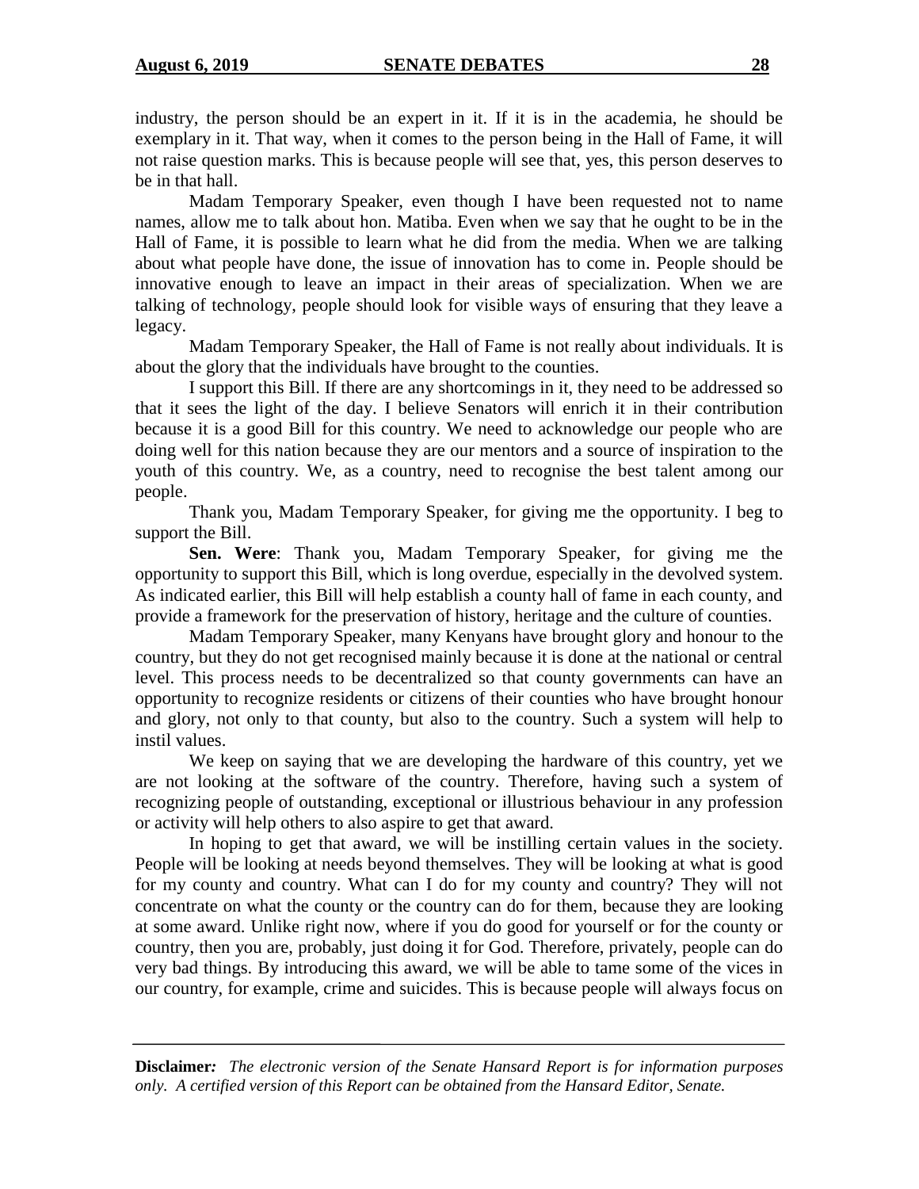industry, the person should be an expert in it. If it is in the academia, he should be exemplary in it. That way, when it comes to the person being in the Hall of Fame, it will not raise question marks. This is because people will see that, yes, this person deserves to be in that hall.

Madam Temporary Speaker, even though I have been requested not to name names, allow me to talk about hon. Matiba. Even when we say that he ought to be in the Hall of Fame, it is possible to learn what he did from the media. When we are talking about what people have done, the issue of innovation has to come in. People should be innovative enough to leave an impact in their areas of specialization. When we are talking of technology, people should look for visible ways of ensuring that they leave a legacy.

Madam Temporary Speaker, the Hall of Fame is not really about individuals. It is about the glory that the individuals have brought to the counties.

I support this Bill. If there are any shortcomings in it, they need to be addressed so that it sees the light of the day. I believe Senators will enrich it in their contribution because it is a good Bill for this country. We need to acknowledge our people who are doing well for this nation because they are our mentors and a source of inspiration to the youth of this country. We, as a country, need to recognise the best talent among our people.

Thank you, Madam Temporary Speaker, for giving me the opportunity. I beg to support the Bill.

**Sen. Were**: Thank you, Madam Temporary Speaker, for giving me the opportunity to support this Bill, which is long overdue, especially in the devolved system. As indicated earlier, this Bill will help establish a county hall of fame in each county, and provide a framework for the preservation of history, heritage and the culture of counties.

Madam Temporary Speaker, many Kenyans have brought glory and honour to the country, but they do not get recognised mainly because it is done at the national or central level. This process needs to be decentralized so that county governments can have an opportunity to recognize residents or citizens of their counties who have brought honour and glory, not only to that county, but also to the country. Such a system will help to instil values.

We keep on saying that we are developing the hardware of this country, yet we are not looking at the software of the country. Therefore, having such a system of recognizing people of outstanding, exceptional or illustrious behaviour in any profession or activity will help others to also aspire to get that award.

In hoping to get that award, we will be instilling certain values in the society. People will be looking at needs beyond themselves. They will be looking at what is good for my county and country. What can I do for my county and country? They will not concentrate on what the county or the country can do for them, because they are looking at some award. Unlike right now, where if you do good for yourself or for the county or country, then you are, probably, just doing it for God. Therefore, privately, people can do very bad things. By introducing this award, we will be able to tame some of the vices in our country, for example, crime and suicides. This is because people will always focus on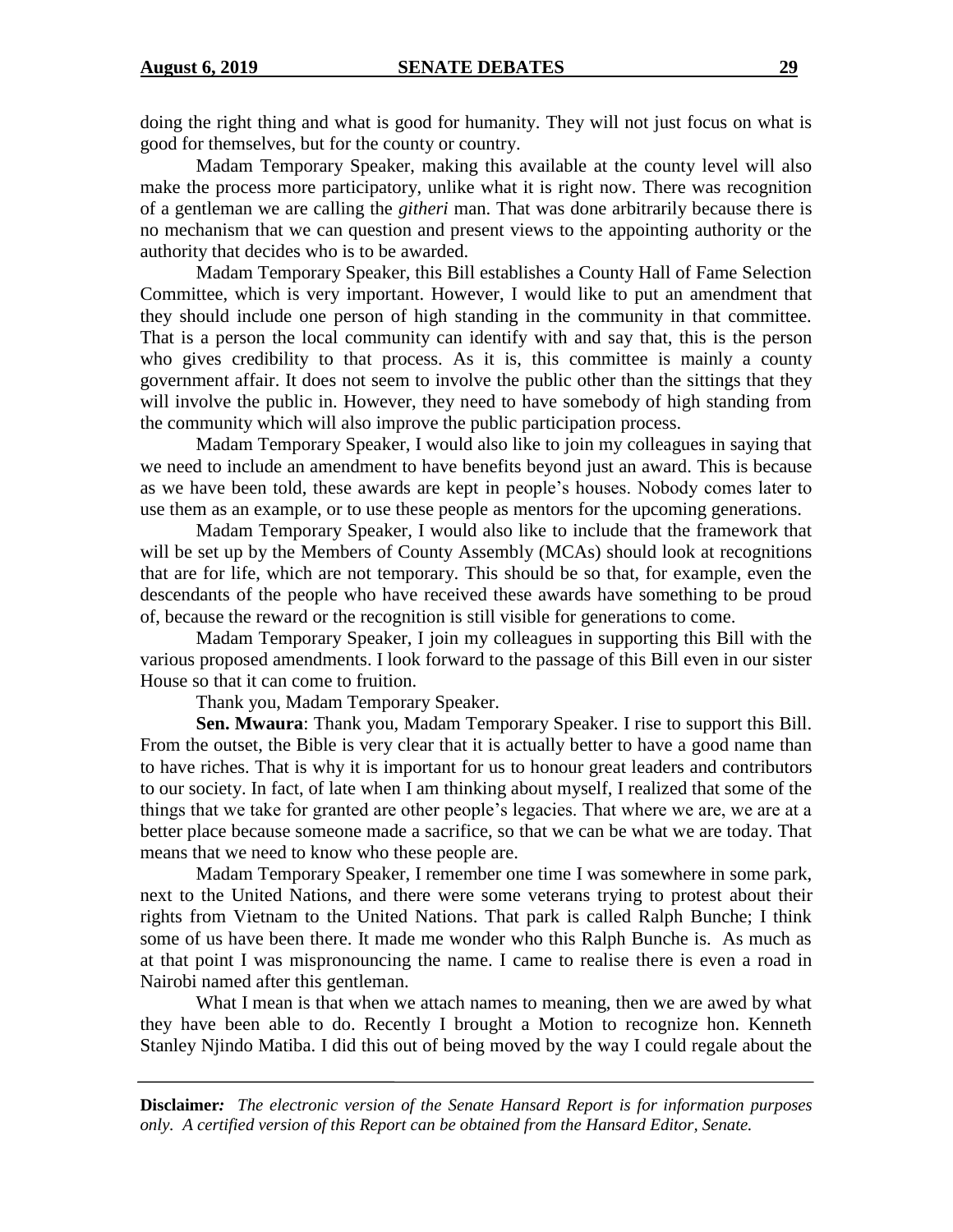doing the right thing and what is good for humanity. They will not just focus on what is good for themselves, but for the county or country.

Madam Temporary Speaker, making this available at the county level will also make the process more participatory, unlike what it is right now. There was recognition of a gentleman we are calling the *githeri* man. That was done arbitrarily because there is no mechanism that we can question and present views to the appointing authority or the authority that decides who is to be awarded.

Madam Temporary Speaker, this Bill establishes a County Hall of Fame Selection Committee, which is very important. However, I would like to put an amendment that they should include one person of high standing in the community in that committee. That is a person the local community can identify with and say that, this is the person who gives credibility to that process. As it is, this committee is mainly a county government affair. It does not seem to involve the public other than the sittings that they will involve the public in. However, they need to have somebody of high standing from the community which will also improve the public participation process.

Madam Temporary Speaker, I would also like to join my colleagues in saying that we need to include an amendment to have benefits beyond just an award. This is because as we have been told, these awards are kept in people's houses. Nobody comes later to use them as an example, or to use these people as mentors for the upcoming generations.

Madam Temporary Speaker, I would also like to include that the framework that will be set up by the Members of County Assembly (MCAs) should look at recognitions that are for life, which are not temporary. This should be so that, for example, even the descendants of the people who have received these awards have something to be proud of, because the reward or the recognition is still visible for generations to come.

Madam Temporary Speaker, I join my colleagues in supporting this Bill with the various proposed amendments. I look forward to the passage of this Bill even in our sister House so that it can come to fruition.

Thank you, Madam Temporary Speaker.

**Sen. Mwaura**: Thank you, Madam Temporary Speaker. I rise to support this Bill. From the outset, the Bible is very clear that it is actually better to have a good name than to have riches. That is why it is important for us to honour great leaders and contributors to our society. In fact, of late when I am thinking about myself, I realized that some of the things that we take for granted are other people's legacies. That where we are, we are at a better place because someone made a sacrifice, so that we can be what we are today. That means that we need to know who these people are.

Madam Temporary Speaker, I remember one time I was somewhere in some park, next to the United Nations, and there were some veterans trying to protest about their rights from Vietnam to the United Nations. That park is called Ralph Bunche; I think some of us have been there. It made me wonder who this Ralph Bunche is. As much as at that point I was mispronouncing the name. I came to realise there is even a road in Nairobi named after this gentleman.

What I mean is that when we attach names to meaning, then we are awed by what they have been able to do. Recently I brought a Motion to recognize hon. Kenneth Stanley Njindo Matiba. I did this out of being moved by the way I could regale about the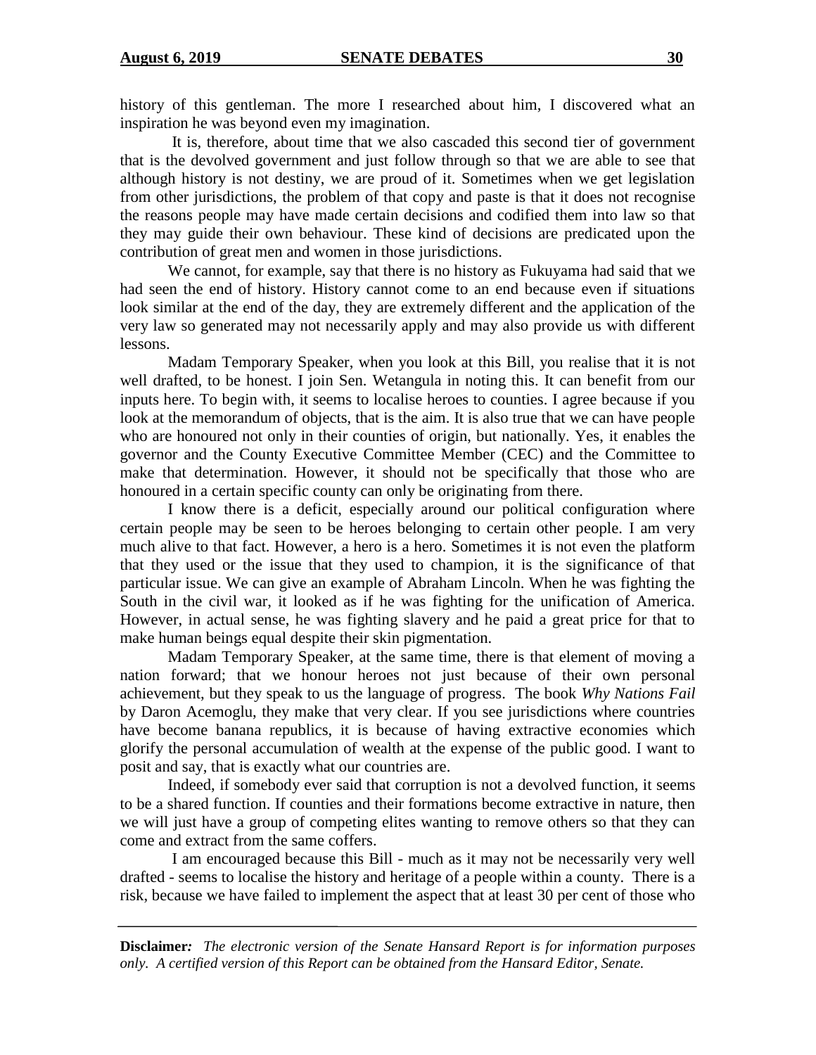history of this gentleman. The more I researched about him, I discovered what an inspiration he was beyond even my imagination.

It is, therefore, about time that we also cascaded this second tier of government that is the devolved government and just follow through so that we are able to see that although history is not destiny, we are proud of it. Sometimes when we get legislation from other jurisdictions, the problem of that copy and paste is that it does not recognise the reasons people may have made certain decisions and codified them into law so that they may guide their own behaviour. These kind of decisions are predicated upon the contribution of great men and women in those jurisdictions.

We cannot, for example, say that there is no history as Fukuyama had said that we had seen the end of history. History cannot come to an end because even if situations look similar at the end of the day, they are extremely different and the application of the very law so generated may not necessarily apply and may also provide us with different lessons.

Madam Temporary Speaker, when you look at this Bill, you realise that it is not well drafted, to be honest. I join Sen. Wetangula in noting this. It can benefit from our inputs here. To begin with, it seems to localise heroes to counties. I agree because if you look at the memorandum of objects, that is the aim. It is also true that we can have people who are honoured not only in their counties of origin, but nationally. Yes, it enables the governor and the County Executive Committee Member (CEC) and the Committee to make that determination. However, it should not be specifically that those who are honoured in a certain specific county can only be originating from there.

I know there is a deficit, especially around our political configuration where certain people may be seen to be heroes belonging to certain other people. I am very much alive to that fact. However, a hero is a hero. Sometimes it is not even the platform that they used or the issue that they used to champion, it is the significance of that particular issue. We can give an example of Abraham Lincoln. When he was fighting the South in the civil war, it looked as if he was fighting for the unification of America. However, in actual sense, he was fighting slavery and he paid a great price for that to make human beings equal despite their skin pigmentation.

Madam Temporary Speaker, at the same time, there is that element of moving a nation forward; that we honour heroes not just because of their own personal achievement, but they speak to us the language of progress. The book *Why Nations Fail* by Daron Acemoglu, they make that very clear. If you see jurisdictions where countries have become banana republics, it is because of having extractive economies which glorify the personal accumulation of wealth at the expense of the public good. I want to posit and say, that is exactly what our countries are.

Indeed, if somebody ever said that corruption is not a devolved function, it seems to be a shared function. If counties and their formations become extractive in nature, then we will just have a group of competing elites wanting to remove others so that they can come and extract from the same coffers.

I am encouraged because this Bill - much as it may not be necessarily very well drafted - seems to localise the history and heritage of a people within a county. There is a risk, because we have failed to implement the aspect that at least 30 per cent of those who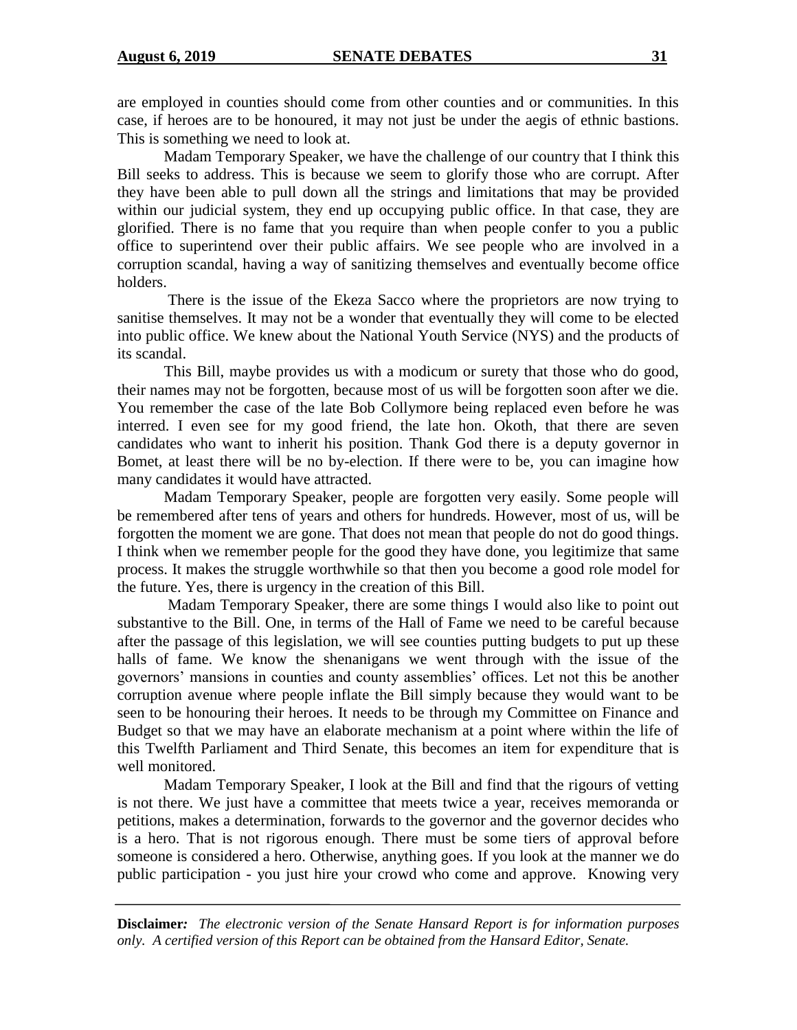are employed in counties should come from other counties and or communities. In this case, if heroes are to be honoured, it may not just be under the aegis of ethnic bastions. This is something we need to look at.

Madam Temporary Speaker, we have the challenge of our country that I think this Bill seeks to address. This is because we seem to glorify those who are corrupt. After they have been able to pull down all the strings and limitations that may be provided within our judicial system, they end up occupying public office. In that case, they are glorified. There is no fame that you require than when people confer to you a public office to superintend over their public affairs. We see people who are involved in a corruption scandal, having a way of sanitizing themselves and eventually become office holders.

There is the issue of the Ekeza Sacco where the proprietors are now trying to sanitise themselves. It may not be a wonder that eventually they will come to be elected into public office. We knew about the National Youth Service (NYS) and the products of its scandal.

This Bill, maybe provides us with a modicum or surety that those who do good, their names may not be forgotten, because most of us will be forgotten soon after we die. You remember the case of the late Bob Collymore being replaced even before he was interred. I even see for my good friend, the late hon. Okoth, that there are seven candidates who want to inherit his position. Thank God there is a deputy governor in Bomet, at least there will be no by-election. If there were to be, you can imagine how many candidates it would have attracted.

Madam Temporary Speaker, people are forgotten very easily. Some people will be remembered after tens of years and others for hundreds. However, most of us, will be forgotten the moment we are gone. That does not mean that people do not do good things. I think when we remember people for the good they have done, you legitimize that same process. It makes the struggle worthwhile so that then you become a good role model for the future. Yes, there is urgency in the creation of this Bill.

Madam Temporary Speaker, there are some things I would also like to point out substantive to the Bill. One, in terms of the Hall of Fame we need to be careful because after the passage of this legislation, we will see counties putting budgets to put up these halls of fame. We know the shenanigans we went through with the issue of the governors' mansions in counties and county assemblies' offices. Let not this be another corruption avenue where people inflate the Bill simply because they would want to be seen to be honouring their heroes. It needs to be through my Committee on Finance and Budget so that we may have an elaborate mechanism at a point where within the life of this Twelfth Parliament and Third Senate, this becomes an item for expenditure that is well monitored.

Madam Temporary Speaker, I look at the Bill and find that the rigours of vetting is not there. We just have a committee that meets twice a year, receives memoranda or petitions, makes a determination, forwards to the governor and the governor decides who is a hero. That is not rigorous enough. There must be some tiers of approval before someone is considered a hero. Otherwise, anything goes. If you look at the manner we do public participation - you just hire your crowd who come and approve. Knowing very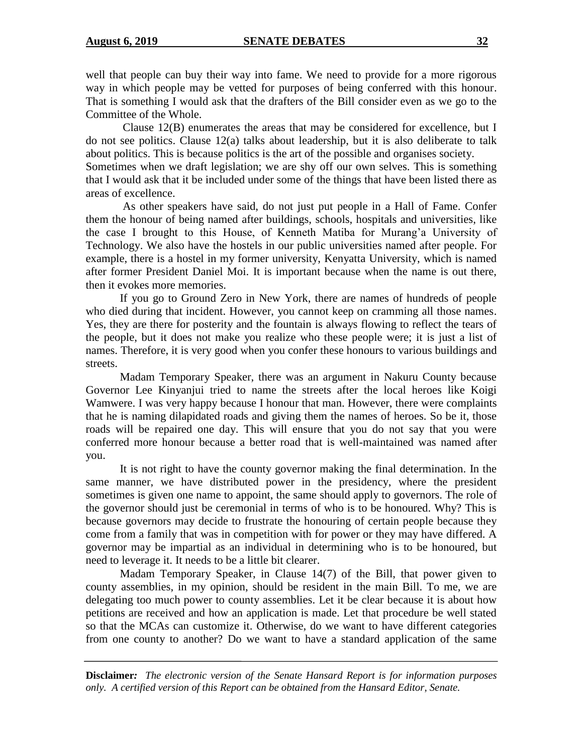well that people can buy their way into fame. We need to provide for a more rigorous way in which people may be vetted for purposes of being conferred with this honour. That is something I would ask that the drafters of the Bill consider even as we go to the Committee of the Whole.

Clause 12(B) enumerates the areas that may be considered for excellence, but I do not see politics. Clause 12(a) talks about leadership, but it is also deliberate to talk about politics. This is because politics is the art of the possible and organises society. Sometimes when we draft legislation; we are shy off our own selves. This is something that I would ask that it be included under some of the things that have been listed there as areas of excellence.

As other speakers have said, do not just put people in a Hall of Fame. Confer them the honour of being named after buildings, schools, hospitals and universities, like the case I brought to this House, of Kenneth Matiba for Murang'a University of Technology. We also have the hostels in our public universities named after people. For example, there is a hostel in my former university, Kenyatta University, which is named after former President Daniel Moi. It is important because when the name is out there, then it evokes more memories.

If you go to Ground Zero in New York, there are names of hundreds of people who died during that incident. However, you cannot keep on cramming all those names. Yes, they are there for posterity and the fountain is always flowing to reflect the tears of the people, but it does not make you realize who these people were; it is just a list of names. Therefore, it is very good when you confer these honours to various buildings and streets.

Madam Temporary Speaker, there was an argument in Nakuru County because Governor Lee Kinyanjui tried to name the streets after the local heroes like Koigi Wamwere. I was very happy because I honour that man. However, there were complaints that he is naming dilapidated roads and giving them the names of heroes. So be it, those roads will be repaired one day. This will ensure that you do not say that you were conferred more honour because a better road that is well-maintained was named after you.

It is not right to have the county governor making the final determination. In the same manner, we have distributed power in the presidency, where the president sometimes is given one name to appoint, the same should apply to governors. The role of the governor should just be ceremonial in terms of who is to be honoured. Why? This is because governors may decide to frustrate the honouring of certain people because they come from a family that was in competition with for power or they may have differed. A governor may be impartial as an individual in determining who is to be honoured, but need to leverage it. It needs to be a little bit clearer.

Madam Temporary Speaker, in Clause 14(7) of the Bill, that power given to county assemblies, in my opinion, should be resident in the main Bill. To me, we are delegating too much power to county assemblies. Let it be clear because it is about how petitions are received and how an application is made. Let that procedure be well stated so that the MCAs can customize it. Otherwise, do we want to have different categories from one county to another? Do we want to have a standard application of the same

**Disclaimer:** *The electronic version of the Senate Hansard Report is for information purposes only. A certified version of this Report can be obtained from the Hansard Editor, Senate.*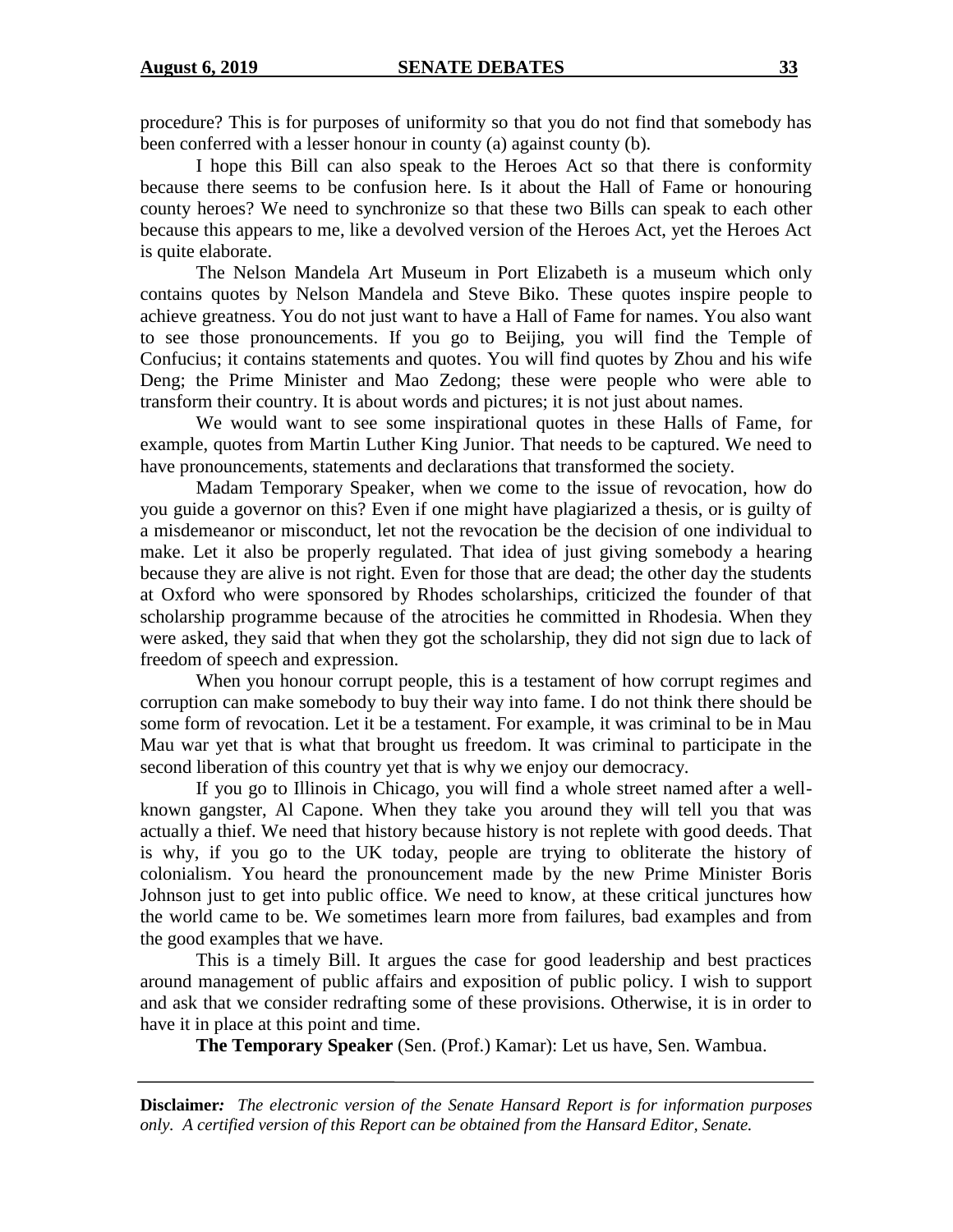procedure? This is for purposes of uniformity so that you do not find that somebody has been conferred with a lesser honour in county (a) against county (b).

I hope this Bill can also speak to the Heroes Act so that there is conformity because there seems to be confusion here. Is it about the Hall of Fame or honouring county heroes? We need to synchronize so that these two Bills can speak to each other because this appears to me, like a devolved version of the Heroes Act, yet the Heroes Act is quite elaborate.

The Nelson Mandela Art Museum in Port Elizabeth is a museum which only contains quotes by Nelson Mandela and Steve Biko. These quotes inspire people to achieve greatness. You do not just want to have a Hall of Fame for names. You also want to see those pronouncements. If you go to Beijing, you will find the Temple of Confucius; it contains statements and quotes. You will find quotes by Zhou and his wife Deng; the Prime Minister and Mao Zedong; these were people who were able to transform their country. It is about words and pictures; it is not just about names.

We would want to see some inspirational quotes in these Halls of Fame, for example, quotes from Martin Luther King Junior. That needs to be captured. We need to have pronouncements, statements and declarations that transformed the society.

Madam Temporary Speaker, when we come to the issue of revocation, how do you guide a governor on this? Even if one might have plagiarized a thesis, or is guilty of a misdemeanor or misconduct, let not the revocation be the decision of one individual to make. Let it also be properly regulated. That idea of just giving somebody a hearing because they are alive is not right. Even for those that are dead; the other day the students at Oxford who were sponsored by Rhodes scholarships, criticized the founder of that scholarship programme because of the atrocities he committed in Rhodesia. When they were asked, they said that when they got the scholarship, they did not sign due to lack of freedom of speech and expression.

When you honour corrupt people, this is a testament of how corrupt regimes and corruption can make somebody to buy their way into fame. I do not think there should be some form of revocation. Let it be a testament. For example, it was criminal to be in Mau Mau war yet that is what that brought us freedom. It was criminal to participate in the second liberation of this country yet that is why we enjoy our democracy.

If you go to Illinois in Chicago, you will find a whole street named after a well-known gangster, Al Capone. When they take you around they will tell you that was actually a thief. We need that history because history is not replete with good deeds. That is why, if you go to the UK today, people are trying to obliterate the history of colonialism. You heard the pronouncement made by the new Prime Minister Boris Johnson just to get into public office. We need to know, at these critical junctures how the world came to be. We sometimes learn more from failures, bad examples and from the good examples that we have.

This is a timely Bill. It argues the case for good leadership and best practices around management of public affairs and exposition of public policy. I wish to support and ask that we consider redrafting some of these provisions. Otherwise, it is in order to have it in place at this point and time.

**The Temporary Speaker** (Sen. (Prof.) Kamar): Let us have, Sen. Wambua.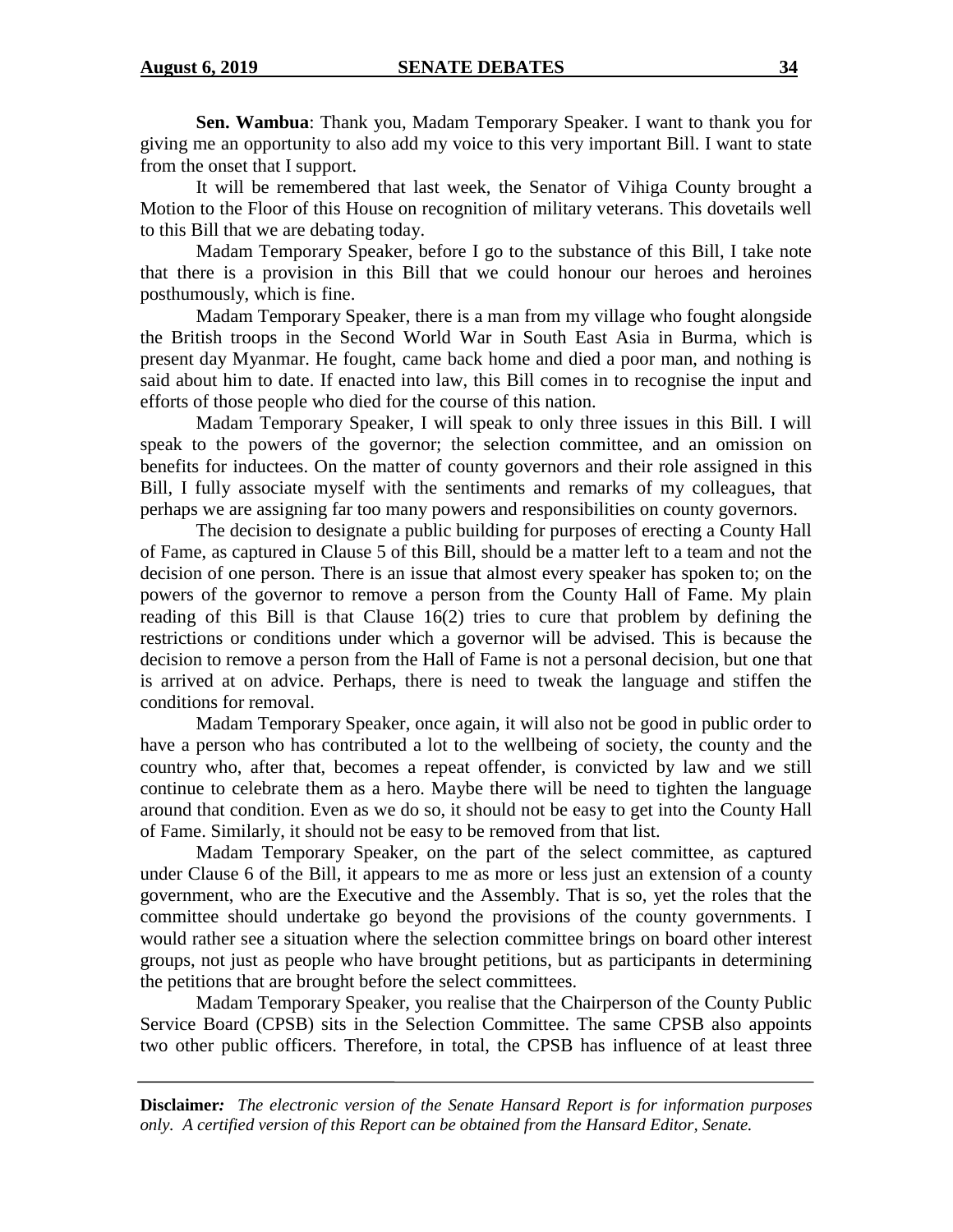**Sen. Wambua**: Thank you, Madam Temporary Speaker. I want to thank you for giving me an opportunity to also add my voice to this very important Bill. I want to state from the onset that I support.

It will be remembered that last week, the Senator of Vihiga County brought a Motion to the Floor of this House on recognition of military veterans. This dovetails well to this Bill that we are debating today.

Madam Temporary Speaker, before I go to the substance of this Bill, I take note that there is a provision in this Bill that we could honour our heroes and heroines posthumously, which is fine.

Madam Temporary Speaker, there is a man from my village who fought alongside the British troops in the Second World War in South East Asia in Burma, which is present day Myanmar. He fought, came back home and died a poor man, and nothing is said about him to date. If enacted into law, this Bill comes in to recognise the input and efforts of those people who died for the course of this nation.

Madam Temporary Speaker, I will speak to only three issues in this Bill. I will speak to the powers of the governor; the selection committee, and an omission on benefits for inductees. On the matter of county governors and their role assigned in this Bill, I fully associate myself with the sentiments and remarks of my colleagues, that perhaps we are assigning far too many powers and responsibilities on county governors.

The decision to designate a public building for purposes of erecting a County Hall of Fame, as captured in Clause 5 of this Bill, should be a matter left to a team and not the decision of one person. There is an issue that almost every speaker has spoken to; on the powers of the governor to remove a person from the County Hall of Fame. My plain reading of this Bill is that Clause 16(2) tries to cure that problem by defining the restrictions or conditions under which a governor will be advised. This is because the decision to remove a person from the Hall of Fame is not a personal decision, but one that is arrived at on advice. Perhaps, there is need to tweak the language and stiffen the conditions for removal.

Madam Temporary Speaker, once again, it will also not be good in public order to have a person who has contributed a lot to the wellbeing of society, the county and the country who, after that, becomes a repeat offender, is convicted by law and we still continue to celebrate them as a hero. Maybe there will be need to tighten the language around that condition. Even as we do so, it should not be easy to get into the County Hall of Fame. Similarly, it should not be easy to be removed from that list.

Madam Temporary Speaker, on the part of the select committee, as captured under Clause 6 of the Bill, it appears to me as more or less just an extension of a county government, who are the Executive and the Assembly. That is so, yet the roles that the committee should undertake go beyond the provisions of the county governments. I would rather see a situation where the selection committee brings on board other interest groups, not just as people who have brought petitions, but as participants in determining the petitions that are brought before the select committees.

Madam Temporary Speaker, you realise that the Chairperson of the County Public Service Board (CPSB) sits in the Selection Committee. The same CPSB also appoints two other public officers. Therefore, in total, the CPSB has influence of at least three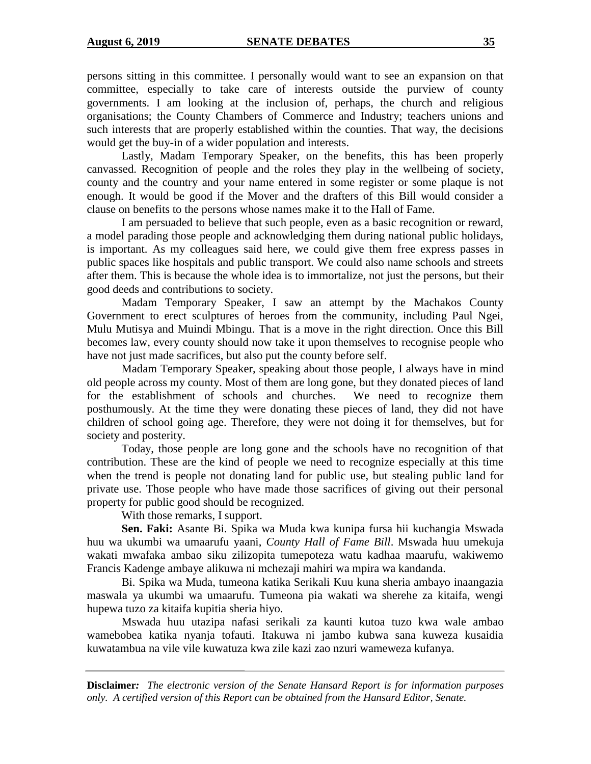persons sitting in this committee. I personally would want to see an expansion on that committee, especially to take care of interests outside the purview of county governments. I am looking at the inclusion of, perhaps, the church and religious organisations; the County Chambers of Commerce and Industry; teachers unions and such interests that are properly established within the counties. That way, the decisions would get the buy-in of a wider population and interests.

Lastly, Madam Temporary Speaker, on the benefits, this has been properly canvassed. Recognition of people and the roles they play in the wellbeing of society, county and the country and your name entered in some register or some plaque is not enough. It would be good if the Mover and the drafters of this Bill would consider a clause on benefits to the persons whose names make it to the Hall of Fame.

I am persuaded to believe that such people, even as a basic recognition or reward, a model parading those people and acknowledging them during national public holidays, is important. As my colleagues said here, we could give them free express passes in public spaces like hospitals and public transport. We could also name schools and streets after them. This is because the whole idea is to immortalize, not just the persons, but their good deeds and contributions to society.

Madam Temporary Speaker, I saw an attempt by the Machakos County Government to erect sculptures of heroes from the community, including Paul Ngei, Mulu Mutisya and Muindi Mbingu. That is a move in the right direction. Once this Bill becomes law, every county should now take it upon themselves to recognise people who have not just made sacrifices, but also put the county before self.

Madam Temporary Speaker, speaking about those people, I always have in mind old people across my county. Most of them are long gone, but they donated pieces of land for the establishment of schools and churches. We need to recognize them posthumously. At the time they were donating these pieces of land, they did not have children of school going age. Therefore, they were not doing it for themselves, but for society and posterity.

Today, those people are long gone and the schools have no recognition of that contribution. These are the kind of people we need to recognize especially at this time when the trend is people not donating land for public use, but stealing public land for private use. Those people who have made those sacrifices of giving out their personal property for public good should be recognized.

With those remarks, I support.

**Sen. Faki:** Asante Bi. Spika wa Muda kwa kunipa fursa hii kuchangia Mswada huu wa ukumbi wa umaarufu yaani, *County Hall of Fame Bill*. Mswada huu umekuja wakati mwafaka ambao siku zilizopita tumepoteza watu kadhaa maarufu, wakiwemo Francis Kadenge ambaye alikuwa ni mchezaji mahiri wa mpira wa kandanda.

Bi. Spika wa Muda, tumeona katika Serikali Kuu kuna sheria ambayo inaangazia maswala ya ukumbi wa umaarufu. Tumeona pia wakati wa sherehe za kitaifa, wengi hupewa tuzo za kitaifa kupitia sheria hiyo.

Mswada huu utazipa nafasi serikali za kaunti kutoa tuzo kwa wale ambao wamebobea katika nyanja tofauti. Itakuwa ni jambo kubwa sana kuweza kusaidia kuwatambua na vile vile kuwatuza kwa zile kazi zao nzuri wameweza kufanya.

**Disclaimer:** *The electronic version of the Senate Hansard Report is for information purposes only. A certified version of this Report can be obtained from the Hansard Editor, Senate.*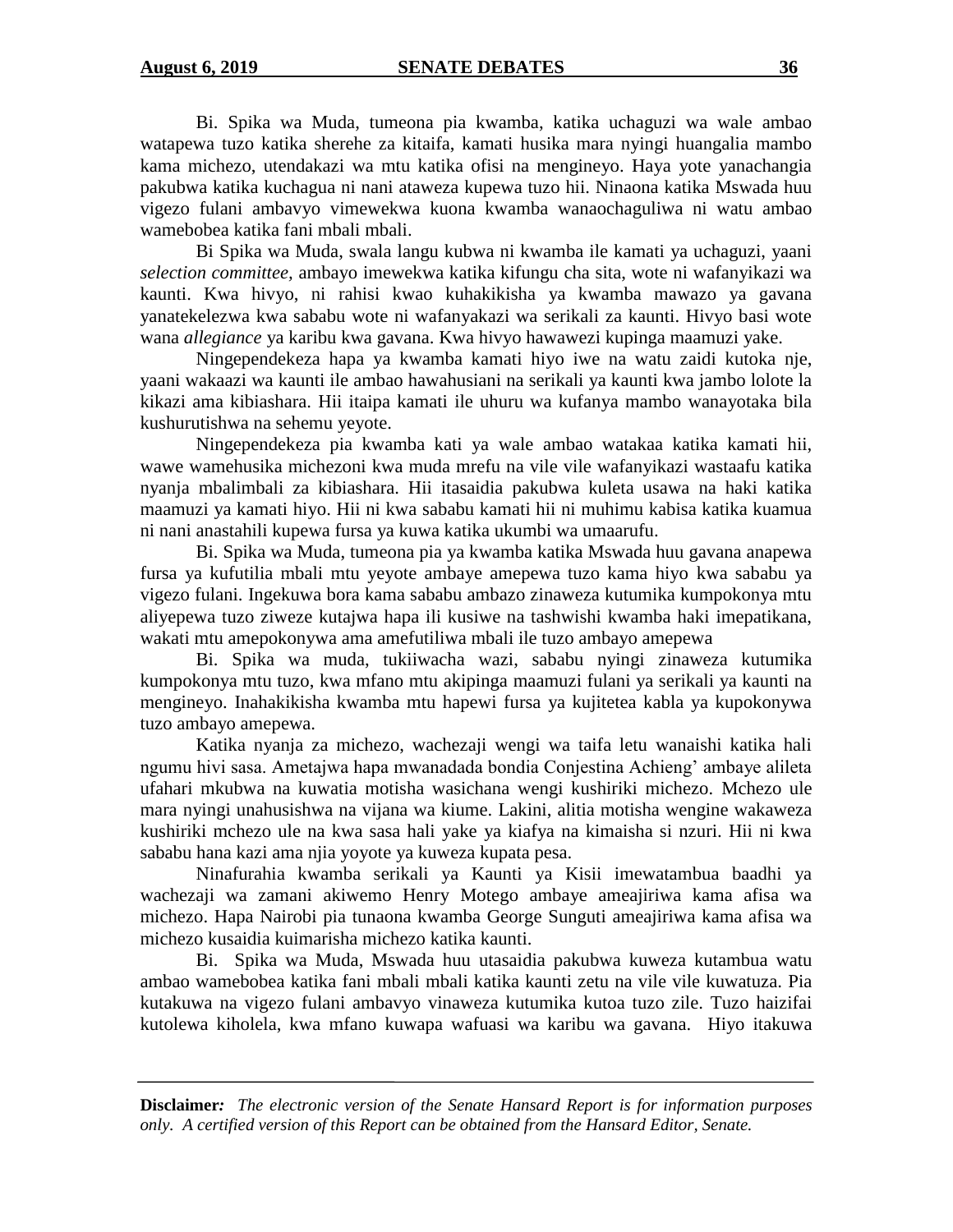Bi. Spika wa Muda, tumeona pia kwamba, katika uchaguzi wa wale ambao watapewa tuzo katika sherehe za kitaifa, kamati husika mara nyingi huangalia mambo kama michezo, utendakazi wa mtu katika ofisi na mengineyo. Haya yote yanachangia pakubwa katika kuchagua ni nani ataweza kupewa tuzo hii. Ninaona katika Mswada huu vigezo fulani ambavyo vimewekwa kuona kwamba wanaochaguliwa ni watu ambao wamebobea katika fani mbali mbali.

Bi Spika wa Muda, swala langu kubwa ni kwamba ile kamati ya uchaguzi, yaani *selection committee,* ambayo imewekwa katika kifungu cha sita, wote ni wafanyikazi wa kaunti. Kwa hivyo, ni rahisi kwao kuhakikisha ya kwamba mawazo ya gavana yanatekelezwa kwa sababu wote ni wafanyakazi wa serikali za kaunti. Hivyo basi wote wana *allegiance* ya karibu kwa gavana. Kwa hivyo hawawezi kupinga maamuzi yake.

Ningependekeza hapa ya kwamba kamati hiyo iwe na watu zaidi kutoka nje, yaani wakaazi wa kaunti ile ambao hawahusiani na serikali ya kaunti kwa jambo lolote la kikazi ama kibiashara. Hii itaipa kamati ile uhuru wa kufanya mambo wanayotaka bila kushurutishwa na sehemu yeyote.

Ningependekeza pia kwamba kati ya wale ambao watakaa katika kamati hii, wawe wamehusika michezoni kwa muda mrefu na vile vile wafanyikazi wastaafu katika nyanja mbalimbali za kibiashara. Hii itasaidia pakubwa kuleta usawa na haki katika maamuzi ya kamati hiyo. Hii ni kwa sababu kamati hii ni muhimu kabisa katika kuamua ni nani anastahili kupewa fursa ya kuwa katika ukumbi wa umaarufu.

Bi. Spika wa Muda, tumeona pia ya kwamba katika Mswada huu gavana anapewa fursa ya kufutilia mbali mtu yeyote ambaye amepewa tuzo kama hiyo kwa sababu ya vigezo fulani. Ingekuwa bora kama sababu ambazo zinaweza kutumika kumpokonya mtu aliyepewa tuzo ziweze kutajwa hapa ili kusiwe na tashwishi kwamba haki imepatikana, wakati mtu amepokonywa ama amefutiliwa mbali ile tuzo ambayo amepewa

Bi. Spika wa muda, tukiiwacha wazi, sababu nyingi zinaweza kutumika kumpokonya mtu tuzo, kwa mfano mtu akipinga maamuzi fulani ya serikali ya kaunti na mengineyo. Inahakikisha kwamba mtu hapewi fursa ya kujitetea kabla ya kupokonywa tuzo ambayo amepewa.

Katika nyanja za michezo, wachezaji wengi wa taifa letu wanaishi katika hali ngumu hivi sasa. Ametajwa hapa mwanadada bondia Conjestina Achieng' ambaye alileta ufahari mkubwa na kuwatia motisha wasichana wengi kushiriki michezo. Mchezo ule mara nyingi unahusishwa na vijana wa kiume. Lakini, alitia motisha wengine wakaweza kushiriki mchezo ule na kwa sasa hali yake ya kiafya na kimaisha si nzuri. Hii ni kwa sababu hana kazi ama njia yoyote ya kuweza kupata pesa.

Ninafurahia kwamba serikali ya Kaunti ya Kisii imewatambua baadhi ya wachezaji wa zamani akiwemo Henry Motego ambaye ameajiriwa kama afisa wa michezo. Hapa Nairobi pia tunaona kwamba George Sunguti ameajiriwa kama afisa wa michezo kusaidia kuimarisha michezo katika kaunti.

Bi. Spika wa Muda, Mswada huu utasaidia pakubwa kuweza kutambua watu ambao wamebobea katika fani mbali mbali katika kaunti zetu na vile vile kuwatuza. Pia kutakuwa na vigezo fulani ambavyo vinaweza kutumika kutoa tuzo zile. Tuzo haizifai kutolewa kiholela, kwa mfano kuwapa wafuasi wa karibu wa gavana. Hiyo itakuwa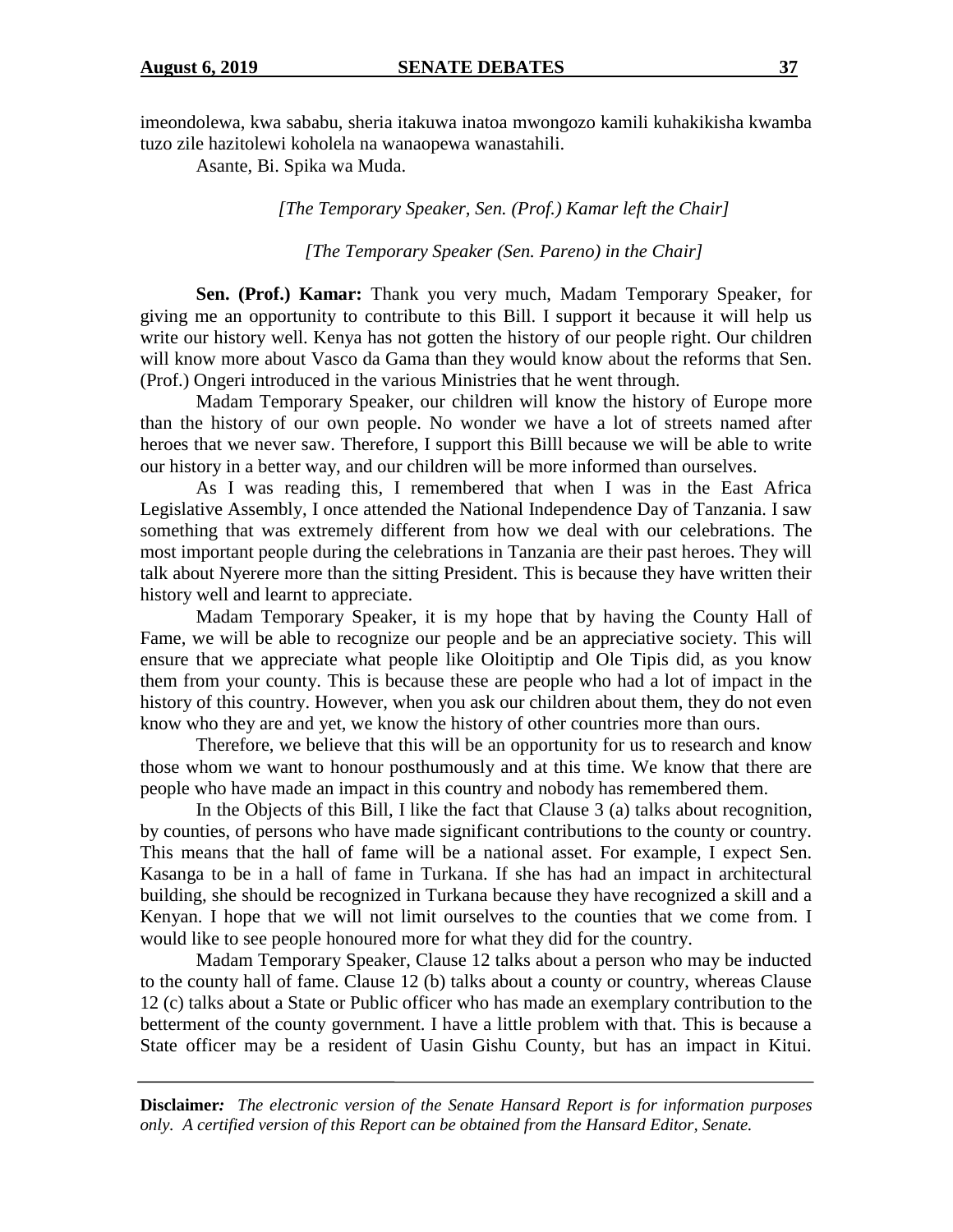imeondolewa, kwa sababu, sheria itakuwa inatoa mwongozo kamili kuhakikisha kwamba tuzo zile hazitolewi koholela na wanaopewa wanastahili.

Asante, Bi. Spika wa Muda.

*[The Temporary Speaker, Sen. (Prof.) Kamar left the Chair]*

*[The Temporary Speaker (Sen. Pareno) in the Chair]*

**Sen. (Prof.) Kamar:** Thank you very much, Madam Temporary Speaker, for giving me an opportunity to contribute to this Bill. I support it because it will help us write our history well. Kenya has not gotten the history of our people right. Our children will know more about Vasco da Gama than they would know about the reforms that Sen. (Prof.) Ongeri introduced in the various Ministries that he went through.

Madam Temporary Speaker, our children will know the history of Europe more than the history of our own people. No wonder we have a lot of streets named after heroes that we never saw. Therefore, I support this Billl because we will be able to write our history in a better way, and our children will be more informed than ourselves.

As I was reading this, I remembered that when I was in the East Africa Legislative Assembly, I once attended the National Independence Day of Tanzania. I saw something that was extremely different from how we deal with our celebrations. The most important people during the celebrations in Tanzania are their past heroes. They will talk about Nyerere more than the sitting President. This is because they have written their history well and learnt to appreciate.

Madam Temporary Speaker, it is my hope that by having the County Hall of Fame, we will be able to recognize our people and be an appreciative society. This will ensure that we appreciate what people like Oloitiptip and Ole Tipis did, as you know them from your county. This is because these are people who had a lot of impact in the history of this country. However, when you ask our children about them, they do not even know who they are and yet, we know the history of other countries more than ours.

Therefore, we believe that this will be an opportunity for us to research and know those whom we want to honour posthumously and at this time. We know that there are people who have made an impact in this country and nobody has remembered them.

In the Objects of this Bill, I like the fact that Clause 3 (a) talks about recognition, by counties, of persons who have made significant contributions to the county or country. This means that the hall of fame will be a national asset. For example, I expect Sen. Kasanga to be in a hall of fame in Turkana. If she has had an impact in architectural building, she should be recognized in Turkana because they have recognized a skill and a Kenyan. I hope that we will not limit ourselves to the counties that we come from. I would like to see people honoured more for what they did for the country.

Madam Temporary Speaker, Clause 12 talks about a person who may be inducted to the county hall of fame. Clause 12 (b) talks about a county or country, whereas Clause 12 (c) talks about a State or Public officer who has made an exemplary contribution to the betterment of the county government. I have a little problem with that. This is because a State officer may be a resident of Uasin Gishu County, but has an impact in Kitui.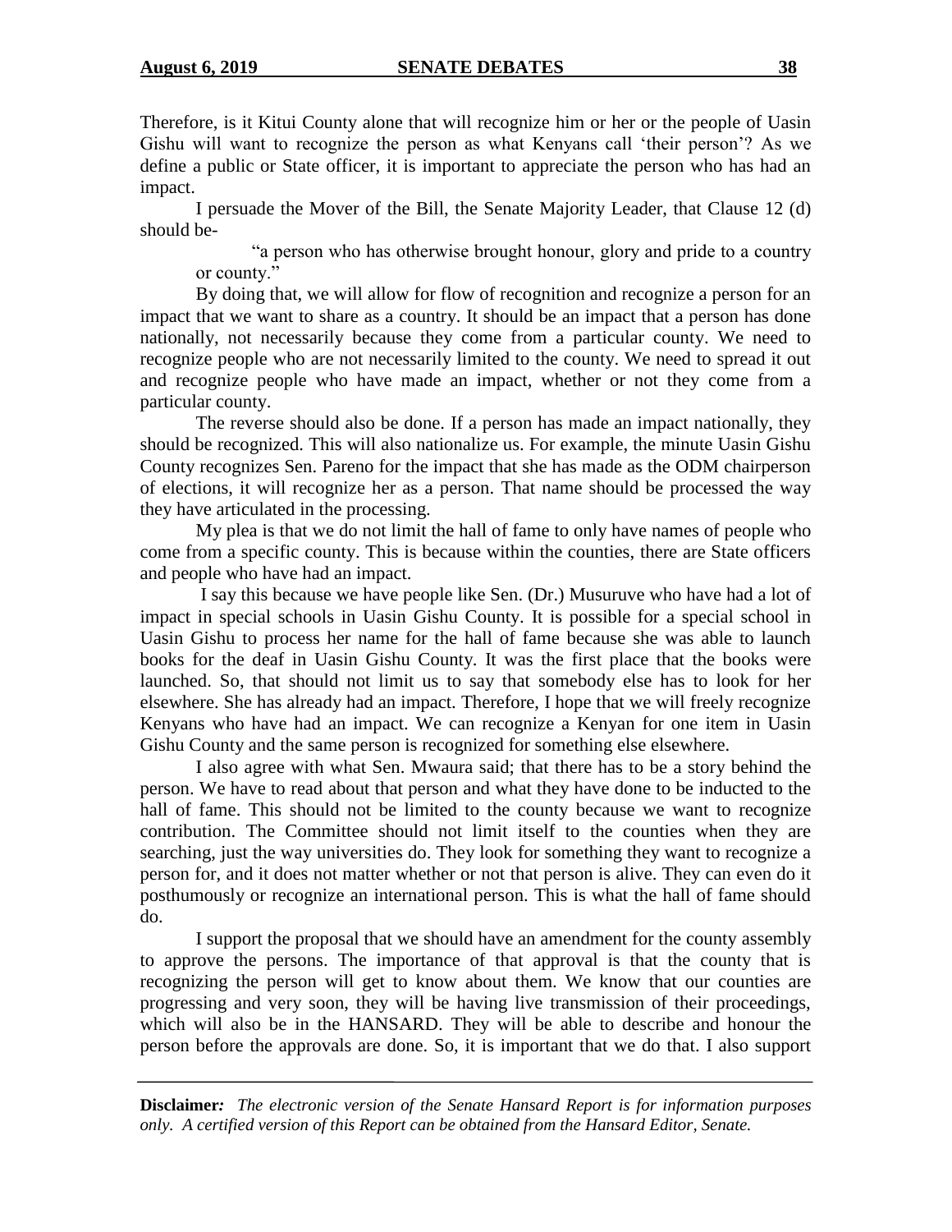Therefore, is it Kitui County alone that will recognize him or her or the people of Uasin Gishu will want to recognize the person as what Kenyans call 'their person'? As we define a public or State officer, it is important to appreciate the person who has had an impact.

I persuade the Mover of the Bill, the Senate Majority Leader, that Clause 12 (d) should be-

> "a person who has otherwise brought honour, glory and pride to a country or county."

By doing that, we will allow for flow of recognition and recognize a person for an impact that we want to share as a country. It should be an impact that a person has done nationally, not necessarily because they come from a particular county. We need to recognize people who are not necessarily limited to the county. We need to spread it out and recognize people who have made an impact, whether or not they come from a particular county.

The reverse should also be done. If a person has made an impact nationally, they should be recognized. This will also nationalize us. For example, the minute Uasin Gishu County recognizes Sen. Pareno for the impact that she has made as the ODM chairperson of elections, it will recognize her as a person. That name should be processed the way they have articulated in the processing.

My plea is that we do not limit the hall of fame to only have names of people who come from a specific county. This is because within the counties, there are State officers and people who have had an impact.

I say this because we have people like Sen. (Dr.) Musuruve who have had a lot of impact in special schools in Uasin Gishu County. It is possible for a special school in Uasin Gishu to process her name for the hall of fame because she was able to launch books for the deaf in Uasin Gishu County. It was the first place that the books were launched. So, that should not limit us to say that somebody else has to look for her elsewhere. She has already had an impact. Therefore, I hope that we will freely recognize Kenyans who have had an impact. We can recognize a Kenyan for one item in Uasin Gishu County and the same person is recognized for something else elsewhere.

I also agree with what Sen. Mwaura said; that there has to be a story behind the person. We have to read about that person and what they have done to be inducted to the hall of fame. This should not be limited to the county because we want to recognize contribution. The Committee should not limit itself to the counties when they are searching, just the way universities do. They look for something they want to recognize a person for, and it does not matter whether or not that person is alive. They can even do it posthumously or recognize an international person. This is what the hall of fame should do.

I support the proposal that we should have an amendment for the county assembly to approve the persons. The importance of that approval is that the county that is recognizing the person will get to know about them. We know that our counties are progressing and very soon, they will be having live transmission of their proceedings, which will also be in the HANSARD. They will be able to describe and honour the person before the approvals are done. So, it is important that we do that. I also support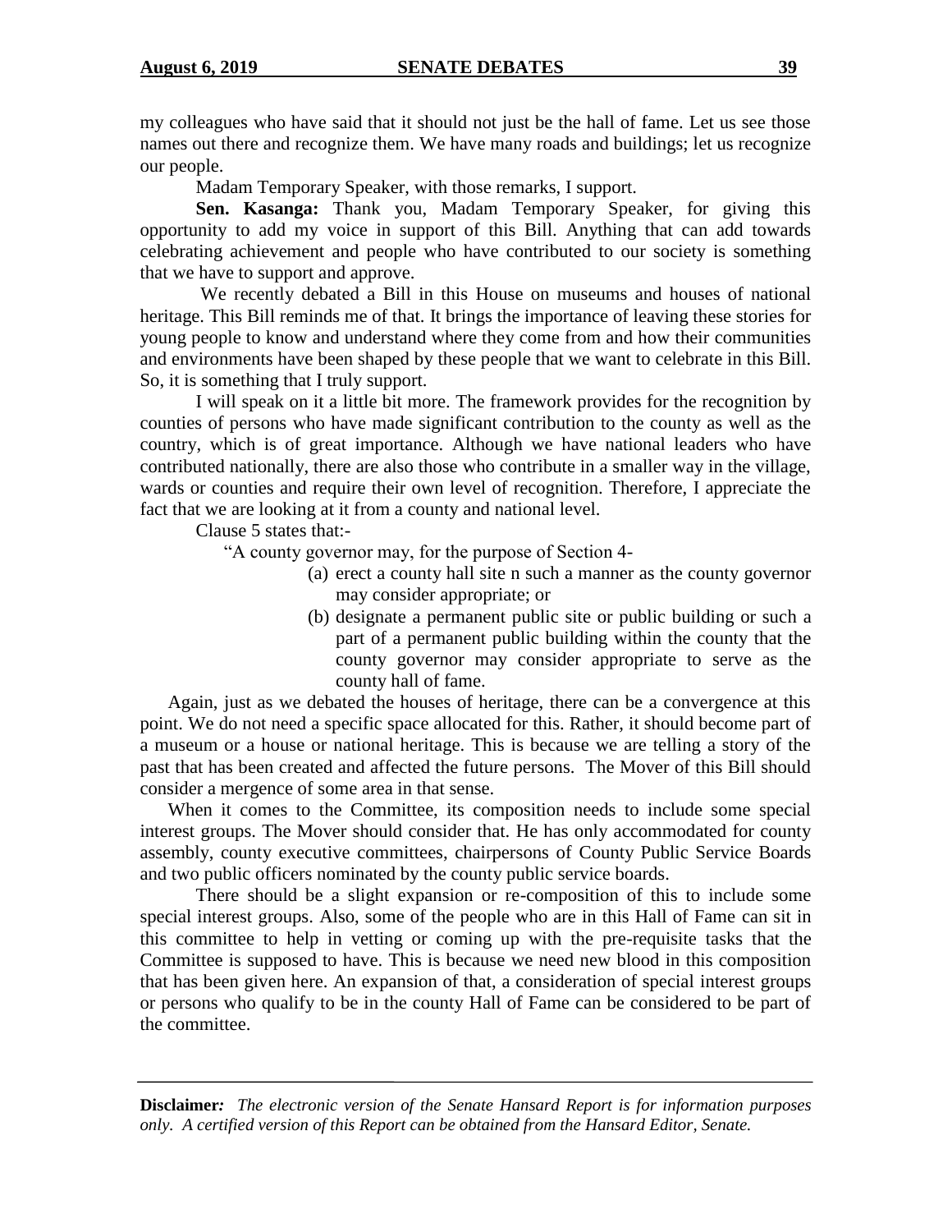my colleagues who have said that it should not just be the hall of fame. Let us see those names out there and recognize them. We have many roads and buildings; let us recognize our people.

Madam Temporary Speaker, with those remarks, I support.

**Sen. Kasanga:** Thank you, Madam Temporary Speaker, for giving this opportunity to add my voice in support of this Bill. Anything that can add towards celebrating achievement and people who have contributed to our society is something that we have to support and approve.

We recently debated a Bill in this House on museums and houses of national heritage. This Bill reminds me of that. It brings the importance of leaving these stories for young people to know and understand where they come from and how their communities and environments have been shaped by these people that we want to celebrate in this Bill. So, it is something that I truly support.

I will speak on it a little bit more. The framework provides for the recognition by counties of persons who have made significant contribution to the county as well as the country, which is of great importance. Although we have national leaders who have contributed nationally, there are also those who contribute in a smaller way in the village, wards or counties and require their own level of recognition. Therefore, I appreciate the fact that we are looking at it from a county and national level.

Clause 5 states that:-

"A county governor may, for the purpose of Section 4-

(a) erect a county hall site n such a manner as the county governor may consider appropriate; or

(b) designate a permanent public site or public building or such a part of a permanent public building within the county that the county governor may consider appropriate to serve as the county hall of fame.

Again, just as we debated the houses of heritage, there can be a convergence at this point. We do not need a specific space allocated for this. Rather, it should become part of a museum or a house or national heritage. This is because we are telling a story of the past that has been created and affected the future persons. The Mover of this Bill should consider a mergence of some area in that sense.

When it comes to the Committee, its composition needs to include some special interest groups. The Mover should consider that. He has only accommodated for county assembly, county executive committees, chairpersons of County Public Service Boards and two public officers nominated by the county public service boards.

There should be a slight expansion or re-composition of this to include some special interest groups. Also, some of the people who are in this Hall of Fame can sit in this committee to help in vetting or coming up with the pre-requisite tasks that the Committee is supposed to have. This is because we need new blood in this composition that has been given here. An expansion of that, a consideration of special interest groups or persons who qualify to be in the county Hall of Fame can be considered to be part of the committee.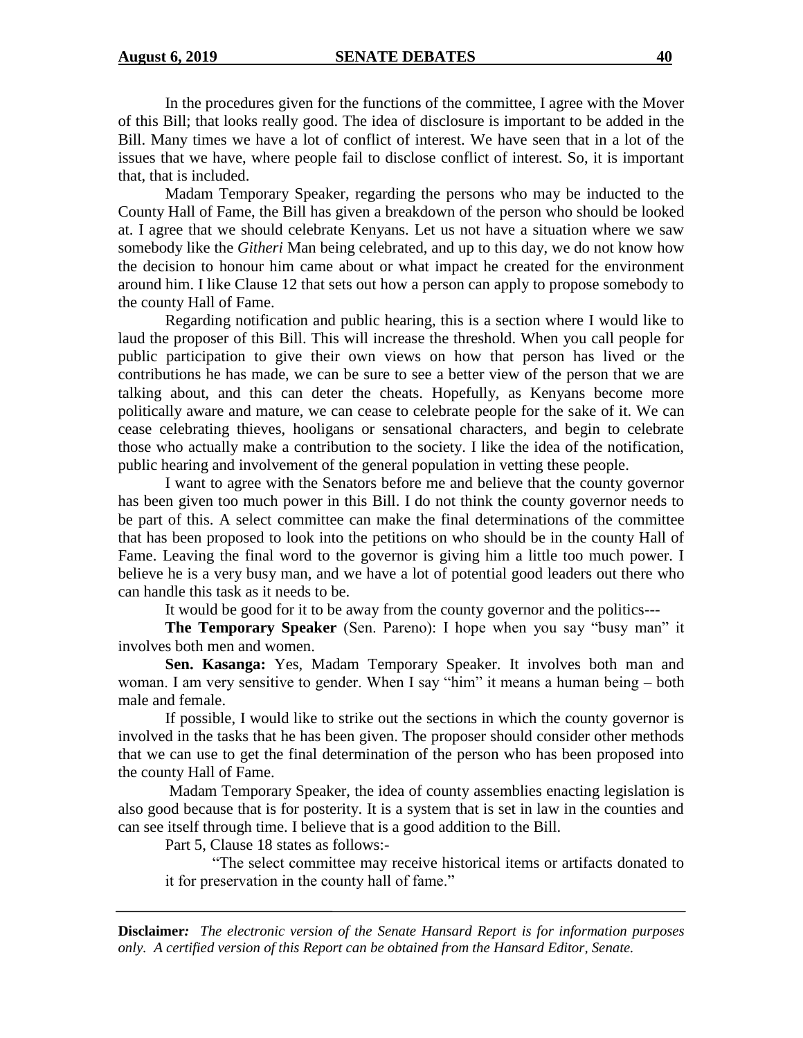In the procedures given for the functions of the committee, I agree with the Mover of this Bill; that looks really good. The idea of disclosure is important to be added in the Bill. Many times we have a lot of conflict of interest. We have seen that in a lot of the issues that we have, where people fail to disclose conflict of interest. So, it is important that, that is included.

Madam Temporary Speaker, regarding the persons who may be inducted to the County Hall of Fame, the Bill has given a breakdown of the person who should be looked at. I agree that we should celebrate Kenyans. Let us not have a situation where we saw somebody like the *Githeri* Man being celebrated, and up to this day, we do not know how the decision to honour him came about or what impact he created for the environment around him. I like Clause 12 that sets out how a person can apply to propose somebody to the county Hall of Fame.

Regarding notification and public hearing, this is a section where I would like to laud the proposer of this Bill. This will increase the threshold. When you call people for public participation to give their own views on how that person has lived or the contributions he has made, we can be sure to see a better view of the person that we are talking about, and this can deter the cheats. Hopefully, as Kenyans become more politically aware and mature, we can cease to celebrate people for the sake of it. We can cease celebrating thieves, hooligans or sensational characters, and begin to celebrate those who actually make a contribution to the society. I like the idea of the notification, public hearing and involvement of the general population in vetting these people.

I want to agree with the Senators before me and believe that the county governor has been given too much power in this Bill. I do not think the county governor needs to be part of this. A select committee can make the final determinations of the committee that has been proposed to look into the petitions on who should be in the county Hall of Fame. Leaving the final word to the governor is giving him a little too much power. I believe he is a very busy man, and we have a lot of potential good leaders out there who can handle this task as it needs to be.

It would be good for it to be away from the county governor and the politics---

**The Temporary Speaker** (Sen. Pareno): I hope when you say "busy man" it involves both men and women.

**Sen. Kasanga:** Yes, Madam Temporary Speaker. It involves both man and woman. I am very sensitive to gender. When I say "him" it means a human being – both male and female.

If possible, I would like to strike out the sections in which the county governor is involved in the tasks that he has been given. The proposer should consider other methods that we can use to get the final determination of the person who has been proposed into the county Hall of Fame.

Madam Temporary Speaker, the idea of county assemblies enacting legislation is also good because that is for posterity. It is a system that is set in law in the counties and can see itself through time. I believe that is a good addition to the Bill.

Part 5, Clause 18 states as follows:-

> "The select committee may receive historical items or artifacts donated to it for preservation in the county hall of fame."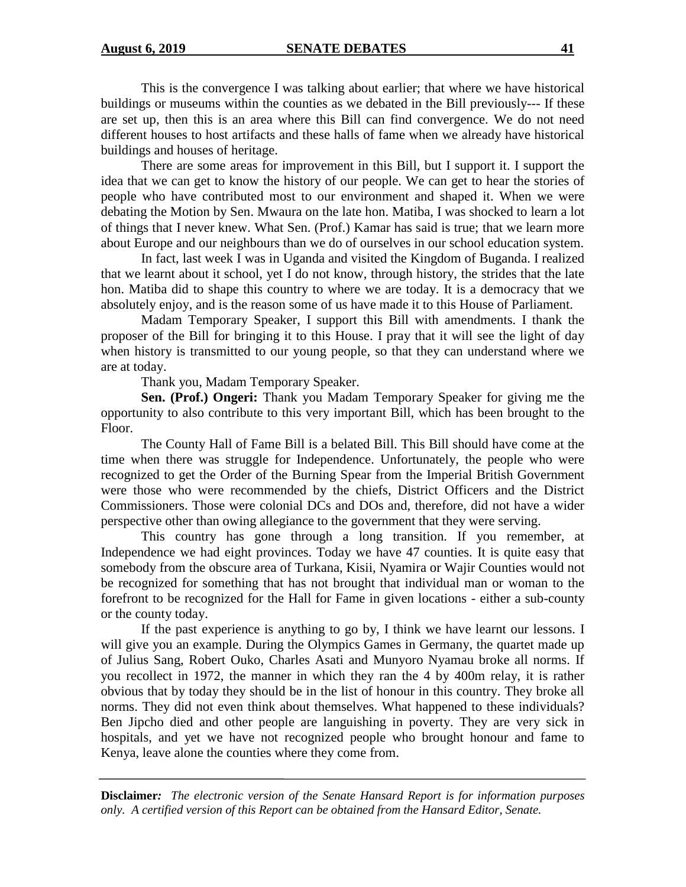This is the convergence I was talking about earlier; that where we have historical buildings or museums within the counties as we debated in the Bill previously--- If these are set up, then this is an area where this Bill can find convergence. We do not need different houses to host artifacts and these halls of fame when we already have historical buildings and houses of heritage.

There are some areas for improvement in this Bill, but I support it. I support the idea that we can get to know the history of our people. We can get to hear the stories of people who have contributed most to our environment and shaped it. When we were debating the Motion by Sen. Mwaura on the late hon. Matiba, I was shocked to learn a lot of things that I never knew. What Sen. (Prof.) Kamar has said is true; that we learn more about Europe and our neighbours than we do of ourselves in our school education system.

In fact, last week I was in Uganda and visited the Kingdom of Buganda. I realized that we learnt about it school, yet I do not know, through history, the strides that the late hon. Matiba did to shape this country to where we are today. It is a democracy that we absolutely enjoy, and is the reason some of us have made it to this House of Parliament.

Madam Temporary Speaker, I support this Bill with amendments. I thank the proposer of the Bill for bringing it to this House. I pray that it will see the light of day when history is transmitted to our young people, so that they can understand where we are at today.

Thank you, Madam Temporary Speaker.

**Sen. (Prof.) Ongeri:** Thank you Madam Temporary Speaker for giving me the opportunity to also contribute to this very important Bill, which has been brought to the Floor.

The County Hall of Fame Bill is a belated Bill. This Bill should have come at the time when there was struggle for Independence. Unfortunately, the people who were recognized to get the Order of the Burning Spear from the Imperial British Government were those who were recommended by the chiefs, District Officers and the District Commissioners. Those were colonial DCs and DOs and, therefore, did not have a wider perspective other than owing allegiance to the government that they were serving.

This country has gone through a long transition. If you remember, at Independence we had eight provinces. Today we have 47 counties. It is quite easy that somebody from the obscure area of Turkana, Kisii, Nyamira or Wajir Counties would not be recognized for something that has not brought that individual man or woman to the forefront to be recognized for the Hall for Fame in given locations - either a sub-county or the county today.

If the past experience is anything to go by, I think we have learnt our lessons. I will give you an example. During the Olympics Games in Germany, the quartet made up of Julius Sang, Robert Ouko, Charles Asati and Munyoro Nyamau broke all norms. If you recollect in 1972, the manner in which they ran the 4 by 400m relay, it is rather obvious that by today they should be in the list of honour in this country. They broke all norms. They did not even think about themselves. What happened to these individuals? Ben Jipcho died and other people are languishing in poverty. They are very sick in hospitals, and yet we have not recognized people who brought honour and fame to Kenya, leave alone the counties where they come from.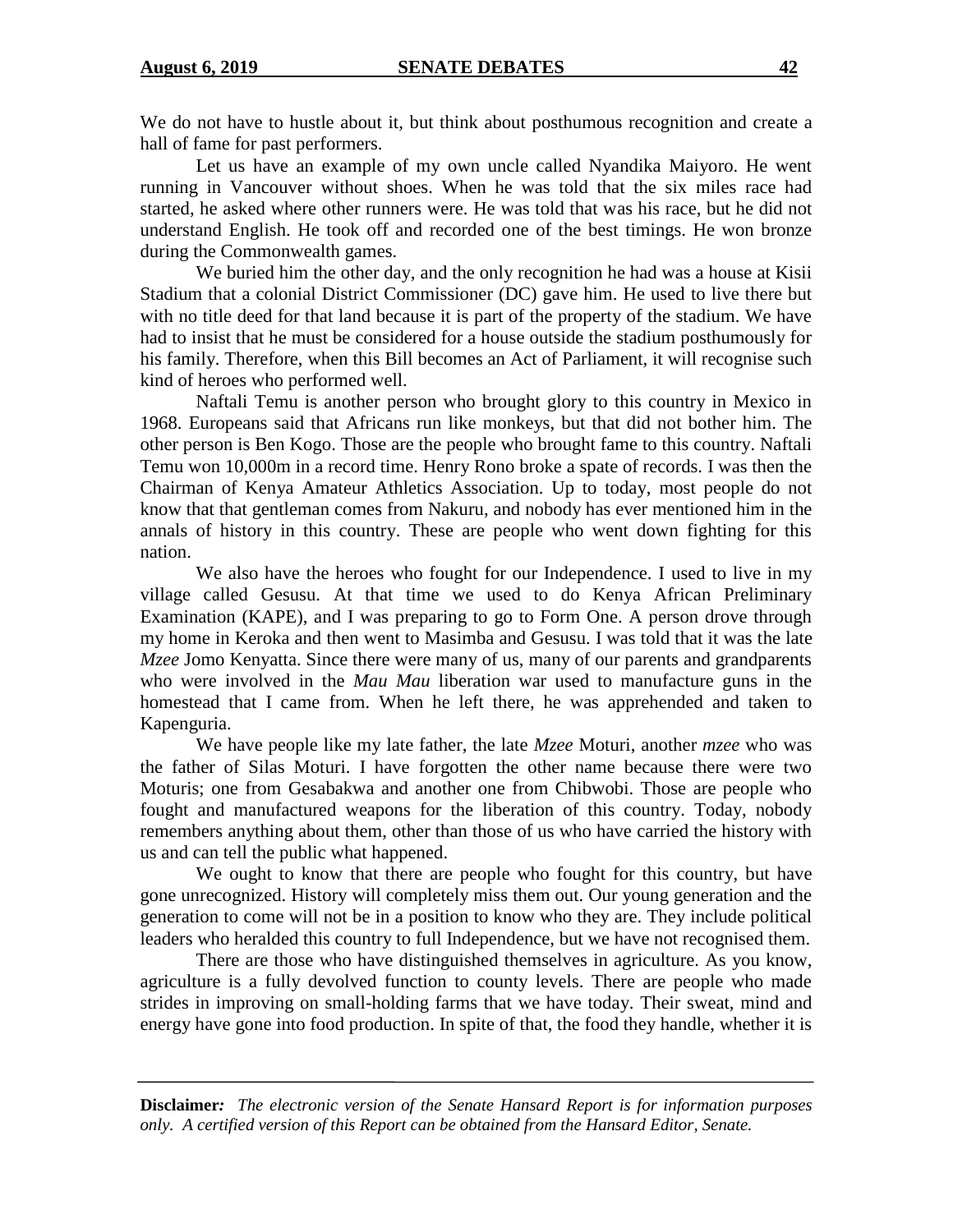We do not have to hustle about it, but think about posthumous recognition and create a hall of fame for past performers.

Let us have an example of my own uncle called Nyandika Maiyoro. He went running in Vancouver without shoes. When he was told that the six miles race had started, he asked where other runners were. He was told that was his race, but he did not understand English. He took off and recorded one of the best timings. He won bronze during the Commonwealth games.

We buried him the other day, and the only recognition he had was a house at Kisii Stadium that a colonial District Commissioner (DC) gave him. He used to live there but with no title deed for that land because it is part of the property of the stadium. We have had to insist that he must be considered for a house outside the stadium posthumously for his family. Therefore, when this Bill becomes an Act of Parliament, it will recognise such kind of heroes who performed well.

Naftali Temu is another person who brought glory to this country in Mexico in 1968. Europeans said that Africans run like monkeys, but that did not bother him. The other person is Ben Kogo. Those are the people who brought fame to this country. Naftali Temu won 10,000m in a record time. Henry Rono broke a spate of records. I was then the Chairman of Kenya Amateur Athletics Association. Up to today, most people do not know that that gentleman comes from Nakuru, and nobody has ever mentioned him in the annals of history in this country. These are people who went down fighting for this nation.

We also have the heroes who fought for our Independence. I used to live in my village called Gesusu. At that time we used to do Kenya African Preliminary Examination (KAPE), and I was preparing to go to Form One. A person drove through my home in Keroka and then went to Masimba and Gesusu. I was told that it was the late *Mzee* Jomo Kenyatta. Since there were many of us, many of our parents and grandparents who were involved in the *Mau Mau* liberation war used to manufacture guns in the homestead that I came from. When he left there, he was apprehended and taken to Kapenguria.

We have people like my late father, the late *Mzee* Moturi, another *mzee* who was the father of Silas Moturi. I have forgotten the other name because there were two Moturis; one from Gesabakwa and another one from Chibwobi. Those are people who fought and manufactured weapons for the liberation of this country. Today, nobody remembers anything about them, other than those of us who have carried the history with us and can tell the public what happened.

We ought to know that there are people who fought for this country, but have gone unrecognized. History will completely miss them out. Our young generation and the generation to come will not be in a position to know who they are. They include political leaders who heralded this country to full Independence, but we have not recognised them.

There are those who have distinguished themselves in agriculture. As you know, agriculture is a fully devolved function to county levels. There are people who made strides in improving on small-holding farms that we have today. Their sweat, mind and energy have gone into food production. In spite of that, the food they handle, whether it is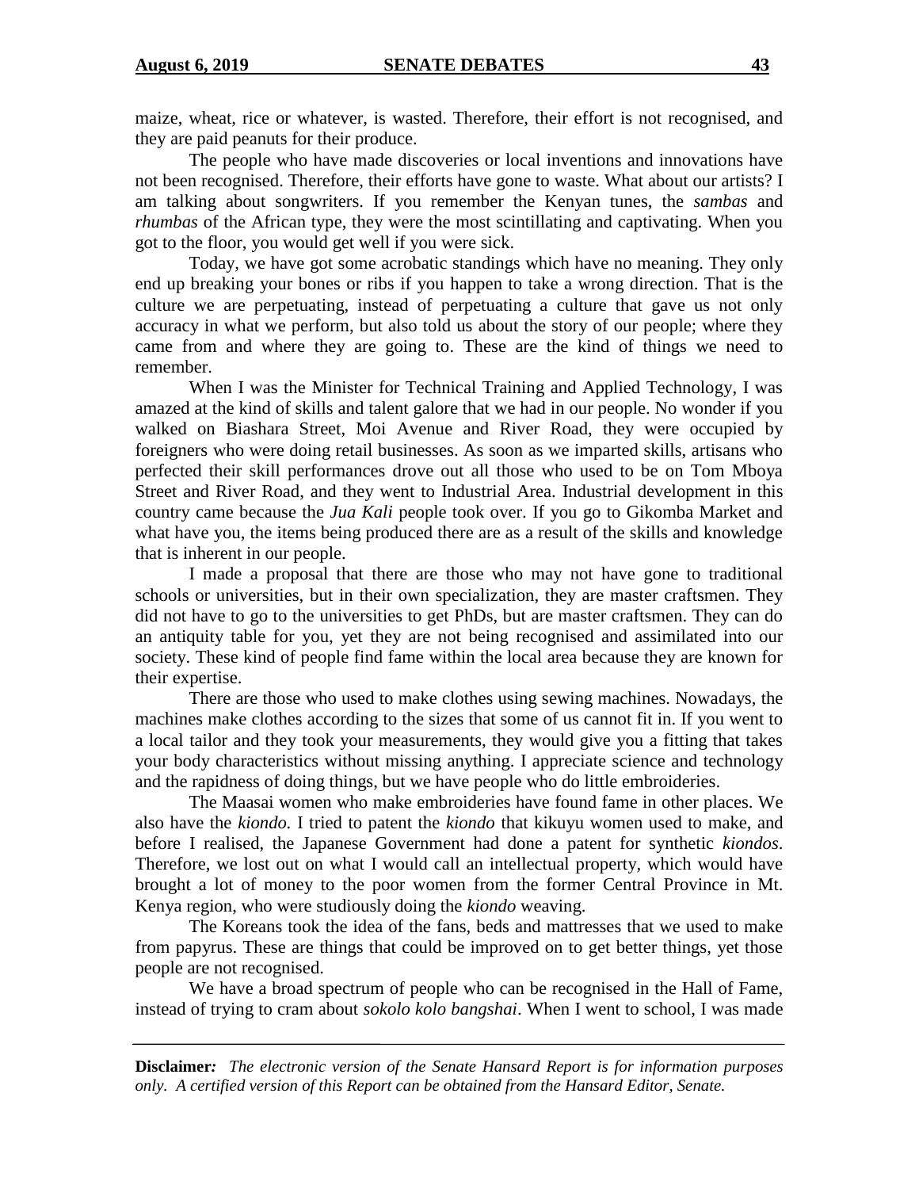maize, wheat, rice or whatever, is wasted. Therefore, their effort is not recognised, and they are paid peanuts for their produce.

The people who have made discoveries or local inventions and innovations have not been recognised. Therefore, their efforts have gone to waste. What about our artists? I am talking about songwriters. If you remember the Kenyan tunes, the *sambas* and *rhumbas* of the African type, they were the most scintillating and captivating. When you got to the floor, you would get well if you were sick.

Today, we have got some acrobatic standings which have no meaning. They only end up breaking your bones or ribs if you happen to take a wrong direction. That is the culture we are perpetuating, instead of perpetuating a culture that gave us not only accuracy in what we perform, but also told us about the story of our people; where they came from and where they are going to. These are the kind of things we need to remember.

When I was the Minister for Technical Training and Applied Technology, I was amazed at the kind of skills and talent galore that we had in our people. No wonder if you walked on Biashara Street, Moi Avenue and River Road, they were occupied by foreigners who were doing retail businesses. As soon as we imparted skills, artisans who perfected their skill performances drove out all those who used to be on Tom Mboya Street and River Road, and they went to Industrial Area. Industrial development in this country came because the *Jua Kali* people took over. If you go to Gikomba Market and what have you, the items being produced there are as a result of the skills and knowledge that is inherent in our people.

I made a proposal that there are those who may not have gone to traditional schools or universities, but in their own specialization, they are master craftsmen. They did not have to go to the universities to get PhDs, but are master craftsmen. They can do an antiquity table for you, yet they are not being recognised and assimilated into our society. These kind of people find fame within the local area because they are known for their expertise.

There are those who used to make clothes using sewing machines. Nowadays, the machines make clothes according to the sizes that some of us cannot fit in. If you went to a local tailor and they took your measurements, they would give you a fitting that takes your body characteristics without missing anything. I appreciate science and technology and the rapidness of doing things, but we have people who do little embroideries.

The Maasai women who make embroideries have found fame in other places. We also have the *kiondo.* I tried to patent the *kiondo* that kikuyu women used to make, and before I realised, the Japanese Government had done a patent for synthetic *kiondos*. Therefore, we lost out on what I would call an intellectual property, which would have brought a lot of money to the poor women from the former Central Province in Mt. Kenya region, who were studiously doing the *kiondo* weaving.

The Koreans took the idea of the fans, beds and mattresses that we used to make from papyrus. These are things that could be improved on to get better things, yet those people are not recognised.

We have a broad spectrum of people who can be recognised in the Hall of Fame, instead of trying to cram about *sokolo kolo bangshai*. When I went to school, I was made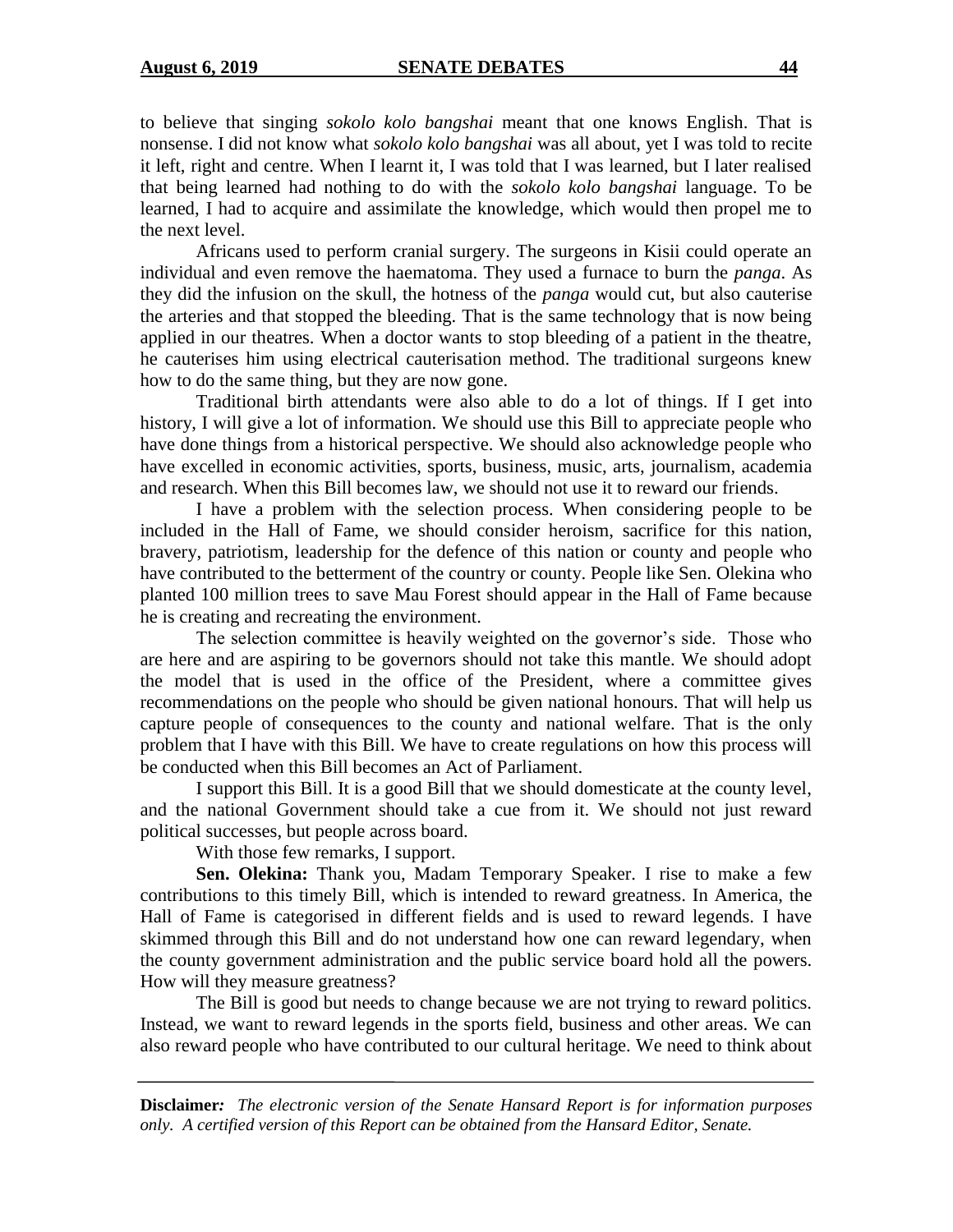to believe that singing *sokolo kolo bangshai* meant that one knows English. That is nonsense. I did not know what *sokolo kolo bangshai* was all about, yet I was told to recite it left, right and centre. When I learnt it, I was told that I was learned, but I later realised that being learned had nothing to do with the *sokolo kolo bangshai* language. To be learned, I had to acquire and assimilate the knowledge, which would then propel me to the next level.

Africans used to perform cranial surgery. The surgeons in Kisii could operate an individual and even remove the haematoma. They used a furnace to burn the *panga*. As they did the infusion on the skull, the hotness of the *panga* would cut, but also cauterise the arteries and that stopped the bleeding. That is the same technology that is now being applied in our theatres. When a doctor wants to stop bleeding of a patient in the theatre, he cauterises him using electrical cauterisation method. The traditional surgeons knew how to do the same thing, but they are now gone.

Traditional birth attendants were also able to do a lot of things. If I get into history, I will give a lot of information. We should use this Bill to appreciate people who have done things from a historical perspective. We should also acknowledge people who have excelled in economic activities, sports, business, music, arts, journalism, academia and research. When this Bill becomes law, we should not use it to reward our friends.

I have a problem with the selection process. When considering people to be included in the Hall of Fame, we should consider heroism, sacrifice for this nation, bravery, patriotism, leadership for the defence of this nation or county and people who have contributed to the betterment of the country or county. People like Sen. Olekina who planted 100 million trees to save Mau Forest should appear in the Hall of Fame because he is creating and recreating the environment.

The selection committee is heavily weighted on the governor's side. Those who are here and are aspiring to be governors should not take this mantle. We should adopt the model that is used in the office of the President, where a committee gives recommendations on the people who should be given national honours. That will help us capture people of consequences to the county and national welfare. That is the only problem that I have with this Bill. We have to create regulations on how this process will be conducted when this Bill becomes an Act of Parliament.

I support this Bill. It is a good Bill that we should domesticate at the county level, and the national Government should take a cue from it. We should not just reward political successes, but people across board.

With those few remarks, I support.

**Sen. Olekina:** Thank you, Madam Temporary Speaker. I rise to make a few contributions to this timely Bill, which is intended to reward greatness. In America, the Hall of Fame is categorised in different fields and is used to reward legends. I have skimmed through this Bill and do not understand how one can reward legendary, when the county government administration and the public service board hold all the powers. How will they measure greatness?

The Bill is good but needs to change because we are not trying to reward politics. Instead, we want to reward legends in the sports field, business and other areas. We can also reward people who have contributed to our cultural heritage. We need to think about

**Disclaimer:** *The electronic version of the Senate Hansard Report is for information purposes only. A certified version of this Report can be obtained from the Hansard Editor, Senate.*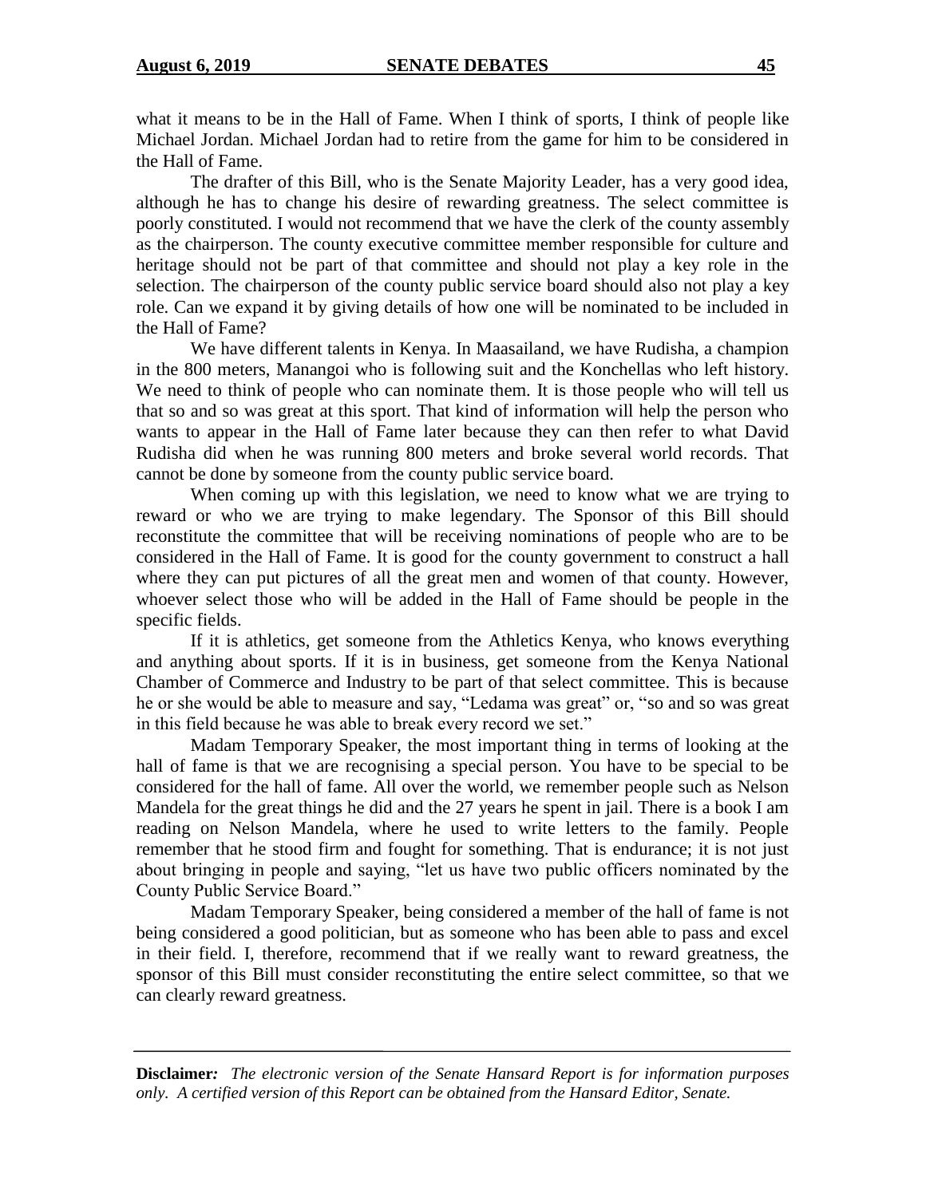what it means to be in the Hall of Fame. When I think of sports, I think of people like Michael Jordan. Michael Jordan had to retire from the game for him to be considered in the Hall of Fame.

The drafter of this Bill, who is the Senate Majority Leader, has a very good idea, although he has to change his desire of rewarding greatness. The select committee is poorly constituted. I would not recommend that we have the clerk of the county assembly as the chairperson. The county executive committee member responsible for culture and heritage should not be part of that committee and should not play a key role in the selection. The chairperson of the county public service board should also not play a key role. Can we expand it by giving details of how one will be nominated to be included in the Hall of Fame?

We have different talents in Kenya. In Maasailand, we have Rudisha, a champion in the 800 meters, Manangoi who is following suit and the Konchellas who left history. We need to think of people who can nominate them. It is those people who will tell us that so and so was great at this sport. That kind of information will help the person who wants to appear in the Hall of Fame later because they can then refer to what David Rudisha did when he was running 800 meters and broke several world records. That cannot be done by someone from the county public service board.

When coming up with this legislation, we need to know what we are trying to reward or who we are trying to make legendary. The Sponsor of this Bill should reconstitute the committee that will be receiving nominations of people who are to be considered in the Hall of Fame. It is good for the county government to construct a hall where they can put pictures of all the great men and women of that county. However, whoever select those who will be added in the Hall of Fame should be people in the specific fields.

If it is athletics, get someone from the Athletics Kenya, who knows everything and anything about sports. If it is in business, get someone from the Kenya National Chamber of Commerce and Industry to be part of that select committee. This is because he or she would be able to measure and say, "Ledama was great" or, "so and so was great in this field because he was able to break every record we set."

Madam Temporary Speaker, the most important thing in terms of looking at the hall of fame is that we are recognising a special person. You have to be special to be considered for the hall of fame. All over the world, we remember people such as Nelson Mandela for the great things he did and the 27 years he spent in jail. There is a book I am reading on Nelson Mandela, where he used to write letters to the family. People remember that he stood firm and fought for something. That is endurance; it is not just about bringing in people and saying, "let us have two public officers nominated by the County Public Service Board."

Madam Temporary Speaker, being considered a member of the hall of fame is not being considered a good politician, but as someone who has been able to pass and excel in their field. I, therefore, recommend that if we really want to reward greatness, the sponsor of this Bill must consider reconstituting the entire select committee, so that we can clearly reward greatness.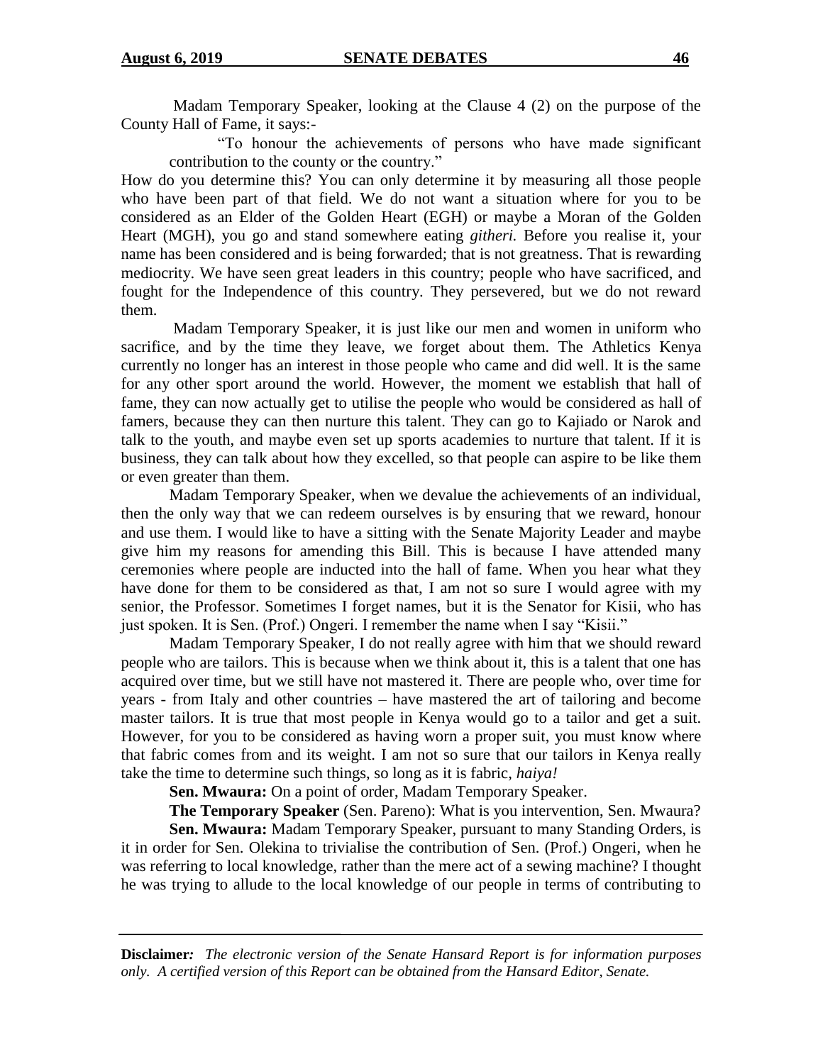Madam Temporary Speaker, looking at the Clause 4 (2) on the purpose of the County Hall of Fame, it says:-

> "To honour the achievements of persons who have made significant contribution to the county or the country."

How do you determine this? You can only determine it by measuring all those people who have been part of that field. We do not want a situation where for you to be considered as an Elder of the Golden Heart (EGH) or maybe a Moran of the Golden Heart (MGH), you go and stand somewhere eating *githeri.* Before you realise it, your name has been considered and is being forwarded; that is not greatness. That is rewarding mediocrity. We have seen great leaders in this country; people who have sacrificed, and fought for the Independence of this country. They persevered, but we do not reward them.

Madam Temporary Speaker, it is just like our men and women in uniform who sacrifice, and by the time they leave, we forget about them. The Athletics Kenya currently no longer has an interest in those people who came and did well. It is the same for any other sport around the world. However, the moment we establish that hall of fame, they can now actually get to utilise the people who would be considered as hall of famers, because they can then nurture this talent. They can go to Kajiado or Narok and talk to the youth, and maybe even set up sports academies to nurture that talent. If it is business, they can talk about how they excelled, so that people can aspire to be like them or even greater than them.

Madam Temporary Speaker, when we devalue the achievements of an individual, then the only way that we can redeem ourselves is by ensuring that we reward, honour and use them. I would like to have a sitting with the Senate Majority Leader and maybe give him my reasons for amending this Bill. This is because I have attended many ceremonies where people are inducted into the hall of fame. When you hear what they have done for them to be considered as that, I am not so sure I would agree with my senior, the Professor. Sometimes I forget names, but it is the Senator for Kisii, who has just spoken. It is Sen. (Prof.) Ongeri. I remember the name when I say "Kisii."

Madam Temporary Speaker, I do not really agree with him that we should reward people who are tailors. This is because when we think about it, this is a talent that one has acquired over time, but we still have not mastered it. There are people who, over time for years - from Italy and other countries – have mastered the art of tailoring and become master tailors. It is true that most people in Kenya would go to a tailor and get a suit. However, for you to be considered as having worn a proper suit, you must know where that fabric comes from and its weight. I am not so sure that our tailors in Kenya really take the time to determine such things, so long as it is fabric, *haiya!*

**Sen. Mwaura:** On a point of order, Madam Temporary Speaker.

**The Temporary Speaker** (Sen. Pareno): What is you intervention, Sen. Mwaura?

**Sen. Mwaura:** Madam Temporary Speaker, pursuant to many Standing Orders, is it in order for Sen. Olekina to trivialise the contribution of Sen. (Prof.) Ongeri, when he was referring to local knowledge, rather than the mere act of a sewing machine? I thought he was trying to allude to the local knowledge of our people in terms of contributing to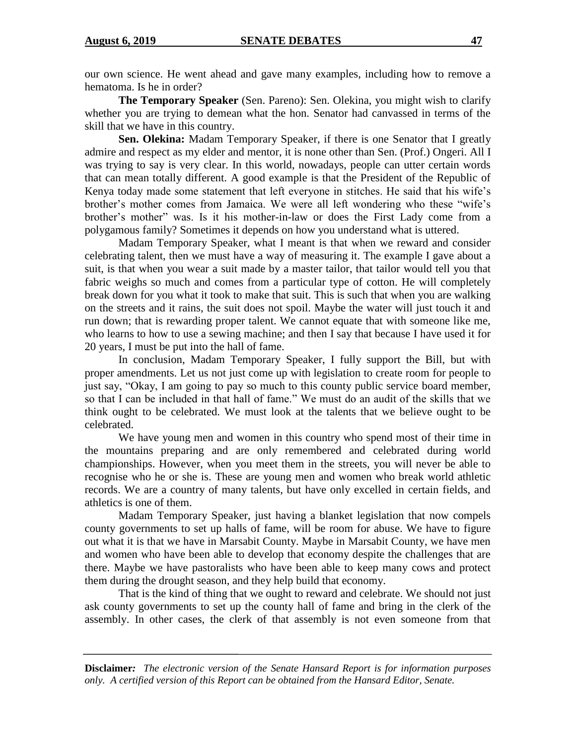our own science. He went ahead and gave many examples, including how to remove a hematoma. Is he in order?

**The Temporary Speaker** (Sen. Pareno): Sen. Olekina, you might wish to clarify whether you are trying to demean what the hon. Senator had canvassed in terms of the skill that we have in this country.

**Sen. Olekina:** Madam Temporary Speaker, if there is one Senator that I greatly admire and respect as my elder and mentor, it is none other than Sen. (Prof.) Ongeri. All I was trying to say is very clear. In this world, nowadays, people can utter certain words that can mean totally different. A good example is that the President of the Republic of Kenya today made some statement that left everyone in stitches. He said that his wife's brother's mother comes from Jamaica. We were all left wondering who these "wife's brother's mother" was. Is it his mother-in-law or does the First Lady come from a polygamous family? Sometimes it depends on how you understand what is uttered.

Madam Temporary Speaker, what I meant is that when we reward and consider celebrating talent, then we must have a way of measuring it. The example I gave about a suit, is that when you wear a suit made by a master tailor, that tailor would tell you that fabric weighs so much and comes from a particular type of cotton. He will completely break down for you what it took to make that suit. This is such that when you are walking on the streets and it rains, the suit does not spoil. Maybe the water will just touch it and run down; that is rewarding proper talent. We cannot equate that with someone like me, who learns to how to use a sewing machine; and then I say that because I have used it for 20 years, I must be put into the hall of fame.

In conclusion, Madam Temporary Speaker, I fully support the Bill, but with proper amendments. Let us not just come up with legislation to create room for people to just say, "Okay, I am going to pay so much to this county public service board member, so that I can be included in that hall of fame." We must do an audit of the skills that we think ought to be celebrated. We must look at the talents that we believe ought to be celebrated.

We have young men and women in this country who spend most of their time in the mountains preparing and are only remembered and celebrated during world championships. However, when you meet them in the streets, you will never be able to recognise who he or she is. These are young men and women who break world athletic records. We are a country of many talents, but have only excelled in certain fields, and athletics is one of them.

Madam Temporary Speaker, just having a blanket legislation that now compels county governments to set up halls of fame, will be room for abuse. We have to figure out what it is that we have in Marsabit County. Maybe in Marsabit County, we have men and women who have been able to develop that economy despite the challenges that are there. Maybe we have pastoralists who have been able to keep many cows and protect them during the drought season, and they help build that economy.

That is the kind of thing that we ought to reward and celebrate. We should not just ask county governments to set up the county hall of fame and bring in the clerk of the assembly. In other cases, the clerk of that assembly is not even someone from that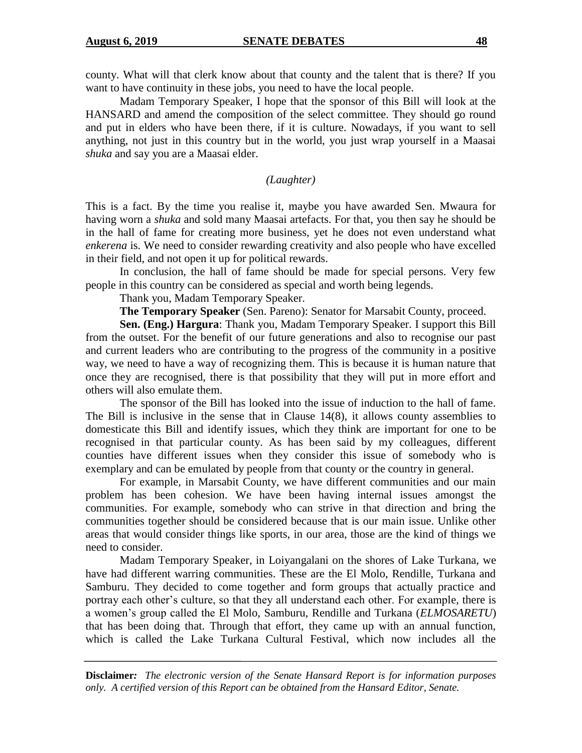county. What will that clerk know about that county and the talent that is there? If you want to have continuity in these jobs, you need to have the local people.

Madam Temporary Speaker, I hope that the sponsor of this Bill will look at the HANSARD and amend the composition of the select committee. They should go round and put in elders who have been there, if it is culture. Nowadays, if you want to sell anything, not just in this country but in the world, you just wrap yourself in a Maasai *shuka* and say you are a Maasai elder.

*(Laughter)*

This is a fact. By the time you realise it, maybe you have awarded Sen. Mwaura for having worn a *shuka* and sold many Maasai artefacts. For that, you then say he should be in the hall of fame for creating more business, yet he does not even understand what *enkerena* is. We need to consider rewarding creativity and also people who have excelled in their field, and not open it up for political rewards.

In conclusion, the hall of fame should be made for special persons. Very few people in this country can be considered as special and worth being legends.

Thank you, Madam Temporary Speaker.

**The Temporary Speaker** (Sen. Pareno): Senator for Marsabit County, proceed.

**Sen. (Eng.) Hargura**: Thank you, Madam Temporary Speaker. I support this Bill from the outset. For the benefit of our future generations and also to recognise our past and current leaders who are contributing to the progress of the community in a positive way, we need to have a way of recognizing them. This is because it is human nature that once they are recognised, there is that possibility that they will put in more effort and others will also emulate them.

The sponsor of the Bill has looked into the issue of induction to the hall of fame. The Bill is inclusive in the sense that in Clause 14(8), it allows county assemblies to domesticate this Bill and identify issues, which they think are important for one to be recognised in that particular county. As has been said by my colleagues, different counties have different issues when they consider this issue of somebody who is exemplary and can be emulated by people from that county or the country in general.

For example, in Marsabit County, we have different communities and our main problem has been cohesion. We have been having internal issues amongst the communities. For example, somebody who can strive in that direction and bring the communities together should be considered because that is our main issue. Unlike other areas that would consider things like sports, in our area, those are the kind of things we need to consider.

Madam Temporary Speaker, in Loiyangalani on the shores of Lake Turkana, we have had different warring communities. These are the El Molo, Rendille, Turkana and Samburu. They decided to come together and form groups that actually practice and portray each other's culture, so that they all understand each other. For example, there is a women's group called the El Molo, Samburu, Rendille and Turkana (*ELMOSARETU*) that has been doing that. Through that effort, they came up with an annual function, which is called the Lake Turkana Cultural Festival, which now includes all the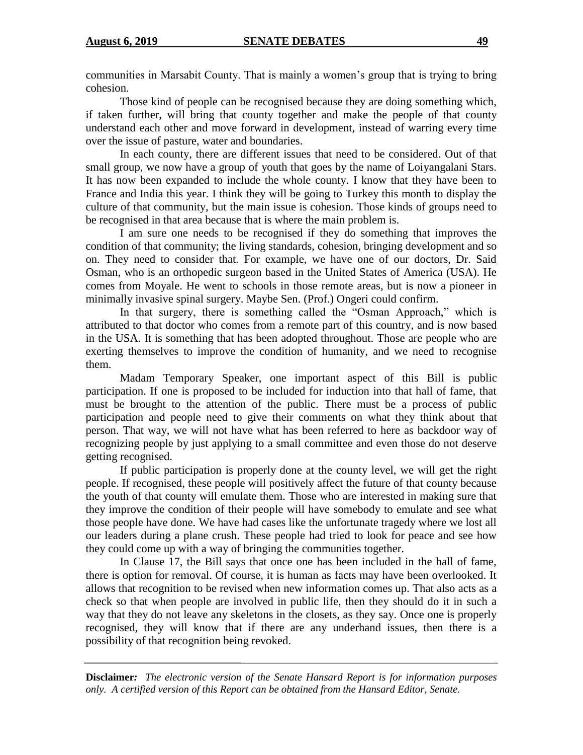communities in Marsabit County. That is mainly a women's group that is trying to bring cohesion.

Those kind of people can be recognised because they are doing something which, if taken further, will bring that county together and make the people of that county understand each other and move forward in development, instead of warring every time over the issue of pasture, water and boundaries.

In each county, there are different issues that need to be considered. Out of that small group, we now have a group of youth that goes by the name of Loiyangalani Stars. It has now been expanded to include the whole county. I know that they have been to France and India this year. I think they will be going to Turkey this month to display the culture of that community, but the main issue is cohesion. Those kinds of groups need to be recognised in that area because that is where the main problem is.

I am sure one needs to be recognised if they do something that improves the condition of that community; the living standards, cohesion, bringing development and so on. They need to consider that. For example, we have one of our doctors, Dr. Said Osman, who is an orthopedic surgeon based in the United States of America (USA). He comes from Moyale. He went to schools in those remote areas, but is now a pioneer in minimally invasive spinal surgery. Maybe Sen. (Prof.) Ongeri could confirm.

In that surgery, there is something called the "Osman Approach," which is attributed to that doctor who comes from a remote part of this country, and is now based in the USA. It is something that has been adopted throughout. Those are people who are exerting themselves to improve the condition of humanity, and we need to recognise them.

Madam Temporary Speaker, one important aspect of this Bill is public participation. If one is proposed to be included for induction into that hall of fame, that must be brought to the attention of the public. There must be a process of public participation and people need to give their comments on what they think about that person. That way, we will not have what has been referred to here as backdoor way of recognizing people by just applying to a small committee and even those do not deserve getting recognised.

If public participation is properly done at the county level, we will get the right people. If recognised, these people will positively affect the future of that county because the youth of that county will emulate them. Those who are interested in making sure that they improve the condition of their people will have somebody to emulate and see what those people have done. We have had cases like the unfortunate tragedy where we lost all our leaders during a plane crush. These people had tried to look for peace and see how they could come up with a way of bringing the communities together.

In Clause 17, the Bill says that once one has been included in the hall of fame, there is option for removal. Of course, it is human as facts may have been overlooked. It allows that recognition to be revised when new information comes up. That also acts as a check so that when people are involved in public life, then they should do it in such a way that they do not leave any skeletons in the closets, as they say. Once one is properly recognised, they will know that if there are any underhand issues, then there is a possibility of that recognition being revoked.

**Disclaimer:** *The electronic version of the Senate Hansard Report is for information purposes only. A certified version of this Report can be obtained from the Hansard Editor, Senate.*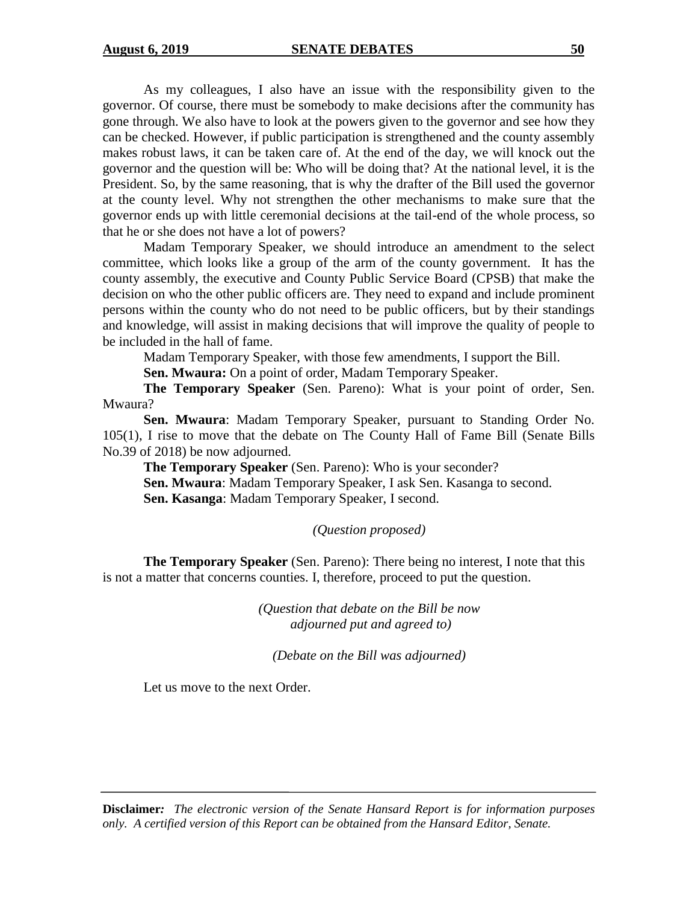As my colleagues, I also have an issue with the responsibility given to the governor. Of course, there must be somebody to make decisions after the community has gone through. We also have to look at the powers given to the governor and see how they can be checked. However, if public participation is strengthened and the county assembly makes robust laws, it can be taken care of. At the end of the day, we will knock out the governor and the question will be: Who will be doing that? At the national level, it is the President. So, by the same reasoning, that is why the drafter of the Bill used the governor at the county level. Why not strengthen the other mechanisms to make sure that the governor ends up with little ceremonial decisions at the tail-end of the whole process, so that he or she does not have a lot of powers?

Madam Temporary Speaker, we should introduce an amendment to the select committee, which looks like a group of the arm of the county government. It has the county assembly, the executive and County Public Service Board (CPSB) that make the decision on who the other public officers are. They need to expand and include prominent persons within the county who do not need to be public officers, but by their standings and knowledge, will assist in making decisions that will improve the quality of people to be included in the hall of fame.

Madam Temporary Speaker, with those few amendments, I support the Bill.

**Sen. Mwaura:** On a point of order, Madam Temporary Speaker.

**The Temporary Speaker** (Sen. Pareno): What is your point of order, Sen. Mwaura?

**Sen. Mwaura**: Madam Temporary Speaker, pursuant to Standing Order No. 105(1), I rise to move that the debate on The County Hall of Fame Bill (Senate Bills No.39 of 2018) be now adjourned.

**The Temporary Speaker** (Sen. Pareno): Who is your seconder?

**Sen. Mwaura**: Madam Temporary Speaker, I ask Sen. Kasanga to second.

**Sen. Kasanga**: Madam Temporary Speaker, I second.

*(Question proposed)*

**The Temporary Speaker** (Sen. Pareno): There being no interest, I note that this is not a matter that concerns counties. I, therefore, proceed to put the question.

*(Question that debate on the Bill be now adjourned put and agreed to)*

*(Debate on the Bill was adjourned)*

Let us move to the next Order.

**Disclaimer:** *The electronic version of the Senate Hansard Report is for information purposes only. A certified version of this Report can be obtained from the Hansard Editor, Senate.*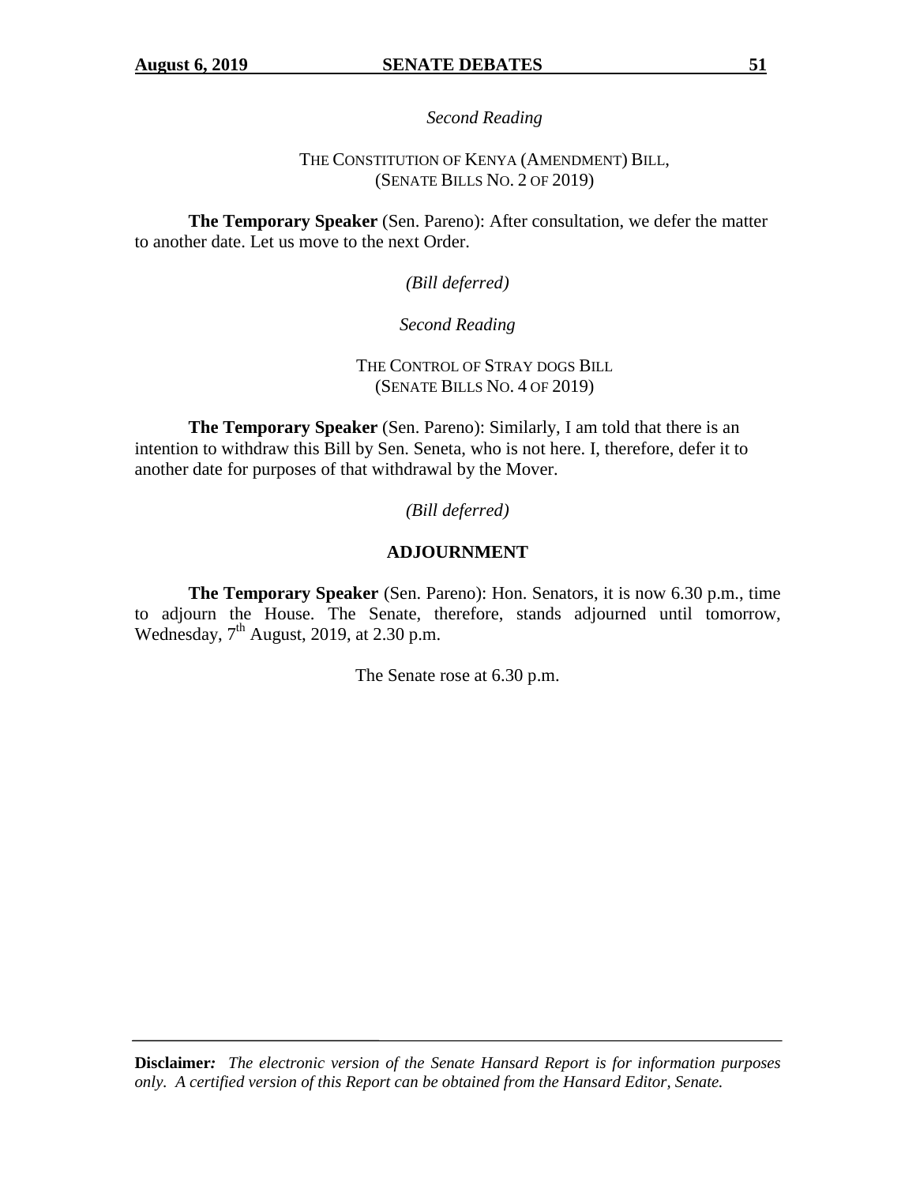*Second Reading*

THE CONSTITUTION OF KENYA (AMENDMENT) BILL,
(SENATE BILLS NO. 2 OF 2019)

**The Temporary Speaker** (Sen. Pareno): After consultation, we defer the matter to another date. Let us move to the next Order.

*(Bill deferred)*

*Second Reading*

THE CONTROL OF STRAY DOGS BILL
(SENATE BILLS NO. 4 OF 2019)

**The Temporary Speaker** (Sen. Pareno): Similarly, I am told that there is an intention to withdraw this Bill by Sen. Seneta, who is not here. I, therefore, defer it to another date for purposes of that withdrawal by the Mover.

*(Bill deferred)*

**ADJOURNMENT**

**The Temporary Speaker** (Sen. Pareno): Hon. Senators, it is now 6.30 p.m., time to adjourn the House. The Senate, therefore, stands adjourned until tomorrow, Wednesday, 7th August, 2019, at 2.30 p.m.

The Senate rose at 6.30 p.m.

**Disclaimer:** *The electronic version of the Senate Hansard Report is for information purposes only. A certified version of this Report can be obtained from the Hansard Editor, Senate.*